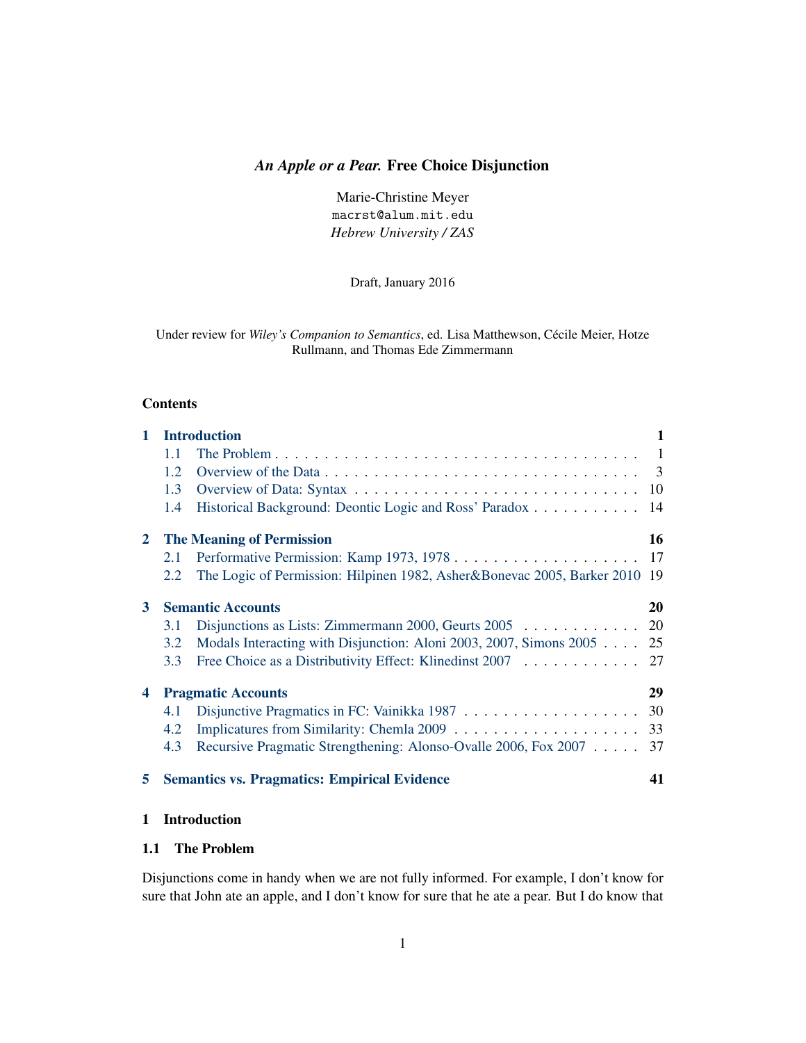# *An Apple or a Pear.* Free Choice Disjunction

Marie-Christine Meyer
macrst@alum.mit.edu
*Hebrew University / ZAS*

Draft, January 2016

Under review for *Wiley's Companion to Semantics*, ed. Lisa Matthewson, Cécile Meier, Hotze Rullmann, and Thomas Ede Zimmermann

## Contents

- **1 Introduction** — 1
  - 1.1 The Problem — 1
  - 1.2 Overview of the Data — 3
  - 1.3 Overview of Data: Syntax — 10
  - 1.4 Historical Background: Deontic Logic and Ross' Paradox — 14
- **2 The Meaning of Permission** — 16
  - 2.1 Performative Permission: Kamp 1973, 1978 — 17
  - 2.2 The Logic of Permission: Hilpinen 1982, Asher&Bonevac 2005, Barker 2010 — 19
- **3 Semantic Accounts** — 20
  - 3.1 Disjunctions as Lists: Zimmermann 2000, Geurts 2005 — 20
  - 3.2 Modals Interacting with Disjunction: Aloni 2003, 2007, Simons 2005 — 25
  - 3.3 Free Choice as a Distributivity Effect: Klinedinst 2007 — 27
- **4 Pragmatic Accounts** — 29
  - 4.1 Disjunctive Pragmatics in FC: Vainikka 1987 — 30
  - 4.2 Implicatures from Similarity: Chemla 2009 — 33
  - 4.3 Recursive Pragmatic Strengthening: Alonso-Ovalle 2006, Fox 2007 — 37
- **5 Semantics vs. Pragmatics: Empirical Evidence** — 41

## 1 Introduction

### 1.1 The Problem

Disjunctions come in handy when we are not fully informed. For example, I don't know for sure that John ate an apple, and I don't know for sure that he ate a pear. But I do know that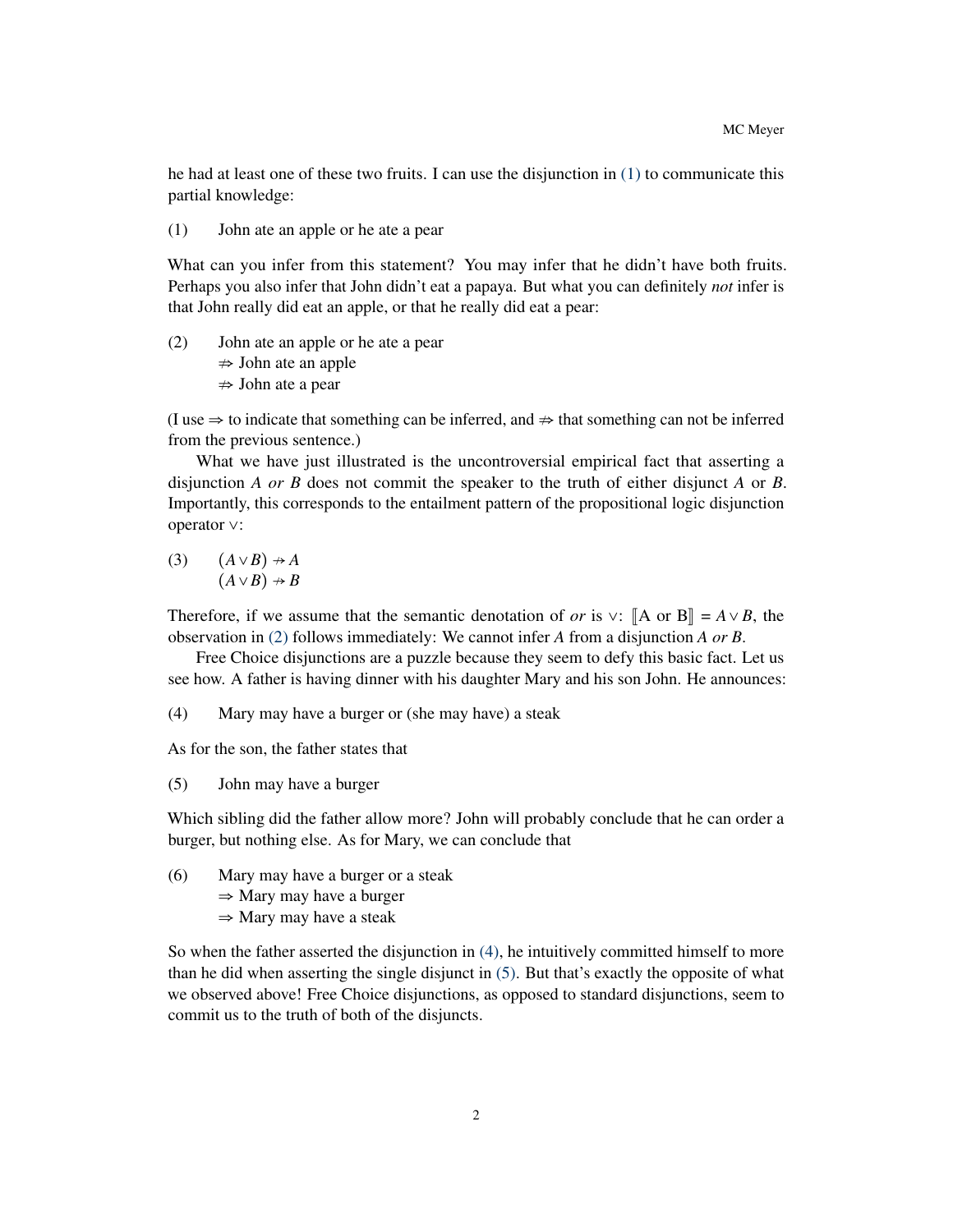he had at least one of these two fruits. I can use the disjunction in (1) to communicate this partial knowledge:

(1) John ate an apple or he ate a pear

What can you infer from this statement? You may infer that he didn't have both fruits. Perhaps you also infer that John didn't eat a papaya. But what you can definitely *not* infer is that John really did eat an apple, or that he really did eat a pear:

(2) John ate an apple or he ate a pear
$\nRightarrow$ John ate an apple
$\nRightarrow$ John ate a pear

(I use $\Rightarrow$ to indicate that something can be inferred, and $\nRightarrow$ that something can not be inferred from the previous sentence.)

What we have just illustrated is the uncontroversial empirical fact that asserting a disjunction *A or B* does not commit the speaker to the truth of either disjunct *A* or *B*. Importantly, this corresponds to the entailment pattern of the propositional logic disjunction operator $\vee$:

(3) $(A \vee B) \nrightarrow A$
$(A \vee B) \nrightarrow B$

Therefore, if we assume that the semantic denotation of *or* is $\vee$: $[\![\text{A or B}]\!] = A \vee B$, the observation in (2) follows immediately: We cannot infer *A* from a disjunction *A or B*.

Free Choice disjunctions are a puzzle because they seem to defy this basic fact. Let us see how. A father is having dinner with his daughter Mary and his son John. He announces:

(4) Mary may have a burger or (she may have) a steak

As for the son, the father states that

(5) John may have a burger

Which sibling did the father allow more? John will probably conclude that he can order a burger, but nothing else. As for Mary, we can conclude that

(6) Mary may have a burger or a steak
$\Rightarrow$ Mary may have a burger
$\Rightarrow$ Mary may have a steak

So when the father asserted the disjunction in (4), he intuitively committed himself to more than he did when asserting the single disjunct in (5). But that's exactly the opposite of what we observed above! Free Choice disjunctions, as opposed to standard disjunctions, seem to commit us to the truth of both of the disjuncts.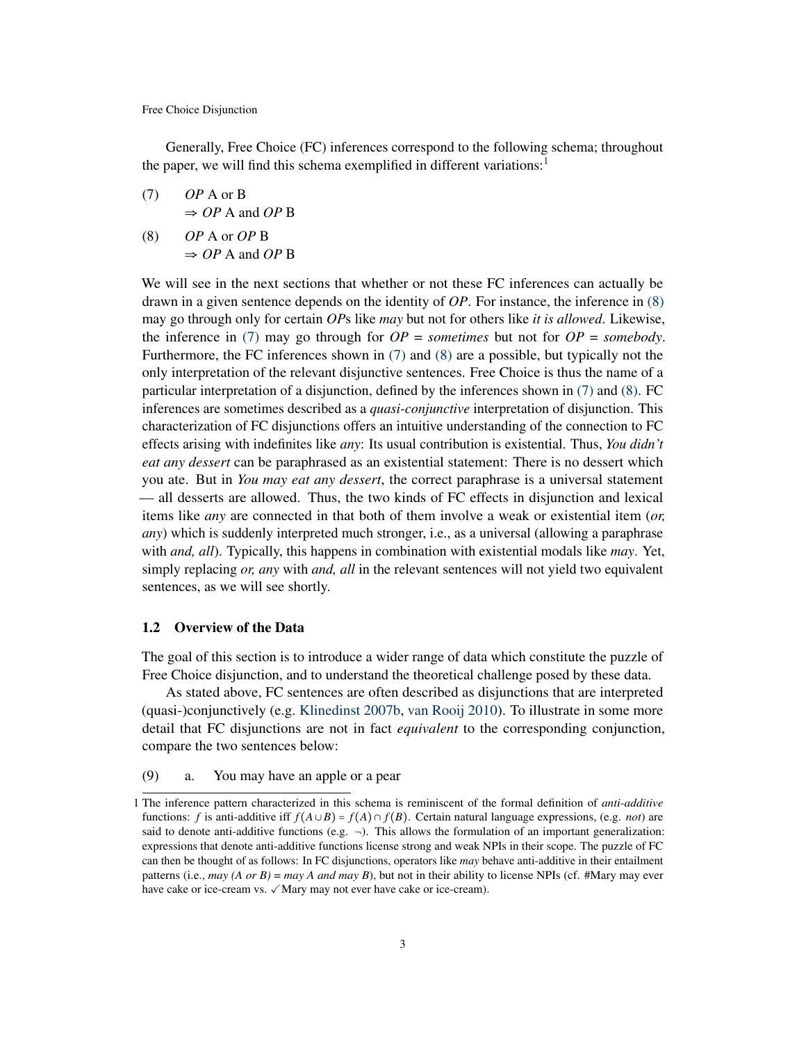Generally, Free Choice (FC) inferences correspond to the following schema; throughout the paper, we will find this schema exemplified in different variations:[1]

(7) *OP* A or B
⇒ *OP* A and *OP* B

(8) *OP* A or *OP* B
⇒ *OP* A and *OP* B

We will see in the next sections that whether or not these FC inferences can actually be drawn in a given sentence depends on the identity of *OP*. For instance, the inference in (8) may go through only for certain *OP*s like *may* but not for others like *it is allowed*. Likewise, the inference in (7) may go through for *OP* = *sometimes* but not for *OP* = *somebody*. Furthermore, the FC inferences shown in (7) and (8) are a possible, but typically not the only interpretation of the relevant disjunctive sentences. Free Choice is thus the name of a particular interpretation of a disjunction, defined by the inferences shown in (7) and (8). FC inferences are sometimes described as a *quasi-conjunctive* interpretation of disjunction. This characterization of FC disjunctions offers an intuitive understanding of the connection to FC effects arising with indefinites like *any*: Its usual contribution is existential. Thus, *You didn't eat any dessert* can be paraphrased as an existential statement: There is no dessert which you ate. But in *You may eat any dessert*, the correct paraphrase is a universal statement — all desserts are allowed. Thus, the two kinds of FC effects in disjunction and lexical items like *any* are connected in that both of them involve a weak or existential item (*or, any*) which is suddenly interpreted much stronger, i.e., as a universal (allowing a paraphrase with *and, all*). Typically, this happens in combination with existential modals like *may*. Yet, simply replacing *or, any* with *and, all* in the relevant sentences will not yield two equivalent sentences, as we will see shortly.

### 1.2 Overview of the Data

The goal of this section is to introduce a wider range of data which constitute the puzzle of Free Choice disjunction, and to understand the theoretical challenge posed by these data.

As stated above, FC sentences are often described as disjunctions that are interpreted (quasi-)conjunctively (e.g. Klinedinst 2007b, van Rooij 2010). To illustrate in some more detail that FC disjunctions are not in fact *equivalent* to the corresponding conjunction, compare the two sentences below:

(9) a. You may have an apple or a pear

---

1 The inference pattern characterized in this schema is reminiscent of the formal definition of *anti-additive* functions: $f$ is anti-additive iff $f(A \cup B) = f(A) \cap f(B)$. Certain natural language expressions, (e.g. *not*) are said to denote anti-additive functions (e.g. $\neg$). This allows the formulation of an important generalization: expressions that denote anti-additive functions license strong and weak NPIs in their scope. The puzzle of FC can then be thought of as follows: In FC disjunctions, operators like *may* behave anti-additive in their entailment patterns (i.e., *may (A or B) = may A and may B*), but not in their ability to license NPIs (cf. #Mary may ever have cake or ice-cream vs. ✓Mary may not ever have cake or ice-cream).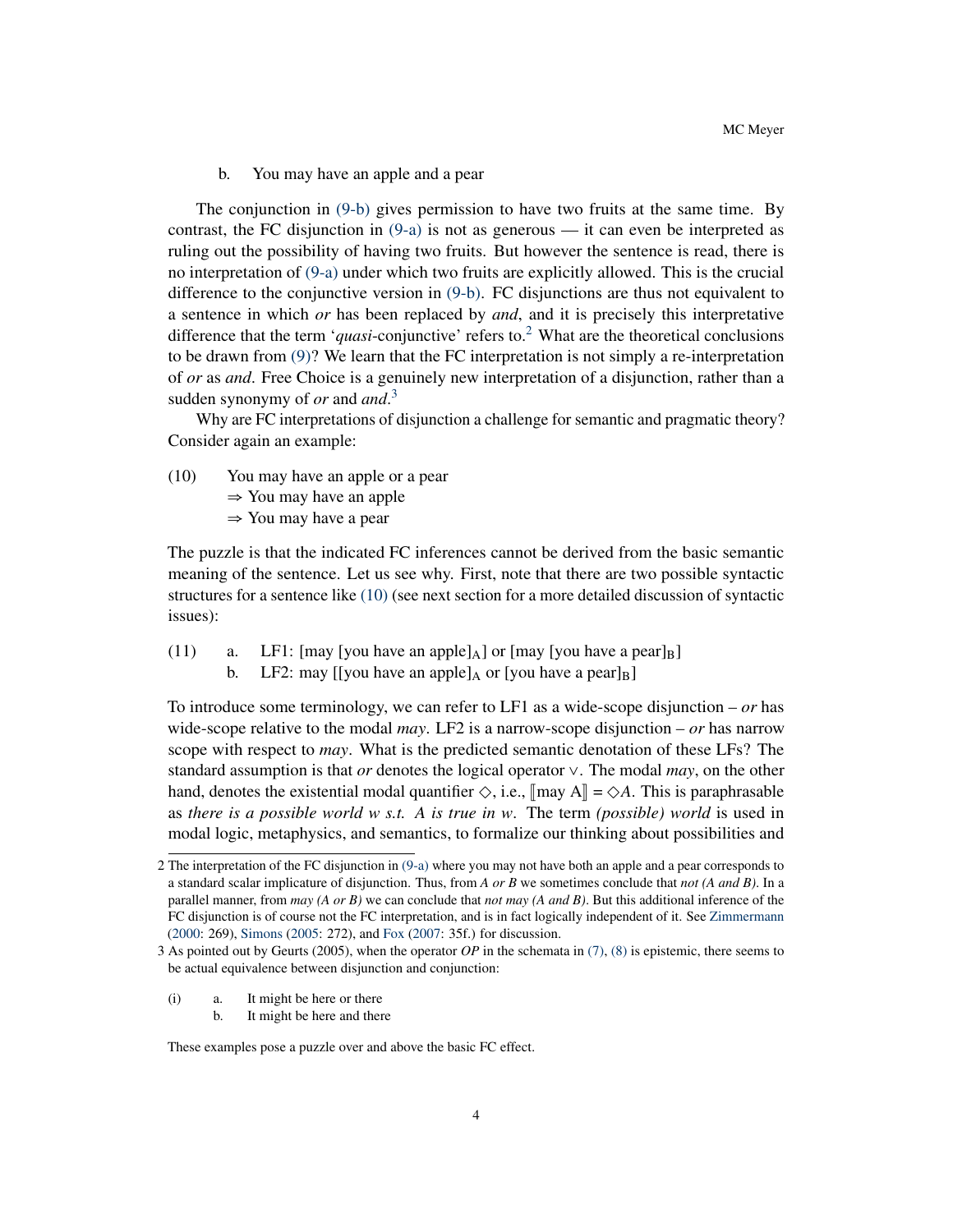b. You may have an apple and a pear

The conjunction in (9-b) gives permission to have two fruits at the same time. By contrast, the FC disjunction in (9-a) is not as generous — it can even be interpreted as ruling out the possibility of having two fruits. But however the sentence is read, there is no interpretation of (9-a) under which two fruits are explicitly allowed. This is the crucial difference to the conjunctive version in (9-b). FC disjunctions are thus not equivalent to a sentence in which *or* has been replaced by *and*, and it is precisely this interpretative difference that the term '*quasi*-conjunctive' refers to.[2] What are the theoretical conclusions to be drawn from (9)? We learn that the FC interpretation is not simply a re-interpretation of *or* as *and*. Free Choice is a genuinely new interpretation of a disjunction, rather than a sudden synonymy of *or* and *and*.[3]

Why are FC interpretations of disjunction a challenge for semantic and pragmatic theory? Consider again an example:

(10) You may have an apple or a pear
 ⇒ You may have an apple
 ⇒ You may have a pear

The puzzle is that the indicated FC inferences cannot be derived from the basic semantic meaning of the sentence. Let us see why. First, note that there are two possible syntactic structures for a sentence like (10) (see next section for a more detailed discussion of syntactic issues):

(11) a. LF1: [may [you have an apple]$_A$] or [may [you have a pear]$_B$]
 b. LF2: may [[you have an apple]$_A$ or [you have a pear]$_B$]

To introduce some terminology, we can refer to LF1 as a wide-scope disjunction – *or* has wide-scope relative to the modal *may*. LF2 is a narrow-scope disjunction – *or* has narrow scope with respect to *may*. What is the predicted semantic denotation of these LFs? The standard assumption is that *or* denotes the logical operator $\vee$. The modal *may*, on the other hand, denotes the existential modal quantifier $\Diamond$, i.e., $[\![\text{may A}]\!] = \Diamond A$. This is paraphrasable as *there is a possible world w s.t. A is true in w*. The term *(possible) world* is used in modal logic, metaphysics, and semantics, to formalize our thinking about possibilities and

---

2 The interpretation of the FC disjunction in (9-a) where you may not have both an apple and a pear corresponds to a standard scalar implicature of disjunction. Thus, from *A or B* we sometimes conclude that *not (A and B)*. In a parallel manner, from *may (A or B)* we can conclude that *not may (A and B)*. But this additional inference of the FC disjunction is of course not the FC interpretation, and is in fact logically independent of it. See Zimmermann (2000: 269), Simons (2005: 272), and Fox (2007: 35f.) for discussion.

3 As pointed out by Geurts (2005), when the operator *OP* in the schemata in (7), (8) is epistemic, there seems to be actual equivalence between disjunction and conjunction:

(i) a. It might be here or there
 b. It might be here and there

These examples pose a puzzle over and above the basic FC effect.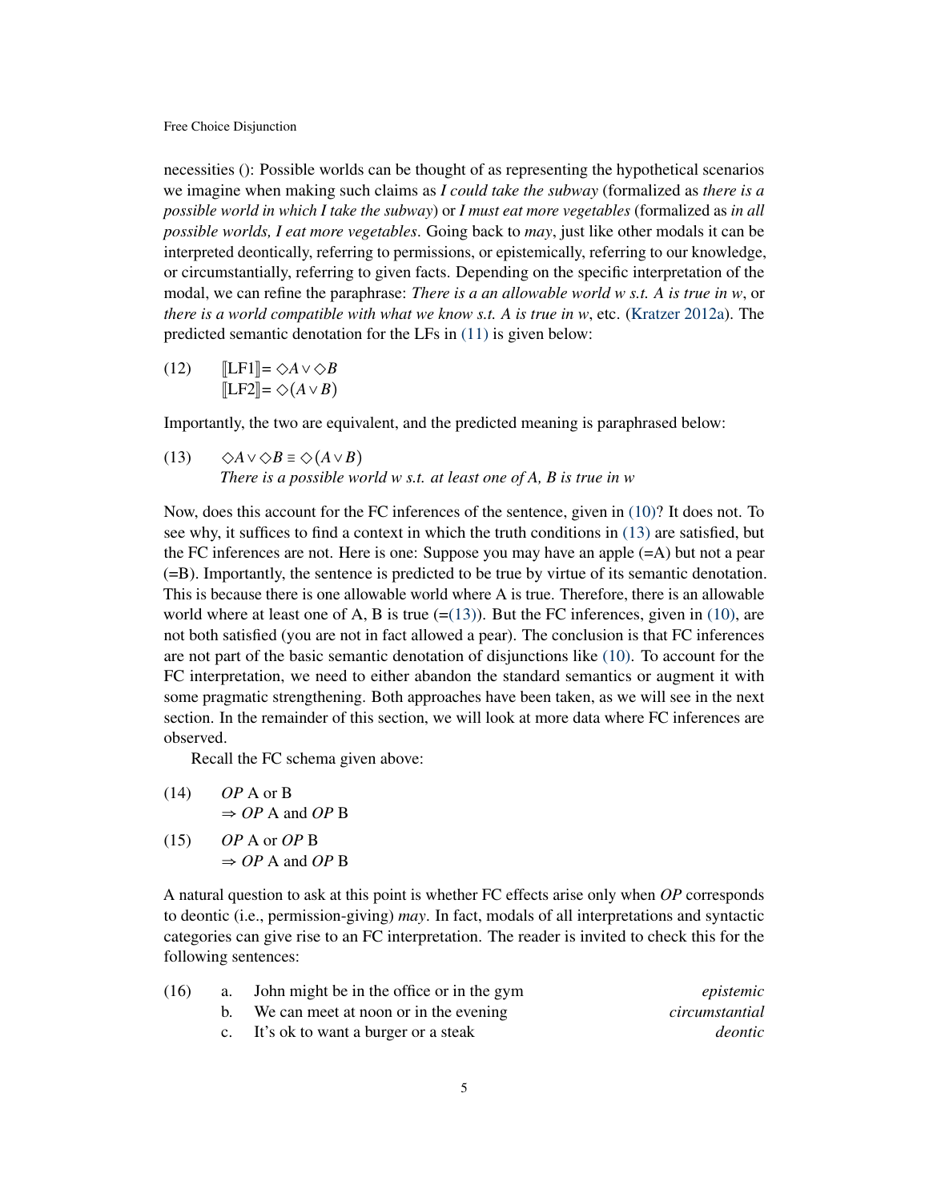necessities (): Possible worlds can be thought of as representing the hypothetical scenarios we imagine when making such claims as *I could take the subway* (formalized as *there is a possible world in which I take the subway*) or *I must eat more vegetables* (formalized as *in all possible worlds, I eat more vegetables*. Going back to *may*, just like other modals it can be interpreted deontically, referring to permissions, or epistemically, referring to our knowledge, or circumstantially, referring to given facts. Depending on the specific interpretation of the modal, we can refine the paraphrase: *There is a an allowable world w s.t. A is true in w*, or *there is a world compatible with what we know s.t. A is true in w*, etc. (Kratzer 2012a). The predicted semantic denotation for the LFs in (11) is given below:

(12) $[\![\text{LF1}]\!] = \Diamond A \vee \Diamond B$
$[\![\text{LF2}]\!] = \Diamond(A \vee B)$

Importantly, the two are equivalent, and the predicted meaning is paraphrased below:

(13) $\Diamond A \vee \Diamond B \equiv \Diamond(A \vee B)$
*There is a possible world w s.t. at least one of A, B is true in w*

Now, does this account for the FC inferences of the sentence, given in (10)? It does not. To see why, it suffices to find a context in which the truth conditions in (13) are satisfied, but the FC inferences are not. Here is one: Suppose you may have an apple (=A) but not a pear (=B). Importantly, the sentence is predicted to be true by virtue of its semantic denotation. This is because there is one allowable world where A is true. Therefore, there is an allowable world where at least one of A, B is true (=(13)). But the FC inferences, given in (10), are not both satisfied (you are not in fact allowed a pear). The conclusion is that FC inferences are not part of the basic semantic denotation of disjunctions like (10). To account for the FC interpretation, we need to either abandon the standard semantics or augment it with some pragmatic strengthening. Both approaches have been taken, as we will see in the next section. In the remainder of this section, we will look at more data where FC inferences are observed.

Recall the FC schema given above:

(14) *OP* A or B
$\Rightarrow$ *OP* A and *OP* B

(15) *OP* A or *OP* B
$\Rightarrow$ *OP* A and *OP* B

A natural question to ask at this point is whether FC effects arise only when *OP* corresponds to deontic (i.e., permission-giving) *may*. In fact, modals of all interpretations and syntactic categories can give rise to an FC interpretation. The reader is invited to check this for the following sentences:

(16) a. John might be in the office or in the gym — *epistemic*
b. We can meet at noon or in the evening — *circumstantial*
c. It's ok to want a burger or a steak — *deontic*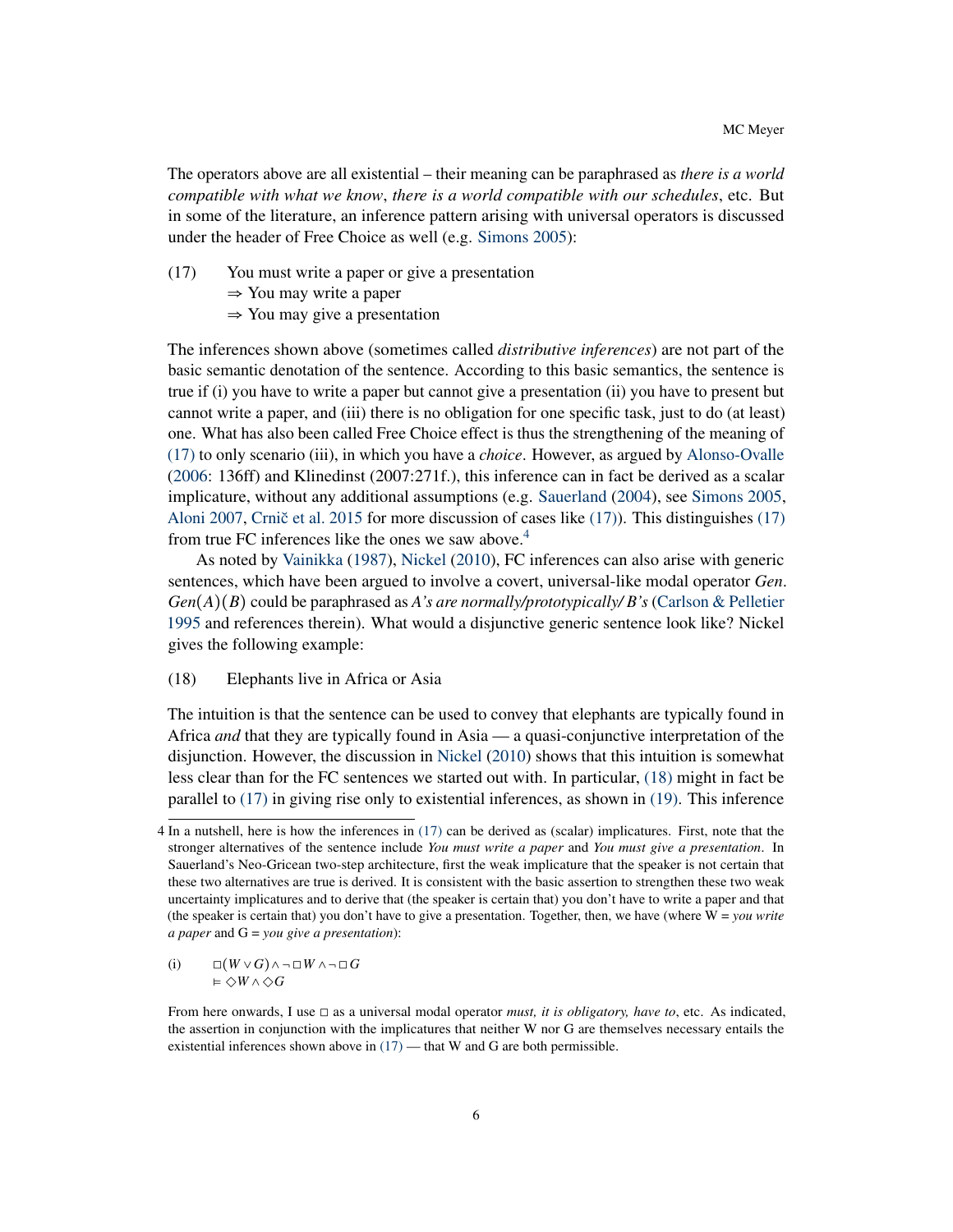The operators above are all existential – their meaning can be paraphrased as *there is a world compatible with what we know*, *there is a world compatible with our schedules*, etc. But in some of the literature, an inference pattern arising with universal operators is discussed under the header of Free Choice as well (e.g. Simons 2005):

(17) You must write a paper or give a presentation
⇒ You may write a paper
⇒ You may give a presentation

The inferences shown above (sometimes called *distributive inferences*) are not part of the basic semantic denotation of the sentence. According to this basic semantics, the sentence is true if (i) you have to write a paper but cannot give a presentation (ii) you have to present but cannot write a paper, and (iii) there is no obligation for one specific task, just to do (at least) one. What has also been called Free Choice effect is thus the strengthening of the meaning of (17) to only scenario (iii), in which you have a *choice*. However, as argued by Alonso-Ovalle (2006: 136ff) and Klinedinst (2007:271f.), this inference can in fact be derived as a scalar implicature, without any additional assumptions (e.g. Sauerland (2004), see Simons 2005, Aloni 2007, Crnič et al. 2015 for more discussion of cases like (17)). This distinguishes (17) from true FC inferences like the ones we saw above.[4]

As noted by Vainikka (1987), Nickel (2010), FC inferences can also arise with generic sentences, which have been argued to involve a covert, universal-like modal operator *Gen*. $Gen(A)(B)$ could be paraphrased as *A's are normally/prototypically/ B's* (Carlson & Pelletier 1995 and references therein). What would a disjunctive generic sentence look like? Nickel gives the following example:

(18) Elephants live in Africa or Asia

The intuition is that the sentence can be used to convey that elephants are typically found in Africa *and* that they are typically found in Asia — a quasi-conjunctive interpretation of the disjunction. However, the discussion in Nickel (2010) shows that this intuition is somewhat less clear than for the FC sentences we started out with. In particular, (18) might in fact be parallel to (17) in giving rise only to existential inferences, as shown in (19). This inference

---

4 In a nutshell, here is how the inferences in (17) can be derived as (scalar) implicatures. First, note that the stronger alternatives of the sentence include *You must write a paper* and *You must give a presentation*. In Sauerland's Neo-Gricean two-step architecture, first the weak implicature that the speaker is not certain that these two alternatives are true is derived. It is consistent with the basic assertion to strengthen these two weak uncertainty implicatures and to derive that (the speaker is certain that) you don't have to write a paper and that (the speaker is certain that) you don't have to give a presentation. Together, then, we have (where W = *you write a paper* and G = *you give a presentation*):

(i) $\Box(W \vee G) \wedge \neg\Box W \wedge \neg\Box G$
$\vDash \Diamond W \wedge \Diamond G$

From here onwards, I use $\Box$ as a universal modal operator *must, it is obligatory, have to*, etc. As indicated, the assertion in conjunction with the implicatures that neither W nor G are themselves necessary entails the existential inferences shown above in (17) — that W and G are both permissible.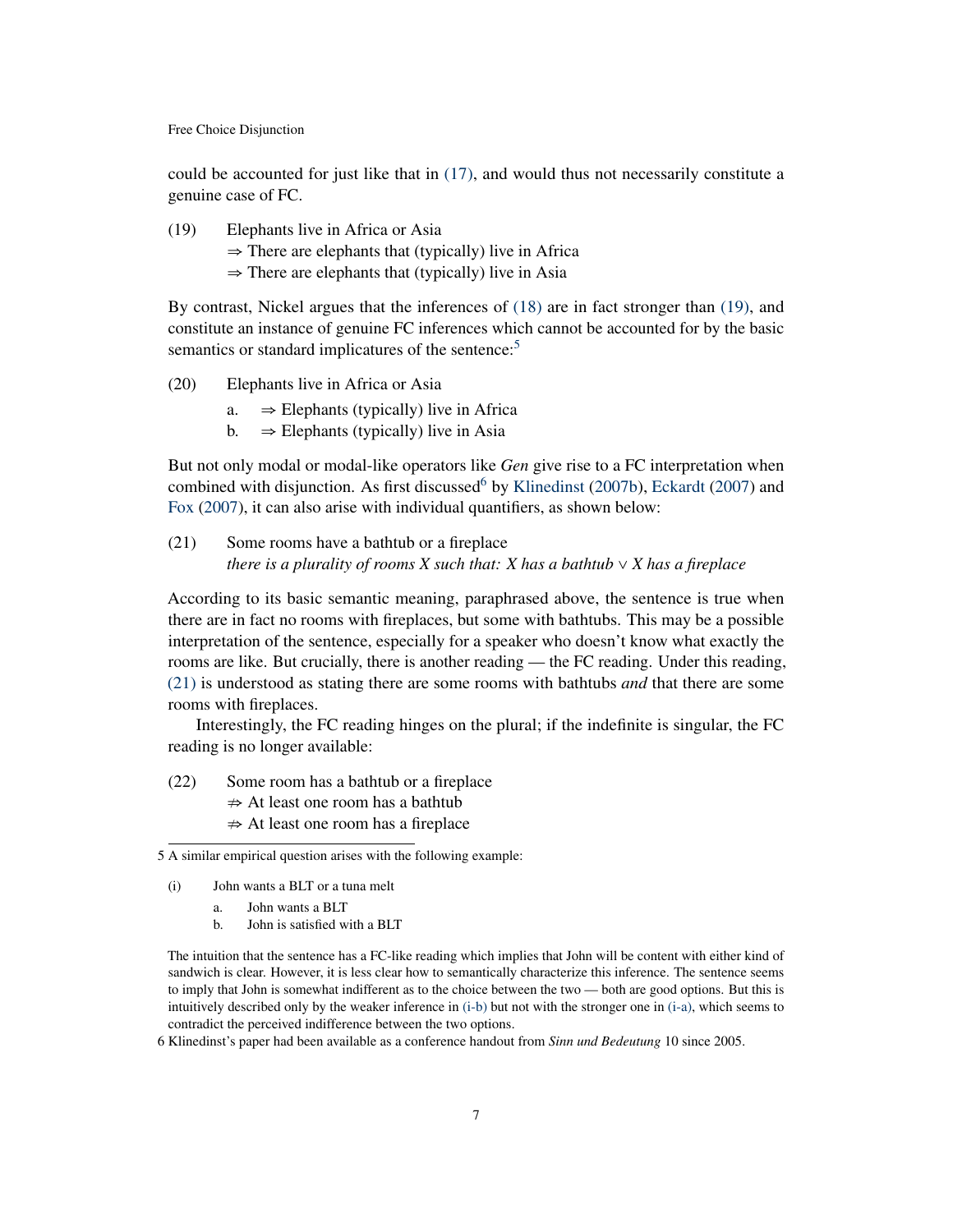could be accounted for just like that in (17), and would thus not necessarily constitute a genuine case of FC.

(19) Elephants live in Africa or Asia
 ⇒ There are elephants that (typically) live in Africa
 ⇒ There are elephants that (typically) live in Asia

By contrast, Nickel argues that the inferences of (18) are in fact stronger than (19), and constitute an instance of genuine FC inferences which cannot be accounted for by the basic semantics or standard implicatures of the sentence:[5]

(20) Elephants live in Africa or Asia
 a. ⇒ Elephants (typically) live in Africa
 b. ⇒ Elephants (typically) live in Asia

But not only modal or modal-like operators like *Gen* give rise to a FC interpretation when combined with disjunction. As first discussed[6] by Klinedinst (2007b), Eckardt (2007) and Fox (2007), it can also arise with individual quantifiers, as shown below:

(21) Some rooms have a bathtub or a fireplace
 *there is a plurality of rooms X such that: X has a bathtub* ∨ *X has a fireplace*

According to its basic semantic meaning, paraphrased above, the sentence is true when there are in fact no rooms with fireplaces, but some with bathtubs. This may be a possible interpretation of the sentence, especially for a speaker who doesn't know what exactly the rooms are like. But crucially, there is another reading — the FC reading. Under this reading, (21) is understood as stating there are some rooms with bathtubs *and* that there are some rooms with fireplaces.

Interestingly, the FC reading hinges on the plural; if the indefinite is singular, the FC reading is no longer available:

(22) Some room has a bathtub or a fireplace
 ⇏ At least one room has a bathtub
 ⇏ At least one room has a fireplace

---

5 A similar empirical question arises with the following example:

(i) John wants a BLT or a tuna melt
 a. John wants a BLT
 b. John is satisfied with a BLT

The intuition that the sentence has a FC-like reading which implies that John will be content with either kind of sandwich is clear. However, it is less clear how to semantically characterize this inference. The sentence seems to imply that John is somewhat indifferent as to the choice between the two — both are good options. But this is intuitively described only by the weaker inference in (i-b) but not with the stronger one in (i-a), which seems to contradict the perceived indifference between the two options.

6 Klinedinst's paper had been available as a conference handout from *Sinn und Bedeutung* 10 since 2005.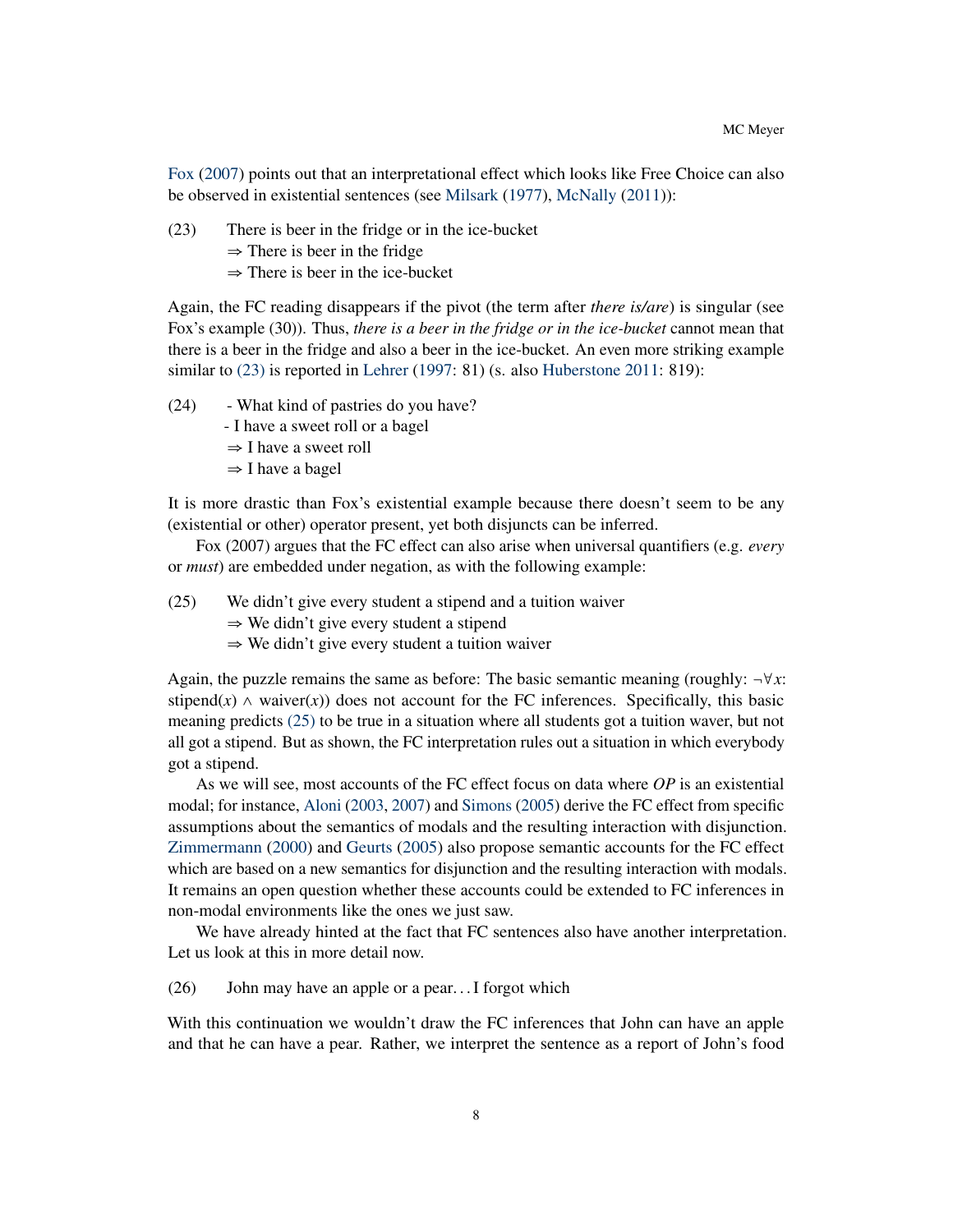Fox (2007) points out that an interpretational effect which looks like Free Choice can also be observed in existential sentences (see Milsark (1977), McNally (2011)):

(23) There is beer in the fridge or in the ice-bucket
 ⇒ There is beer in the fridge
 ⇒ There is beer in the ice-bucket

Again, the FC reading disappears if the pivot (the term after *there is/are*) is singular (see Fox's example (30)). Thus, *there is a beer in the fridge or in the ice-bucket* cannot mean that there is a beer in the fridge and also a beer in the ice-bucket. An even more striking example similar to (23) is reported in Lehrer (1997: 81) (s. also Huberstone 2011: 819):

(24) - What kind of pastries do you have?
 - I have a sweet roll or a bagel
 ⇒ I have a sweet roll
 ⇒ I have a bagel

It is more drastic than Fox's existential example because there doesn't seem to be any (existential or other) operator present, yet both disjuncts can be inferred.

Fox (2007) argues that the FC effect can also arise when universal quantifiers (e.g. *every* or *must*) are embedded under negation, as with the following example:

(25) We didn't give every student a stipend and a tuition waiver
 ⇒ We didn't give every student a stipend
 ⇒ We didn't give every student a tuition waiver

Again, the puzzle remains the same as before: The basic semantic meaning (roughly: $\neg\forall x$: stipend($x$) $\wedge$ waiver($x$)) does not account for the FC inferences. Specifically, this basic meaning predicts (25) to be true in a situation where all students got a tuition waver, but not all got a stipend. But as shown, the FC interpretation rules out a situation in which everybody got a stipend.

As we will see, most accounts of the FC effect focus on data where *OP* is an existential modal; for instance, Aloni (2003, 2007) and Simons (2005) derive the FC effect from specific assumptions about the semantics of modals and the resulting interaction with disjunction. Zimmermann (2000) and Geurts (2005) also propose semantic accounts for the FC effect which are based on a new semantics for disjunction and the resulting interaction with modals. It remains an open question whether these accounts could be extended to FC inferences in non-modal environments like the ones we just saw.

We have already hinted at the fact that FC sentences also have another interpretation. Let us look at this in more detail now.

(26) John may have an apple or a pear…I forgot which

With this continuation we wouldn't draw the FC inferences that John can have an apple and that he can have a pear. Rather, we interpret the sentence as a report of John's food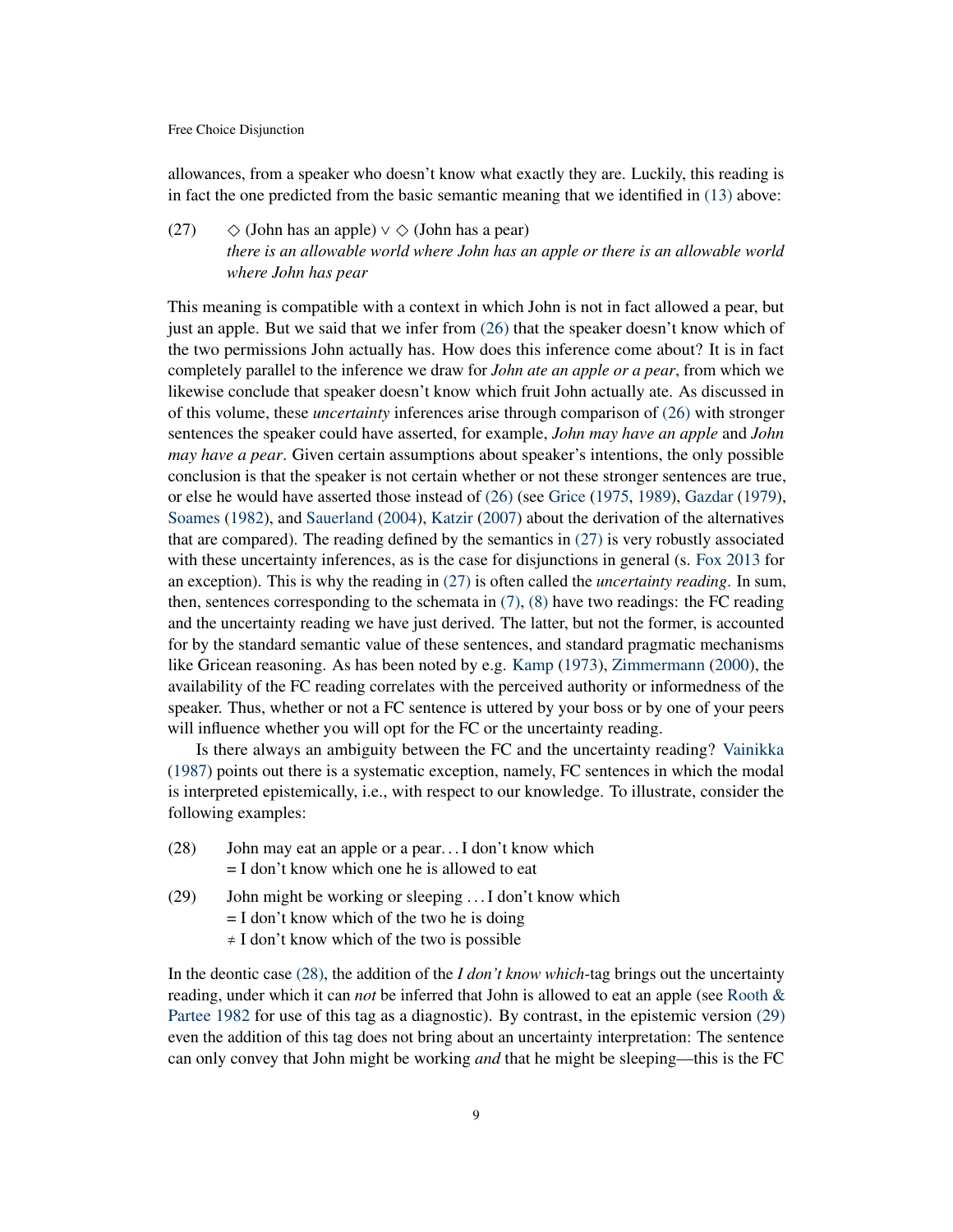allowances, from a speaker who doesn't know what exactly they are. Luckily, this reading is in fact the one predicted from the basic semantic meaning that we identified in (13) above:

(27) $\diamond$ (John has an apple) $\vee$ $\diamond$ (John has a pear)
*there is an allowable world where John has an apple or there is an allowable world where John has pear*

This meaning is compatible with a context in which John is not in fact allowed a pear, but just an apple. But we said that we infer from (26) that the speaker doesn't know which of the two permissions John actually has. How does this inference come about? It is in fact completely parallel to the inference we draw for *John ate an apple or a pear*, from which we likewise conclude that speaker doesn't know which fruit John actually ate. As discussed in of this volume, these *uncertainty* inferences arise through comparison of (26) with stronger sentences the speaker could have asserted, for example, *John may have an apple* and *John may have a pear*. Given certain assumptions about speaker's intentions, the only possible conclusion is that the speaker is not certain whether or not these stronger sentences are true, or else he would have asserted those instead of (26) (see Grice (1975, 1989), Gazdar (1979), Soames (1982), and Sauerland (2004), Katzir (2007) about the derivation of the alternatives that are compared). The reading defined by the semantics in (27) is very robustly associated with these uncertainty inferences, as is the case for disjunctions in general (s. Fox 2013 for an exception). This is why the reading in (27) is often called the *uncertainty reading*. In sum, then, sentences corresponding to the schemata in (7), (8) have two readings: the FC reading and the uncertainty reading we have just derived. The latter, but not the former, is accounted for by the standard semantic value of these sentences, and standard pragmatic mechanisms like Gricean reasoning. As has been noted by e.g. Kamp (1973), Zimmermann (2000), the availability of the FC reading correlates with the perceived authority or informedness of the speaker. Thus, whether or not a FC sentence is uttered by your boss or by one of your peers will influence whether you will opt for the FC or the uncertainty reading.

Is there always an ambiguity between the FC and the uncertainty reading? Vainikka (1987) points out there is a systematic exception, namely, FC sentences in which the modal is interpreted epistemically, i.e., with respect to our knowledge. To illustrate, consider the following examples:

(28) John may eat an apple or a pear. . . I don't know which
= I don't know which one he is allowed to eat

(29) John might be working or sleeping . . . I don't know which
= I don't know which of the two he is doing
≠ I don't know which of the two is possible

In the deontic case (28), the addition of the *I don't know which*-tag brings out the uncertainty reading, under which it can *not* be inferred that John is allowed to eat an apple (see Rooth & Partee 1982 for use of this tag as a diagnostic). By contrast, in the epistemic version (29) even the addition of this tag does not bring about an uncertainty interpretation: The sentence can only convey that John might be working *and* that he might be sleeping—this is the FC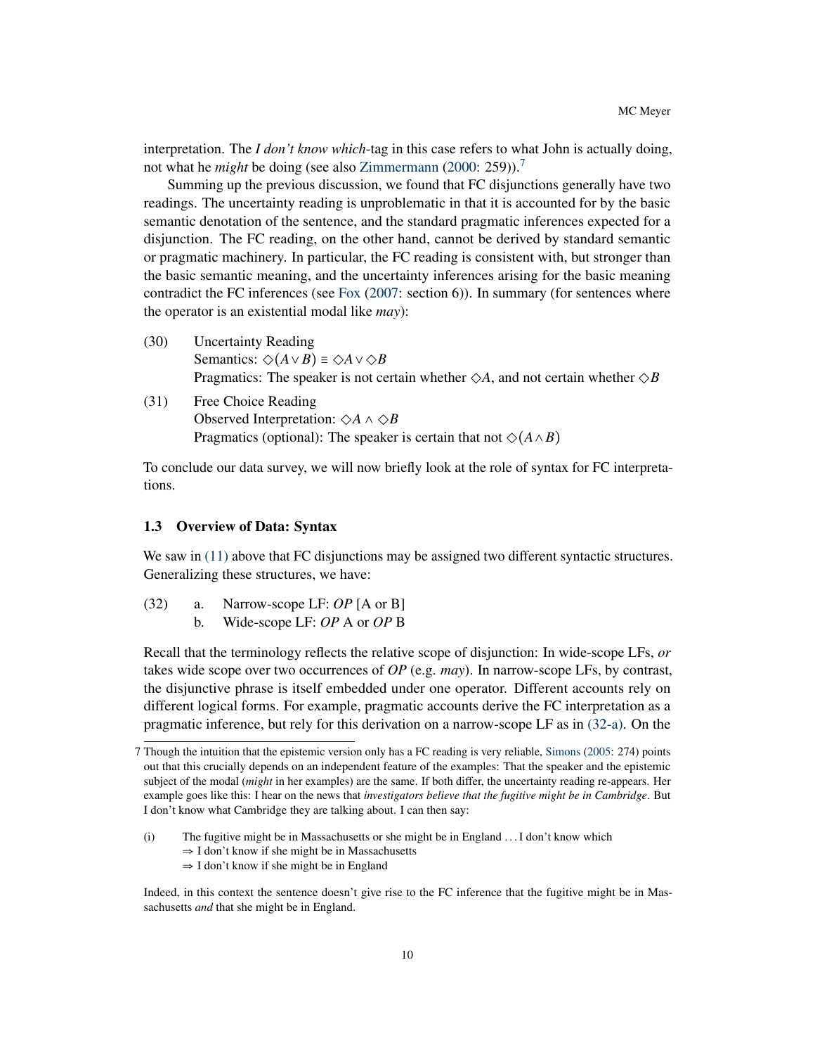interpretation. The *I don't know which*-tag in this case refers to what John is actually doing, not what he *might* be doing (see also Zimmermann (2000: 259)).[7]

Summing up the previous discussion, we found that FC disjunctions generally have two readings. The uncertainty reading is unproblematic in that it is accounted for by the basic semantic denotation of the sentence, and the standard pragmatic inferences expected for a disjunction. The FC reading, on the other hand, cannot be derived by standard semantic or pragmatic machinery. In particular, the FC reading is consistent with, but stronger than the basic semantic meaning, and the uncertainty inferences arising for the basic meaning contradict the FC inferences (see Fox (2007: section 6)). In summary (for sentences where the operator is an existential modal like *may*):

(30) Uncertainty Reading
Semantics: $\Diamond(A \vee B) \equiv \Diamond A \vee \Diamond B$
Pragmatics: The speaker is not certain whether $\Diamond A$, and not certain whether $\Diamond B$

(31) Free Choice Reading
Observed Interpretation: $\Diamond A \wedge \Diamond B$
Pragmatics (optional): The speaker is certain that not $\Diamond(A \wedge B)$

To conclude our data survey, we will now briefly look at the role of syntax for FC interpretations.

### 1.3 Overview of Data: Syntax

We saw in (11) above that FC disjunctions may be assigned two different syntactic structures. Generalizing these structures, we have:

(32) a. Narrow-scope LF: *OP* [A or B]
b. Wide-scope LF: *OP* A or *OP* B

Recall that the terminology reflects the relative scope of disjunction: In wide-scope LFs, *or* takes wide scope over two occurrences of *OP* (e.g. *may*). In narrow-scope LFs, by contrast, the disjunctive phrase is itself embedded under one operator. Different accounts rely on different logical forms. For example, pragmatic accounts derive the FC interpretation as a pragmatic inference, but rely for this derivation on a narrow-scope LF as in (32-a). On the

---

7 Though the intuition that the epistemic version only has a FC reading is very reliable, Simons (2005: 274) points out that this crucially depends on an independent feature of the examples: That the speaker and the epistemic subject of the modal (*might* in her examples) are the same. If both differ, the uncertainty reading re-appears. Her example goes like this: I hear on the news that *investigators believe that the fugitive might be in Cambridge*. But I don't know what Cambridge they are talking about. I can then say:

(i) The fugitive might be in Massachusetts or she might be in England . . . I don't know which
⇒ I don't know if she might be in Massachusetts
⇒ I don't know if she might be in England

Indeed, in this context the sentence doesn't give rise to the FC inference that the fugitive might be in Massachusetts *and* that she might be in England.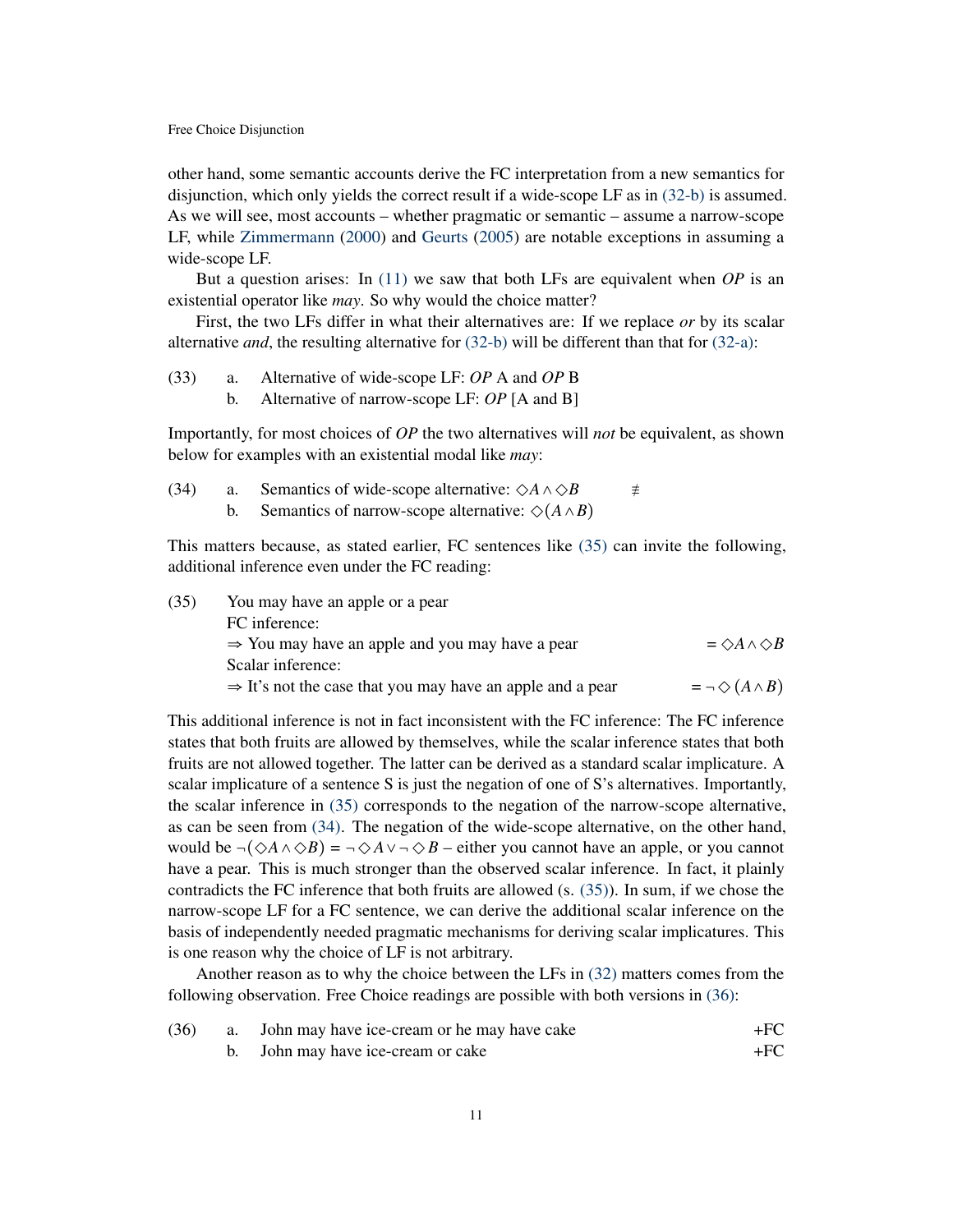other hand, some semantic accounts derive the FC interpretation from a new semantics for disjunction, which only yields the correct result if a wide-scope LF as in (32-b) is assumed. As we will see, most accounts – whether pragmatic or semantic – assume a narrow-scope LF, while Zimmermann (2000) and Geurts (2005) are notable exceptions in assuming a wide-scope LF.

But a question arises: In (11) we saw that both LFs are equivalent when *OP* is an existential operator like *may*. So why would the choice matter?

First, the two LFs differ in what their alternatives are: If we replace *or* by its scalar alternative *and*, the resulting alternative for (32-b) will be different than that for (32-a):

(33) a. Alternative of wide-scope LF: *OP* A and *OP* B
  b. Alternative of narrow-scope LF: *OP* [A and B]

Importantly, for most choices of *OP* the two alternatives will *not* be equivalent, as shown below for examples with an existential modal like *may*:

(34) a. Semantics of wide-scope alternative: $\diamond A \wedge \diamond B$ $\not\equiv$
  b. Semantics of narrow-scope alternative: $\diamond (A \wedge B)$

This matters because, as stated earlier, FC sentences like (35) can invite the following, additional inference even under the FC reading:

(35) You may have an apple or a pear
  FC inference:
  ⇒ You may have an apple and you may have a pear $= \diamond A \wedge \diamond B$
  Scalar inference:
  ⇒ It's not the case that you may have an apple and a pear $= \neg \diamond (A \wedge B)$

This additional inference is not in fact inconsistent with the FC inference: The FC inference states that both fruits are allowed by themselves, while the scalar inference states that both fruits are not allowed together. The latter can be derived as a standard scalar implicature. A scalar implicature of a sentence S is just the negation of one of S's alternatives. Importantly, the scalar inference in (35) corresponds to the negation of the narrow-scope alternative, as can be seen from (34). The negation of the wide-scope alternative, on the other hand, would be $\neg(\diamond A \wedge \diamond B) = \neg \diamond A \vee \neg \diamond B$ – either you cannot have an apple, or you cannot have a pear. This is much stronger than the observed scalar inference. In fact, it plainly contradicts the FC inference that both fruits are allowed (s. (35)). In sum, if we chose the narrow-scope LF for a FC sentence, we can derive the additional scalar inference on the basis of independently needed pragmatic mechanisms for deriving scalar implicatures. This is one reason why the choice of LF is not arbitrary.

Another reason as to why the choice between the LFs in (32) matters comes from the following observation. Free Choice readings are possible with both versions in (36):

(36) a. John may have ice-cream or he may have cake +FC
  b. John may have ice-cream or cake +FC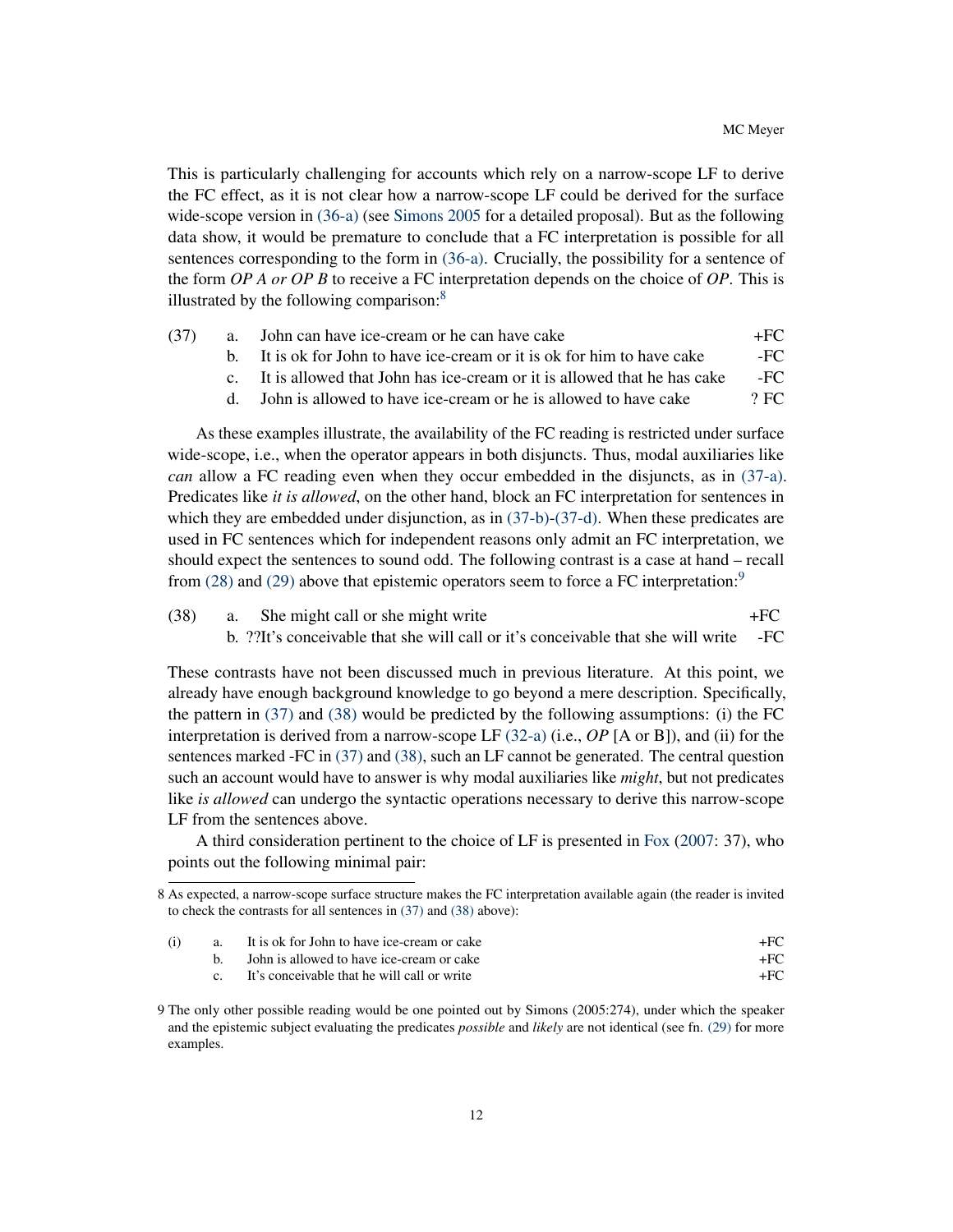This is particularly challenging for accounts which rely on a narrow-scope LF to derive the FC effect, as it is not clear how a narrow-scope LF could be derived for the surface wide-scope version in (36-a) (see Simons 2005 for a detailed proposal). But as the following data show, it would be premature to conclude that a FC interpretation is possible for all sentences corresponding to the form in (36-a). Crucially, the possibility for a sentence of the form *OP A or OP B* to receive a FC interpretation depends on the choice of *OP*. This is illustrated by the following comparison:[8]

(37)
a. John can have ice-cream or he can have cake — +FC
b. It is ok for John to have ice-cream or it is ok for him to have cake — -FC
c. It is allowed that John has ice-cream or it is allowed that he has cake — -FC
d. John is allowed to have ice-cream or he is allowed to have cake — ? FC

As these examples illustrate, the availability of the FC reading is restricted under surface wide-scope, i.e., when the operator appears in both disjuncts. Thus, modal auxiliaries like *can* allow a FC reading even when they occur embedded in the disjuncts, as in (37-a). Predicates like *it is allowed*, on the other hand, block an FC interpretation for sentences in which they are embedded under disjunction, as in (37-b)-(37-d). When these predicates are used in FC sentences which for independent reasons only admit an FC interpretation, we should expect the sentences to sound odd. The following contrast is a case at hand – recall from (28) and (29) above that epistemic operators seem to force a FC interpretation:[9]

(38)
a. She might call or she might write — +FC
b. ??It's conceivable that she will call or it's conceivable that she will write — -FC

These contrasts have not been discussed much in previous literature. At this point, we already have enough background knowledge to go beyond a mere description. Specifically, the pattern in (37) and (38) would be predicted by the following assumptions: (i) the FC interpretation is derived from a narrow-scope LF (32-a) (i.e., *OP* [A or B]), and (ii) for the sentences marked -FC in (37) and (38), such an LF cannot be generated. The central question such an account would have to answer is why modal auxiliaries like *might*, but not predicates like *is allowed* can undergo the syntactic operations necessary to derive this narrow-scope LF from the sentences above.

A third consideration pertinent to the choice of LF is presented in Fox (2007: 37), who points out the following minimal pair:

---

8 As expected, a narrow-scope surface structure makes the FC interpretation available again (the reader is invited to check the contrasts for all sentences in (37) and (38) above):

(i)
a. It is ok for John to have ice-cream or cake — +FC
b. John is allowed to have ice-cream or cake — +FC
c. It's conceivable that he will call or write — +FC

9 The only other possible reading would be one pointed out by Simons (2005:274), under which the speaker and the epistemic subject evaluating the predicates *possible* and *likely* are not identical (see fn. (29) for more examples.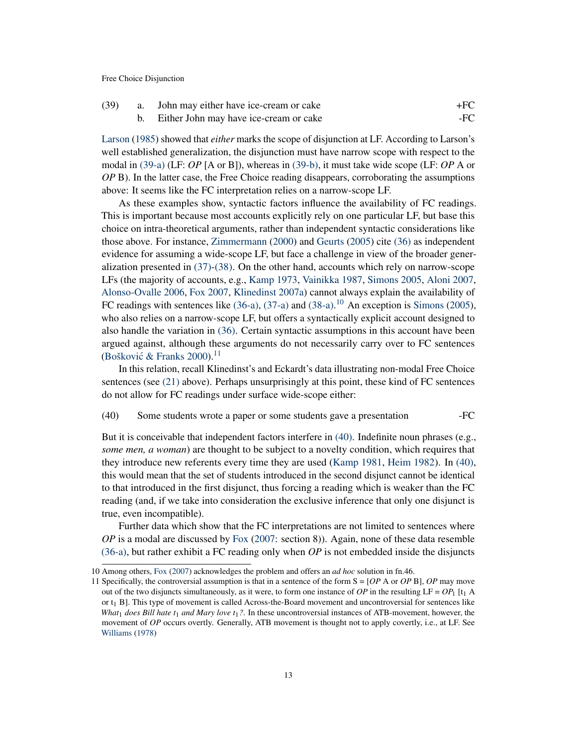(39) a. John may either have ice-cream or cake +FC

b. Either John may have ice-cream or cake -FC

Larson (1985) showed that *either* marks the scope of disjunction at LF. According to Larson's well established generalization, the disjunction must have narrow scope with respect to the modal in (39-a) (LF: *OP* [A or B]), whereas in (39-b), it must take wide scope (LF: *OP* A or *OP* B). In the latter case, the Free Choice reading disappears, corroborating the assumptions above: It seems like the FC interpretation relies on a narrow-scope LF.

As these examples show, syntactic factors influence the availability of FC readings. This is important because most accounts explicitly rely on one particular LF, but base this choice on intra-theoretical arguments, rather than independent syntactic considerations like those above. For instance, Zimmermann (2000) and Geurts (2005) cite (36) as independent evidence for assuming a wide-scope LF, but face a challenge in view of the broader generalization presented in (37)-(38). On the other hand, accounts which rely on narrow-scope LFs (the majority of accounts, e.g., Kamp 1973, Vainikka 1987, Simons 2005, Aloni 2007, Alonso-Ovalle 2006, Fox 2007, Klinedinst 2007a) cannot always explain the availability of FC readings with sentences like (36-a), (37-a) and (38-a).[10] An exception is Simons (2005), who also relies on a narrow-scope LF, but offers a syntactically explicit account designed to also handle the variation in (36). Certain syntactic assumptions in this account have been argued against, although these arguments do not necessarily carry over to FC sentences (Bošković & Franks 2000).[11]

In this relation, recall Klinedinst's and Eckardt's data illustrating non-modal Free Choice sentences (see (21) above). Perhaps unsurprisingly at this point, these kind of FC sentences do not allow for FC readings under surface wide-scope either:

(40) Some students wrote a paper or some students gave a presentation -FC

But it is conceivable that independent factors interfere in (40). Indefinite noun phrases (e.g., *some men, a woman*) are thought to be subject to a novelty condition, which requires that they introduce new referents every time they are used (Kamp 1981, Heim 1982). In (40), this would mean that the set of students introduced in the second disjunct cannot be identical to that introduced in the first disjunct, thus forcing a reading which is weaker than the FC reading (and, if we take into consideration the exclusive inference that only one disjunct is true, even incompatible).

Further data which show that the FC interpretations are not limited to sentences where *OP* is a modal are discussed by Fox (2007: section 8)). Again, none of these data resemble (36-a), but rather exhibit a FC reading only when *OP* is not embedded inside the disjuncts

---

10 Among others, Fox (2007) acknowledges the problem and offers an *ad hoc* solution in fn.46.

11 Specifically, the controversial assumption is that in a sentence of the form S = [*OP* A or *OP* B], *OP* may move out of the two disjuncts simultaneously, as it were, to form one instance of *OP* in the resulting LF = $OP_1$ [$t_1$ A or $t_1$ B]. This type of movement is called Across-the-Board movement and uncontroversial for sentences like *What*$_1$ *does Bill hate* $t_1$ *and Mary love* $t_1$*?*. In these uncontroversial instances of ATB-movement, however, the movement of *OP* occurs overtly. Generally, ATB movement is thought not to apply covertly, i.e., at LF. See Williams (1978)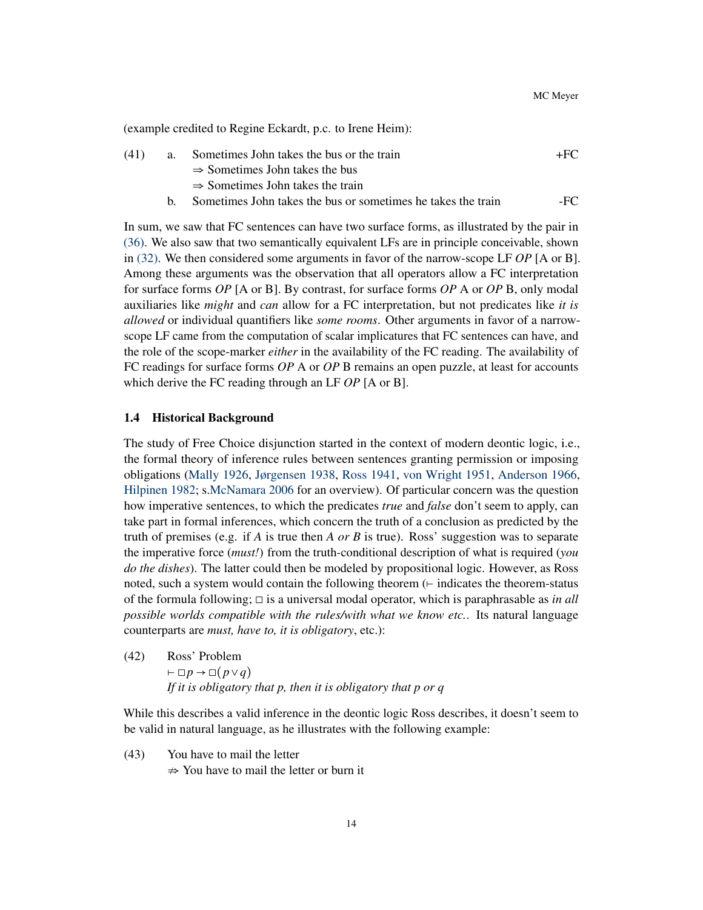(example credited to Regine Eckardt, p.c. to Irene Heim):

(41) a. Sometimes John takes the bus or the train +FC
$\Rightarrow$ Sometimes John takes the bus
$\Rightarrow$ Sometimes John takes the train

b. Sometimes John takes the bus or sometimes he takes the train -FC

In sum, we saw that FC sentences can have two surface forms, as illustrated by the pair in (36). We also saw that two semantically equivalent LFs are in principle conceivable, shown in (32). We then considered some arguments in favor of the narrow-scope LF *OP* [A or B]. Among these arguments was the observation that all operators allow a FC interpretation for surface forms *OP* [A or B]. By contrast, for surface forms *OP* A or *OP* B, only modal auxiliaries like *might* and *can* allow for a FC interpretation, but not predicates like *it is allowed* or individual quantifiers like *some rooms*. Other arguments in favor of a narrow-scope LF came from the computation of scalar implicatures that FC sentences can have, and the role of the scope-marker *either* in the availability of the FC reading. The availability of FC readings for surface forms *OP* A or *OP* B remains an open puzzle, at least for accounts which derive the FC reading through an LF *OP* [A or B].

### 1.4 Historical Background

The study of Free Choice disjunction started in the context of modern deontic logic, i.e., the formal theory of inference rules between sentences granting permission or imposing obligations (Mally 1926, Jørgensen 1938, Ross 1941, von Wright 1951, Anderson 1966, Hilpinen 1982; s.McNamara 2006 for an overview). Of particular concern was the question how imperative sentences, to which the predicates *true* and *false* don't seem to apply, can take part in formal inferences, which concern the truth of a conclusion as predicted by the truth of premises (e.g. if *A* is true then *A or B* is true). Ross' suggestion was to separate the imperative force (*must!*) from the truth-conditional description of what is required (*you do the dishes*). The latter could then be modeled by propositional logic. However, as Ross noted, such a system would contain the following theorem ($\vdash$ indicates the theorem-status of the formula following; $\Box$ is a universal modal operator, which is paraphrasable as *in all possible worlds compatible with the rules/with what we know etc.*. Its natural language counterparts are *must, have to, it is obligatory*, etc.):

(42) Ross' Problem
$\vdash \Box p \rightarrow \Box(p \vee q)$
*If it is obligatory that p, then it is obligatory that p or q*

While this describes a valid inference in the deontic logic Ross describes, it doesn't seem to be valid in natural language, as he illustrates with the following example:

(43) You have to mail the letter
$\not\Rightarrow$ You have to mail the letter or burn it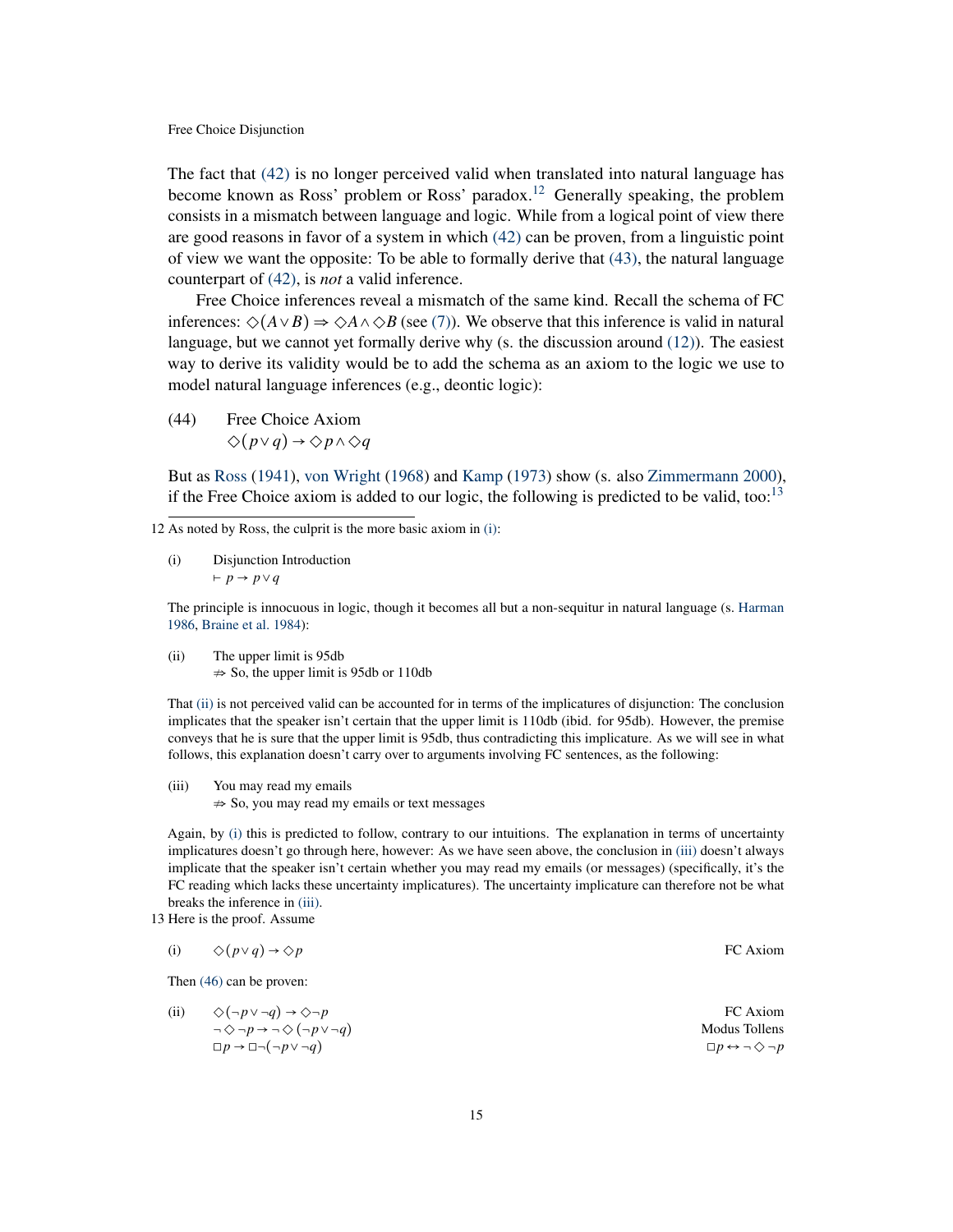The fact that (42) is no longer perceived valid when translated into natural language has become known as Ross' problem or Ross' paradox.[12] Generally speaking, the problem consists in a mismatch between language and logic. While from a logical point of view there are good reasons in favor of a system in which (42) can be proven, from a linguistic point of view we want the opposite: To be able to formally derive that (43), the natural language counterpart of (42), is *not* a valid inference.

Free Choice inferences reveal a mismatch of the same kind. Recall the schema of FC inferences: $\Diamond(A \vee B) \Rightarrow \Diamond A \wedge \Diamond B$ (see (7)). We observe that this inference is valid in natural language, but we cannot yet formally derive why (s. the discussion around (12)). The easiest way to derive its validity would be to add the schema as an axiom to the logic we use to model natural language inferences (e.g., deontic logic):

(44) Free Choice Axiom
$\Diamond(p \vee q) \rightarrow \Diamond p \wedge \Diamond q$

But as Ross (1941), von Wright (1968) and Kamp (1973) show (s. also Zimmermann 2000), if the Free Choice axiom is added to our logic, the following is predicted to be valid, too:[13]

---

12 As noted by Ross, the culprit is the more basic axiom in (i):

(i) Disjunction Introduction
$\vdash p \rightarrow p \vee q$

The principle is innocuous in logic, though it becomes all but a non-sequitur in natural language (s. Harman 1986, Braine et al. 1984):

(ii) The upper limit is 95db
$\not\Rightarrow$ So, the upper limit is 95db or 110db

That (ii) is not perceived valid can be accounted for in terms of the implicatures of disjunction: The conclusion implicates that the speaker isn't certain that the upper limit is 110db (ibid. for 95db). However, the premise conveys that he is sure that the upper limit is 95db, thus contradicting this implicature. As we will see in what follows, this explanation doesn't carry over to arguments involving FC sentences, as the following:

(iii) You may read my emails
$\not\Rightarrow$ So, you may read my emails or text messages

Again, by (i) this is predicted to follow, contrary to our intuitions. The explanation in terms of uncertainty implicatures doesn't go through here, however: As we have seen above, the conclusion in (iii) doesn't always implicate that the speaker isn't certain whether you may read my emails (or messages) (specifically, it's the FC reading which lacks these uncertainty implicatures). The uncertainty implicature can therefore not be what breaks the inference in (iii).

13 Here is the proof. Assume

(i) $\Diamond(p \vee q) \rightarrow \Diamond p$ — FC Axiom

Then (46) can be proven:

(ii) $\Diamond(\neg p \vee \neg q) \rightarrow \Diamond \neg p$ — FC Axiom
$\neg \Diamond \neg p \rightarrow \neg \Diamond (\neg p \vee \neg q)$ — Modus Tollens
$\Box p \rightarrow \Box \neg(\neg p \vee \neg q)$ — $\Box p \leftrightarrow \neg \Diamond \neg p$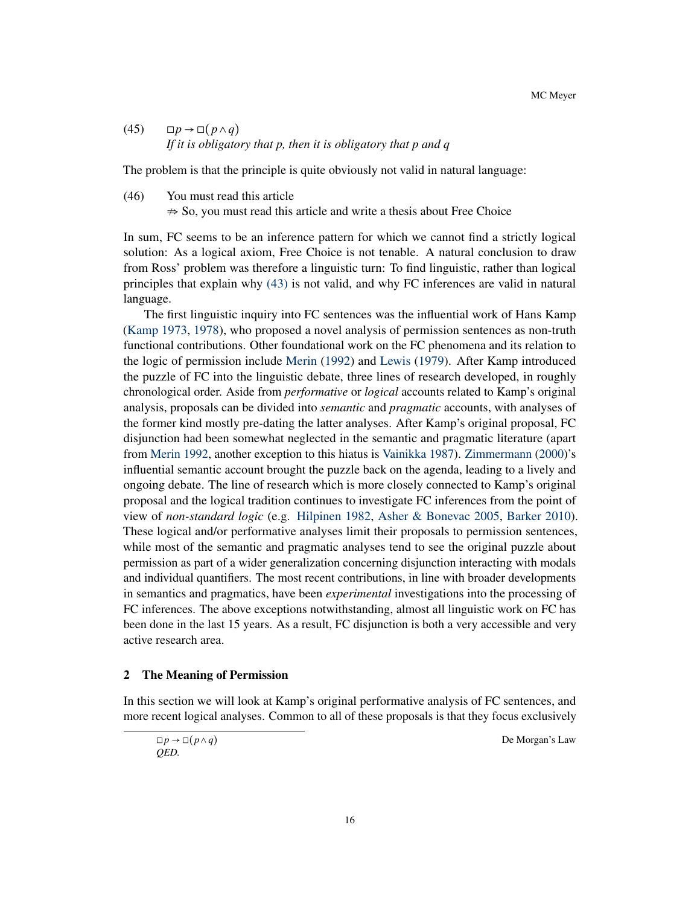(45) $\Box p \rightarrow \Box(p \wedge q)$
*If it is obligatory that p, then it is obligatory that p and q*

The problem is that the principle is quite obviously not valid in natural language:

(46) You must read this article
$\not\Rightarrow$ So, you must read this article and write a thesis about Free Choice

In sum, FC seems to be an inference pattern for which we cannot find a strictly logical solution: As a logical axiom, Free Choice is not tenable. A natural conclusion to draw from Ross' problem was therefore a linguistic turn: To find linguistic, rather than logical principles that explain why (43) is not valid, and why FC inferences are valid in natural language.

The first linguistic inquiry into FC sentences was the influential work of Hans Kamp (Kamp 1973, 1978), who proposed a novel analysis of permission sentences as non-truth functional contributions. Other foundational work on the FC phenomena and its relation to the logic of permission include Merin (1992) and Lewis (1979). After Kamp introduced the puzzle of FC into the linguistic debate, three lines of research developed, in roughly chronological order. Aside from *performative* or *logical* accounts related to Kamp's original analysis, proposals can be divided into *semantic* and *pragmatic* accounts, with analyses of the former kind mostly pre-dating the latter analyses. After Kamp's original proposal, FC disjunction had been somewhat neglected in the semantic and pragmatic literature (apart from Merin 1992, another exception to this hiatus is Vainikka 1987). Zimmermann (2000)'s influential semantic account brought the puzzle back on the agenda, leading to a lively and ongoing debate. The line of research which is more closely connected to Kamp's original proposal and the logical tradition continues to investigate FC inferences from the point of view of *non-standard logic* (e.g. Hilpinen 1982, Asher & Bonevac 2005, Barker 2010). These logical and/or performative analyses limit their proposals to permission sentences, while most of the semantic and pragmatic analyses tend to see the original puzzle about permission as part of a wider generalization concerning disjunction interacting with modals and individual quantifiers. The most recent contributions, in line with broader developments in semantics and pragmatics, have been *experimental* investigations into the processing of FC inferences. The above exceptions notwithstanding, almost all linguistic work on FC has been done in the last 15 years. As a result, FC disjunction is both a very accessible and very active research area.

## 2 The Meaning of Permission

In this section we will look at Kamp's original performative analysis of FC sentences, and more recent logical analyses. Common to all of these proposals is that they focus exclusively

---

$\Box p \rightarrow \Box(p \wedge q)$ De Morgan's Law
*QED.*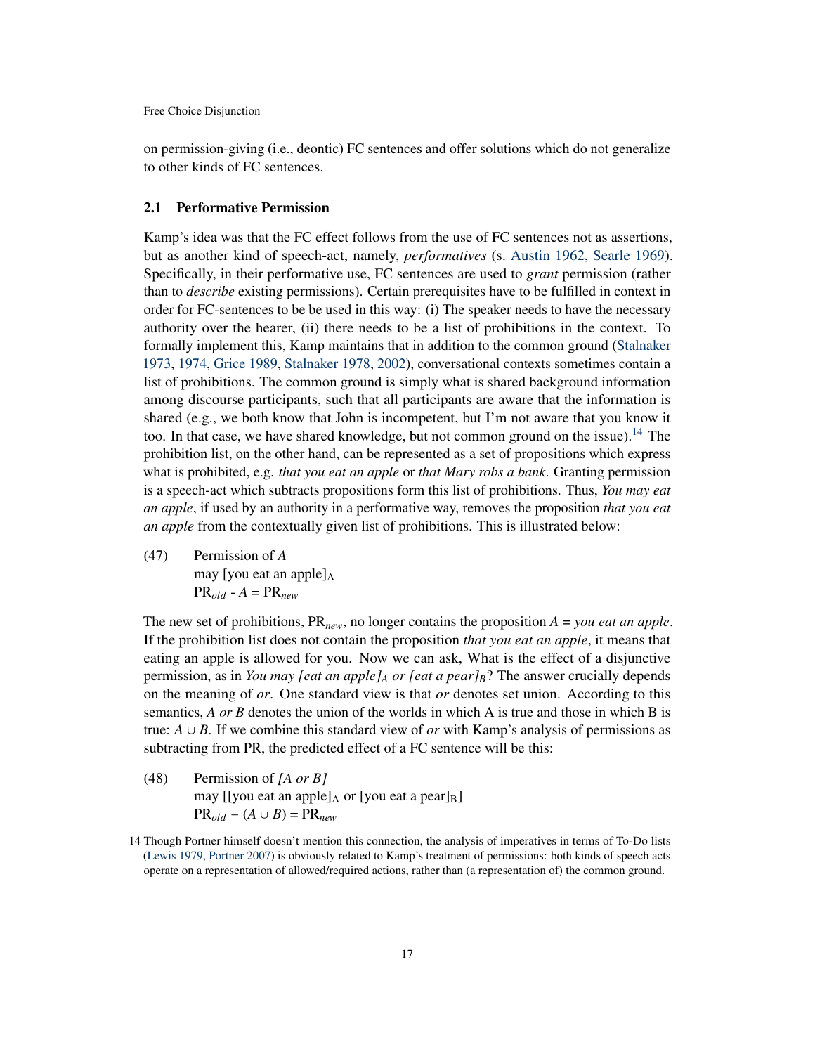on permission-giving (i.e., deontic) FC sentences and offer solutions which do not generalize to other kinds of FC sentences.

### 2.1 Performative Permission

Kamp's idea was that the FC effect follows from the use of FC sentences not as assertions, but as another kind of speech-act, namely, *performatives* (s. Austin 1962, Searle 1969). Specifically, in their performative use, FC sentences are used to *grant* permission (rather than to *describe* existing permissions). Certain prerequisites have to be fulfilled in context in order for FC-sentences to be be used in this way: (i) The speaker needs to have the necessary authority over the hearer, (ii) there needs to be a list of prohibitions in the context. To formally implement this, Kamp maintains that in addition to the common ground (Stalnaker 1973, 1974, Grice 1989, Stalnaker 1978, 2002), conversational contexts sometimes contain a list of prohibitions. The common ground is simply what is shared background information among discourse participants, such that all participants are aware that the information is shared (e.g., we both know that John is incompetent, but I'm not aware that you know it too. In that case, we have shared knowledge, but not common ground on the issue).[14] The prohibition list, on the other hand, can be represented as a set of propositions which express what is prohibited, e.g. *that you eat an apple* or *that Mary robs a bank*. Granting permission is a speech-act which subtracts propositions form this list of prohibitions. Thus, *You may eat an apple*, if used by an authority in a performative way, removes the proposition *that you eat an apple* from the contextually given list of prohibitions. This is illustrated below:

(47) Permission of *A*
may [you eat an apple]$_A$
$PR_{old} - A = PR_{new}$

The new set of prohibitions, $PR_{new}$, no longer contains the proposition $A$ = *you eat an apple*. If the prohibition list does not contain the proposition *that you eat an apple*, it means that eating an apple is allowed for you. Now we can ask, What is the effect of a disjunctive permission, as in *You may [eat an apple]$_A$ or [eat a pear]$_B$*? The answer crucially depends on the meaning of *or*. One standard view is that *or* denotes set union. According to this semantics, *A or B* denotes the union of the worlds in which A is true and those in which B is true: $A \cup B$. If we combine this standard view of *or* with Kamp's analysis of permissions as subtracting from PR, the predicted effect of a FC sentence will be this:

(48) Permission of *[A or B]*
may [[you eat an apple]$_A$ or [you eat a pear]$_B$]
$PR_{old} - (A \cup B) = PR_{new}$

---

14 Though Portner himself doesn't mention this connection, the analysis of imperatives in terms of To-Do lists (Lewis 1979, Portner 2007) is obviously related to Kamp's treatment of permissions: both kinds of speech acts operate on a representation of allowed/required actions, rather than (a representation of) the common ground.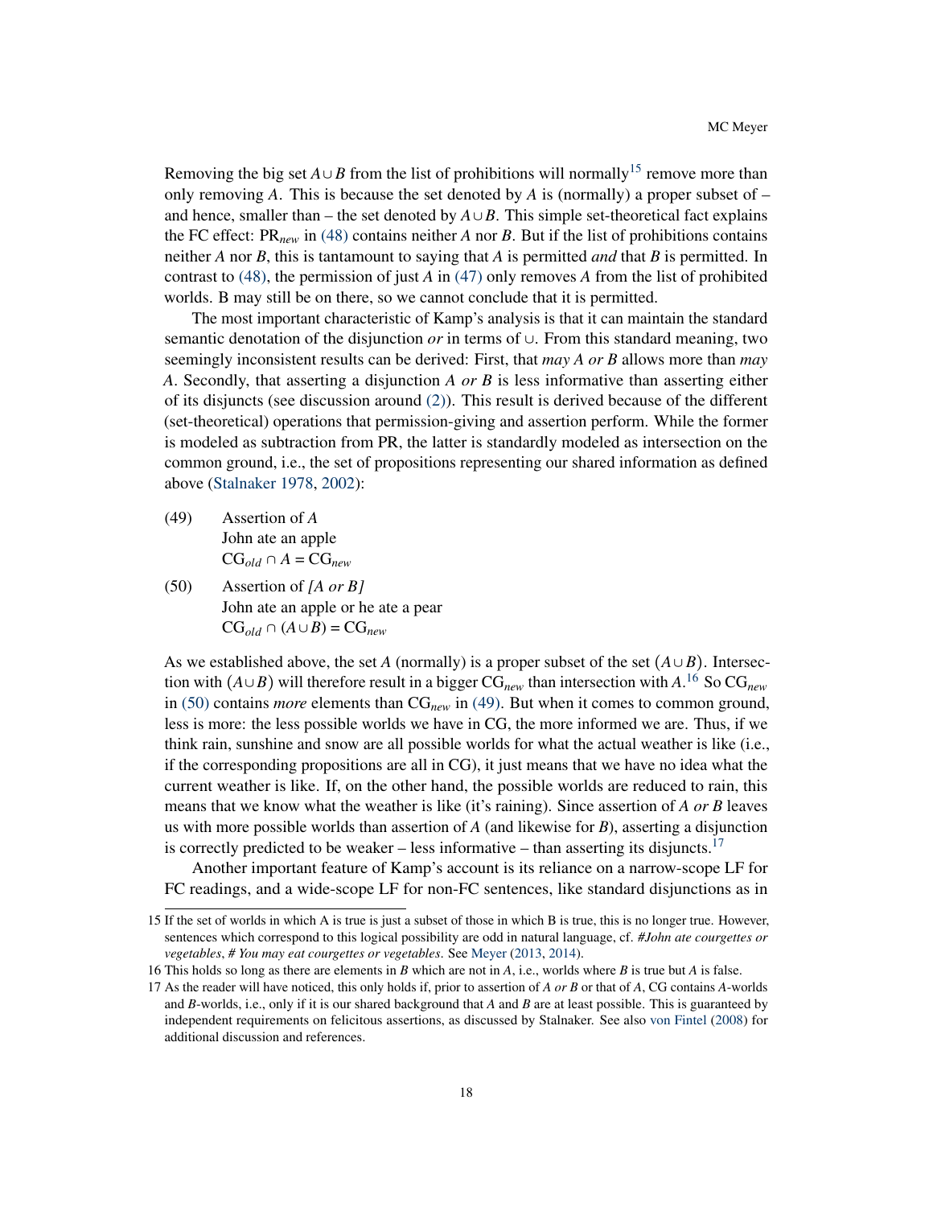Removing the big set $A \cup B$ from the list of prohibitions will normally[15] remove more than only removing $A$. This is because the set denoted by $A$ is (normally) a proper subset of – and hence, smaller than – the set denoted by $A \cup B$. This simple set-theoretical fact explains the FC effect: $\text{PR}_{new}$ in (48) contains neither $A$ nor $B$. But if the list of prohibitions contains neither $A$ nor $B$, this is tantamount to saying that $A$ is permitted *and* that $B$ is permitted. In contrast to (48), the permission of just $A$ in (47) only removes $A$ from the list of prohibited worlds. B may still be on there, so we cannot conclude that it is permitted.

The most important characteristic of Kamp's analysis is that it can maintain the standard semantic denotation of the disjunction *or* in terms of $\cup$. From this standard meaning, two seemingly inconsistent results can be derived: First, that *may A or B* allows more than *may A*. Secondly, that asserting a disjunction *A or B* is less informative than asserting either of its disjuncts (see discussion around (2)). This result is derived because of the different (set-theoretical) operations that permission-giving and assertion perform. While the former is modeled as subtraction from PR, the latter is standardly modeled as intersection on the common ground, i.e., the set of propositions representing our shared information as defined above (Stalnaker 1978, 2002):

(49) Assertion of *A*
John ate an apple
$\text{CG}_{old} \cap A = \text{CG}_{new}$

(50) Assertion of *[A or B]*
John ate an apple or he ate a pear
$\text{CG}_{old} \cap (A \cup B) = \text{CG}_{new}$

As we established above, the set $A$ (normally) is a proper subset of the set $(A \cup B)$. Intersection with $(A \cup B)$ will therefore result in a bigger $\text{CG}_{new}$ than intersection with $A$.[16] So $\text{CG}_{new}$ in (50) contains *more* elements than $\text{CG}_{new}$ in (49). But when it comes to common ground, less is more: the less possible worlds we have in CG, the more informed we are. Thus, if we think rain, sunshine and snow are all possible worlds for what the actual weather is like (i.e., if the corresponding propositions are all in CG), it just means that we have no idea what the current weather is like. If, on the other hand, the possible worlds are reduced to rain, this means that we know what the weather is like (it's raining). Since assertion of *A or B* leaves us with more possible worlds than assertion of *A* (and likewise for *B*), asserting a disjunction is correctly predicted to be weaker – less informative – than asserting its disjuncts.[17]

Another important feature of Kamp's account is its reliance on a narrow-scope LF for FC readings, and a wide-scope LF for non-FC sentences, like standard disjunctions as in

---

15 If the set of worlds in which A is true is just a subset of those in which B is true, this is no longer true. However, sentences which correspond to this logical possibility are odd in natural language, cf. *#John ate courgettes or vegetables*, *# You may eat courgettes or vegetables*. See Meyer (2013, 2014).

16 This holds so long as there are elements in *B* which are not in *A*, i.e., worlds where *B* is true but *A* is false.

17 As the reader will have noticed, this only holds if, prior to assertion of *A or B* or that of *A*, CG contains *A*-worlds and *B*-worlds, i.e., only if it is our shared background that *A* and *B* are at least possible. This is guaranteed by independent requirements on felicitous assertions, as discussed by Stalnaker. See also von Fintel (2008) for additional discussion and references.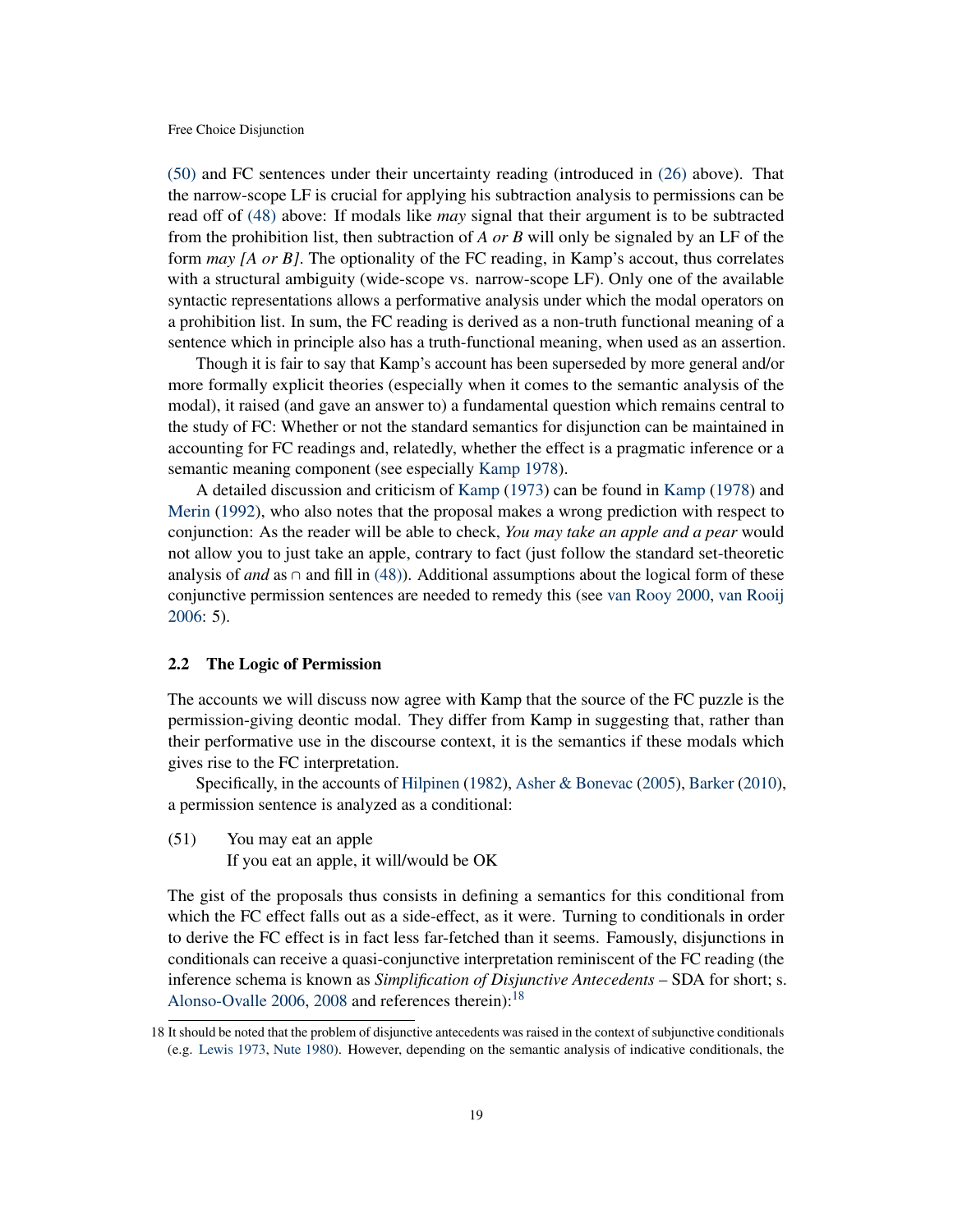(50) and FC sentences under their uncertainty reading (introduced in (26) above). That the narrow-scope LF is crucial for applying his subtraction analysis to permissions can be read off of (48) above: If modals like *may* signal that their argument is to be subtracted from the prohibition list, then subtraction of *A or B* will only be signaled by an LF of the form *may [A or B]*. The optionality of the FC reading, in Kamp's accout, thus correlates with a structural ambiguity (wide-scope vs. narrow-scope LF). Only one of the available syntactic representations allows a performative analysis under which the modal operators on a prohibition list. In sum, the FC reading is derived as a non-truth functional meaning of a sentence which in principle also has a truth-functional meaning, when used as an assertion.

Though it is fair to say that Kamp's account has been superseded by more general and/or more formally explicit theories (especially when it comes to the semantic analysis of the modal), it raised (and gave an answer to) a fundamental question which remains central to the study of FC: Whether or not the standard semantics for disjunction can be maintained in accounting for FC readings and, relatedly, whether the effect is a pragmatic inference or a semantic meaning component (see especially Kamp 1978).

A detailed discussion and criticism of Kamp (1973) can be found in Kamp (1978) and Merin (1992), who also notes that the proposal makes a wrong prediction with respect to conjunction: As the reader will be able to check, *You may take an apple and a pear* would not allow you to just take an apple, contrary to fact (just follow the standard set-theoretic analysis of *and* as $\cap$ and fill in (48)). Additional assumptions about the logical form of these conjunctive permission sentences are needed to remedy this (see van Rooy 2000, van Rooij 2006: 5).

### 2.2 The Logic of Permission

The accounts we will discuss now agree with Kamp that the source of the FC puzzle is the permission-giving deontic modal. They differ from Kamp in suggesting that, rather than their performative use in the discourse context, it is the semantics if these modals which gives rise to the FC interpretation.

Specifically, in the accounts of Hilpinen (1982), Asher & Bonevac (2005), Barker (2010), a permission sentence is analyzed as a conditional:

(51) You may eat an apple
If you eat an apple, it will/would be OK

The gist of the proposals thus consists in defining a semantics for this conditional from which the FC effect falls out as a side-effect, as it were. Turning to conditionals in order to derive the FC effect is in fact less far-fetched than it seems. Famously, disjunctions in conditionals can receive a quasi-conjunctive interpretation reminiscent of the FC reading (the inference schema is known as *Simplification of Disjunctive Antecedents* – SDA for short; s. Alonso-Ovalle 2006, 2008 and references therein):[18]

18 It should be noted that the problem of disjunctive antecedents was raised in the context of subjunctive conditionals (e.g. Lewis 1973, Nute 1980). However, depending on the semantic analysis of indicative conditionals, the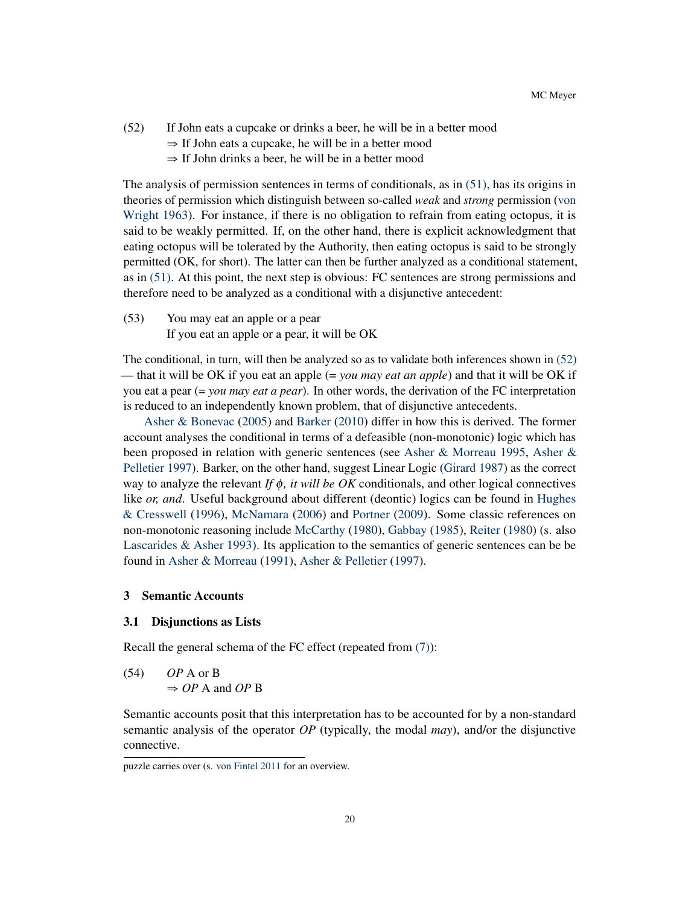(52) If John eats a cupcake or drinks a beer, he will be in a better mood
$\Rightarrow$ If John eats a cupcake, he will be in a better mood
$\Rightarrow$ If John drinks a beer, he will be in a better mood

The analysis of permission sentences in terms of conditionals, as in (51), has its origins in theories of permission which distinguish between so-called *weak* and *strong* permission (von Wright 1963). For instance, if there is no obligation to refrain from eating octopus, it is said to be weakly permitted. If, on the other hand, there is explicit acknowledgment that eating octopus will be tolerated by the Authority, then eating octopus is said to be strongly permitted (OK, for short). The latter can then be further analyzed as a conditional statement, as in (51). At this point, the next step is obvious: FC sentences are strong permissions and therefore need to be analyzed as a conditional with a disjunctive antecedent:

(53) You may eat an apple or a pear
If you eat an apple or a pear, it will be OK

The conditional, in turn, will then be analyzed so as to validate both inferences shown in (52) — that it will be OK if you eat an apple (= *you may eat an apple*) and that it will be OK if you eat a pear (= *you may eat a pear*). In other words, the derivation of the FC interpretation is reduced to an independently known problem, that of disjunctive antecedents.

Asher & Bonevac (2005) and Barker (2010) differ in how this is derived. The former account analyses the conditional in terms of a defeasible (non-monotonic) logic which has been proposed in relation with generic sentences (see Asher & Morreau 1995, Asher & Pelletier 1997). Barker, on the other hand, suggest Linear Logic (Girard 1987) as the correct way to analyze the relevant *If* $\phi$*, it will be OK* conditionals, and other logical connectives like *or, and*. Useful background about different (deontic) logics can be found in Hughes & Cresswell (1996), McNamara (2006) and Portner (2009). Some classic references on non-monotonic reasoning include McCarthy (1980), Gabbay (1985), Reiter (1980) (s. also Lascarides & Asher 1993). Its application to the semantics of generic sentences can be be found in Asher & Morreau (1991), Asher & Pelletier (1997).

## 3 Semantic Accounts

### 3.1 Disjunctions as Lists

Recall the general schema of the FC effect (repeated from (7)):

(54) *OP* A or B
$\Rightarrow$ *OP* A and *OP* B

Semantic accounts posit that this interpretation has to be accounted for by a non-standard semantic analysis of the operator *OP* (typically, the modal *may*), and/or the disjunctive connective.

puzzle carries over (s. von Fintel 2011 for an overview.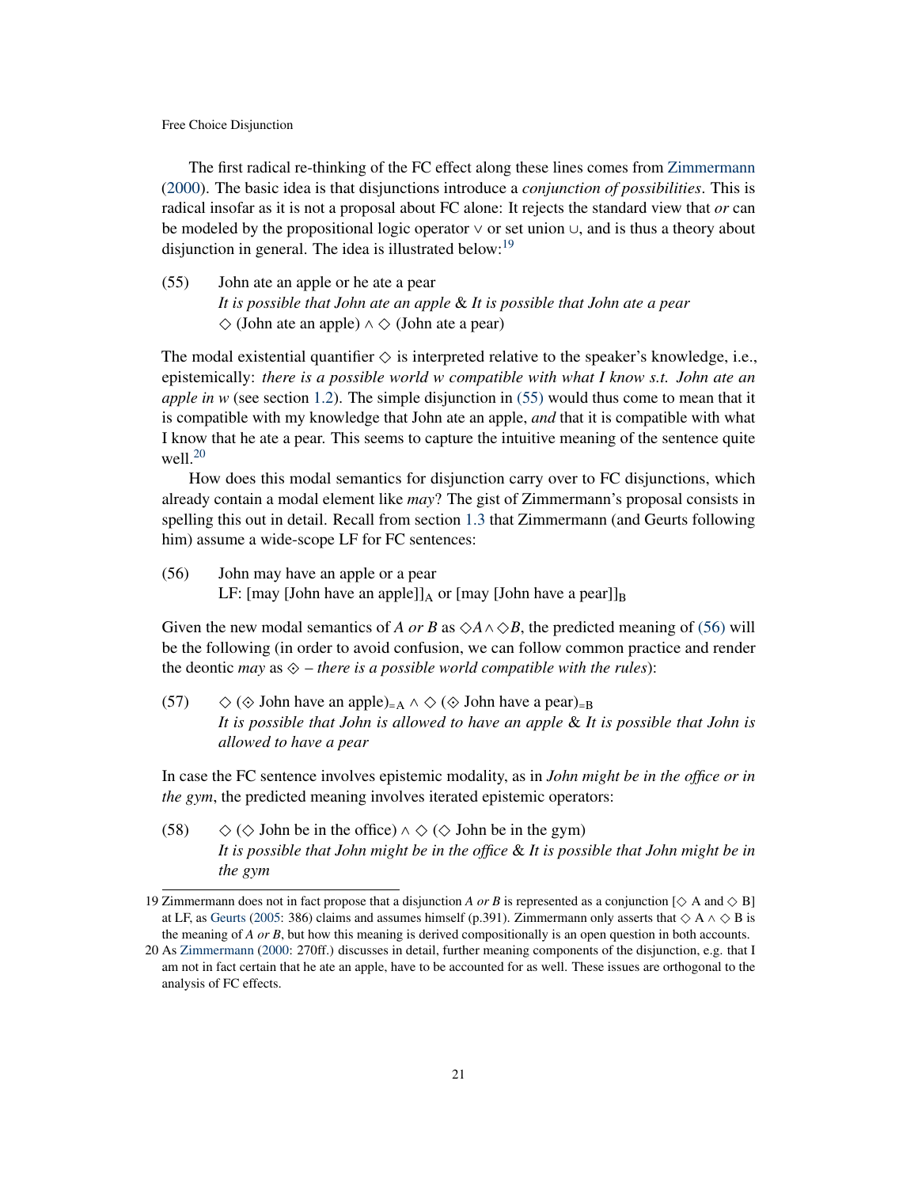The first radical re-thinking of the FC effect along these lines comes from Zimmermann (2000). The basic idea is that disjunctions introduce a *conjunction of possibilities*. This is radical insofar as it is not a proposal about FC alone: It rejects the standard view that *or* can be modeled by the propositional logic operator $\vee$ or set union $\cup$, and is thus a theory about disjunction in general. The idea is illustrated below:[19]

(55) John ate an apple or he ate a pear
*It is possible that John ate an apple* & *It is possible that John ate a pear*
$\Diamond$ (John ate an apple) $\wedge$ $\Diamond$ (John ate a pear)

The modal existential quantifier $\Diamond$ is interpreted relative to the speaker's knowledge, i.e., epistemically: *there is a possible world w compatible with what I know s.t. John ate an apple in w* (see section 1.2). The simple disjunction in (55) would thus come to mean that it is compatible with my knowledge that John ate an apple, *and* that it is compatible with what I know that he ate a pear. This seems to capture the intuitive meaning of the sentence quite well.[20]

How does this modal semantics for disjunction carry over to FC disjunctions, which already contain a modal element like *may*? The gist of Zimmermann's proposal consists in spelling this out in detail. Recall from section 1.3 that Zimmermann (and Geurts following him) assume a wide-scope LF for FC sentences:

(56) John may have an apple or a pear
LF: [may [John have an apple]]$_A$ or [may [John have a pear]]$_B$

Given the new modal semantics of *A or B* as $\Diamond A \wedge \Diamond B$, the predicted meaning of (56) will be the following (in order to avoid confusion, we can follow common practice and render the deontic *may* as $\diamondtimes$ – *there is a possible world compatible with the rules*):

(57) $\Diamond$ ($\diamondtimes$ John have an apple)$_{=A}$ $\wedge$ $\Diamond$ ($\diamondtimes$ John have a pear)$_{=B}$
*It is possible that John is allowed to have an apple* & *It is possible that John is allowed to have a pear*

In case the FC sentence involves epistemic modality, as in *John might be in the office or in the gym*, the predicted meaning involves iterated epistemic operators:

(58) $\Diamond$ ($\Diamond$ John be in the office) $\wedge$ $\Diamond$ ($\Diamond$ John be in the gym)
*It is possible that John might be in the office* & *It is possible that John might be in the gym*

19 Zimmermann does not in fact propose that a disjunction *A or B* is represented as a conjunction [$\Diamond$ A and $\Diamond$ B] at LF, as Geurts (2005: 386) claims and assumes himself (p.391). Zimmermann only asserts that $\Diamond$ A $\wedge$ $\Diamond$ B is the meaning of *A or B*, but how this meaning is derived compositionally is an open question in both accounts.

20 As Zimmermann (2000: 270ff.) discusses in detail, further meaning components of the disjunction, e.g. that I am not in fact certain that he ate an apple, have to be accounted for as well. These issues are orthogonal to the analysis of FC effects.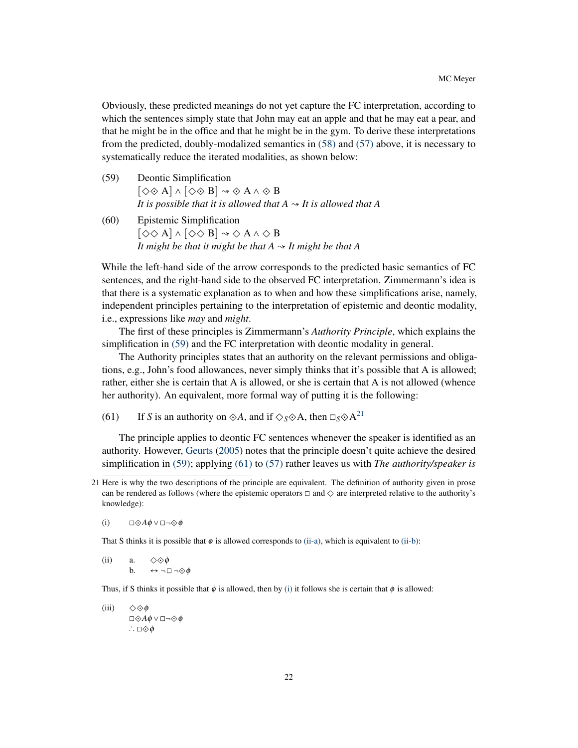Obviously, these predicted meanings do not yet capture the FC interpretation, according to which the sentences simply state that John may eat an apple and that he may eat a pear, and that he might be in the office and that he might be in the gym. To derive these interpretations from the predicted, doubly-modalized semantics in (58) and (57) above, it is necessary to systematically reduce the iterated modalities, as shown below:

(59) Deontic Simplification
$[\Diamond \diamonddot\, A] \wedge [\Diamond \diamonddot\, B] \rightsquigarrow \diamonddot\, A \wedge \diamonddot\, B$
*It is possible that it is allowed that A* $\rightsquigarrow$ *It is allowed that A*

(60) Epistemic Simplification
$[\Diamond \Diamond\, A] \wedge [\Diamond \Diamond\, B] \rightsquigarrow \Diamond\, A \wedge \Diamond\, B$
*It might be that it might be that A* $\rightsquigarrow$ *It might be that A*

While the left-hand side of the arrow corresponds to the predicted basic semantics of FC sentences, and the right-hand side to the observed FC interpretation. Zimmermann's idea is that there is a systematic explanation as to when and how these simplifications arise, namely, independent principles pertaining to the interpretation of epistemic and deontic modality, i.e., expressions like *may* and *might*.

The first of these principles is Zimmermann's *Authority Principle*, which explains the simplification in (59) and the FC interpretation with deontic modality in general.

The Authority principles states that an authority on the relevant permissions and obligations, e.g., John's food allowances, never simply thinks that it's possible that A is allowed; rather, either she is certain that A is allowed, or she is certain that A is not allowed (whence her authority). An equivalent, more formal way of putting it is the following:

(61) If $S$ is an authority on $\diamonddot A$, and if $\Diamond_S \diamonddot A$, then $\Box_S \diamonddot A$[21]

The principle applies to deontic FC sentences whenever the speaker is identified as an authority. However, Geurts (2005) notes that the principle doesn't quite achieve the desired simplification in (59); applying (61) to (57) rather leaves us with *The authority/speaker is*

21 Here is why the two descriptions of the principle are equivalent. The definition of authority given in prose can be rendered as follows (where the epistemic operators $\Box$ and $\Diamond$ are interpreted relative to the authority's knowledge):

(i) $\Box \diamonddot A\phi \vee \Box \neg \diamonddot \phi$

That S thinks it is possible that $\phi$ is allowed corresponds to (ii-a), which is equivalent to (ii-b):

(ii) a. $\Diamond \diamonddot \phi$
b. $\leftrightarrow \neg \Box \neg \diamonddot \phi$

Thus, if S thinks it possible that $\phi$ is allowed, then by (i) it follows she is certain that $\phi$ is allowed:

(iii) $\Diamond \diamonddot \phi$
$\Box \diamonddot A\phi \vee \Box \neg \diamonddot \phi$
$\therefore \Box \diamonddot \phi$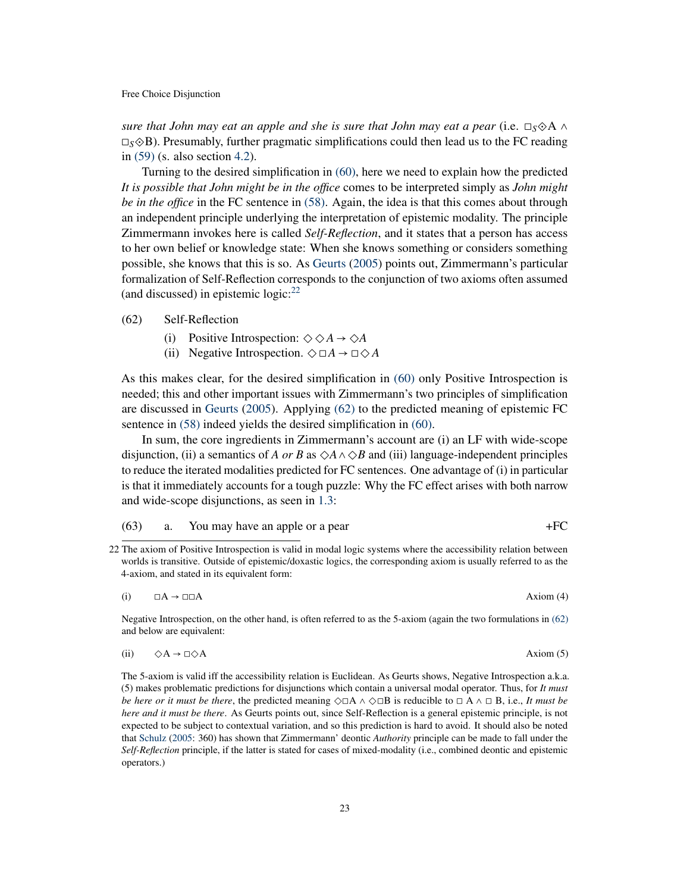*sure that John may eat an apple and she is sure that John may eat a pear* (i.e. $\Box_S\Diamond A \wedge \Box_S\Diamond B$). Presumably, further pragmatic simplifications could then lead us to the FC reading in (59) (s. also section 4.2).

Turning to the desired simplification in (60), here we need to explain how the predicted *It is possible that John might be in the office* comes to be interpreted simply as *John might be in the office* in the FC sentence in (58). Again, the idea is that this comes about through an independent principle underlying the interpretation of epistemic modality. The principle Zimmermann invokes here is called *Self-Reflection*, and it states that a person has access to her own belief or knowledge state: When she knows something or considers something possible, she knows that this is so. As Geurts (2005) points out, Zimmermann's particular formalization of Self-Reflection corresponds to the conjunction of two axioms often assumed (and discussed) in epistemic logic:[22]

(62) Self-Reflection

- (i) Positive Introspection: $\Diamond \Diamond A \rightarrow \Diamond A$
- (ii) Negative Introspection. $\Diamond \Box A \rightarrow \Box \Diamond A$

As this makes clear, for the desired simplification in (60) only Positive Introspection is needed; this and other important issues with Zimmermann's two principles of simplification are discussed in Geurts (2005). Applying (62) to the predicted meaning of epistemic FC sentence in (58) indeed yields the desired simplification in (60).

In sum, the core ingredients in Zimmermann's account are (i) an LF with wide-scope disjunction, (ii) a semantics of *A or B* as $\Diamond A \wedge \Diamond B$ and (iii) language-independent principles to reduce the iterated modalities predicted for FC sentences. One advantage of (i) in particular is that it immediately accounts for a tough puzzle: Why the FC effect arises with both narrow and wide-scope disjunctions, as seen in 1.3:

(63) a. You may have an apple or a pear +FC

---

22 The axiom of Positive Introspection is valid in modal logic systems where the accessibility relation between worlds is transitive. Outside of epistemic/doxastic logics, the corresponding axiom is usually referred to as the 4-axiom, and stated in its equivalent form:

(i) $\Box A \rightarrow \Box\Box A$ Axiom (4)

Negative Introspection, on the other hand, is often referred to as the 5-axiom (again the two formulations in (62) and below are equivalent:

(ii) $\Diamond A \rightarrow \Box\Diamond A$ Axiom (5)

The 5-axiom is valid iff the accessibility relation is Euclidean. As Geurts shows, Negative Introspection a.k.a. (5) makes problematic predictions for disjunctions which contain a universal modal operator. Thus, for *It must be here or it must be there*, the predicted meaning $\Diamond\Box A \wedge \Diamond\Box B$ is reducible to $\Box A \wedge \Box B$, i.e., *It must be here and it must be there*. As Geurts points out, since Self-Reflection is a general epistemic principle, is not expected to be subject to contextual variation, and so this prediction is hard to avoid. It should also be noted that Schulz (2005: 360) has shown that Zimmermann' deontic *Authority* principle can be made to fall under the *Self-Reflection* principle, if the latter is stated for cases of mixed-modality (i.e., combined deontic and epistemic operators.)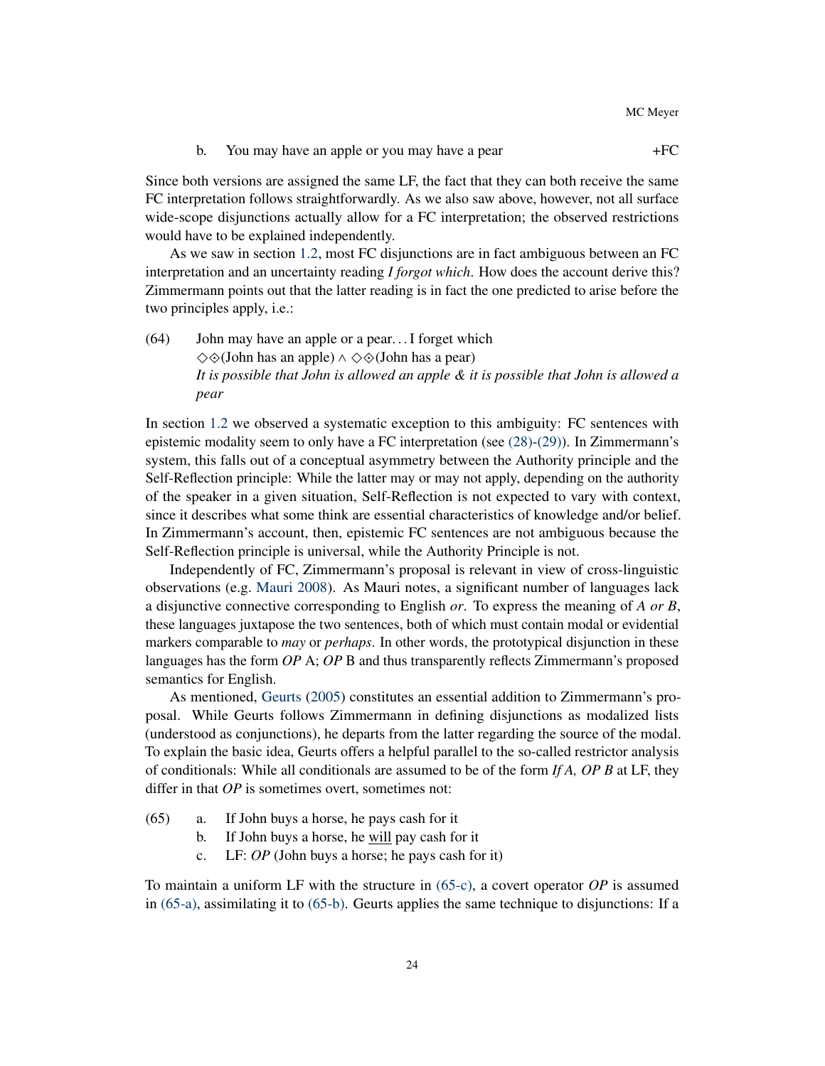b. You may have an apple or you may have a pear +FC

Since both versions are assigned the same LF, the fact that they can both receive the same FC interpretation follows straightforwardly. As we also saw above, however, not all surface wide-scope disjunctions actually allow for a FC interpretation; the observed restrictions would have to be explained independently.

As we saw in section 1.2, most FC disjunctions are in fact ambiguous between an FC interpretation and an uncertainty reading *I forgot which*. How does the account derive this? Zimmermann points out that the latter reading is in fact the one predicted to arise before the two principles apply, i.e.:

(64) John may have an apple or a pear. . . I forget which
$\Diamond\diamondsuit$(John has an apple) $\wedge$ $\Diamond\diamondsuit$(John has a pear)
*It is possible that John is allowed an apple & it is possible that John is allowed a pear*

In section 1.2 we observed a systematic exception to this ambiguity: FC sentences with epistemic modality seem to only have a FC interpretation (see (28)-(29)). In Zimmermann's system, this falls out of a conceptual asymmetry between the Authority principle and the Self-Reflection principle: While the latter may or may not apply, depending on the authority of the speaker in a given situation, Self-Reflection is not expected to vary with context, since it describes what some think are essential characteristics of knowledge and/or belief. In Zimmermann's account, then, epistemic FC sentences are not ambiguous because the Self-Reflection principle is universal, while the Authority Principle is not.

Independently of FC, Zimmermann's proposal is relevant in view of cross-linguistic observations (e.g. Mauri 2008). As Mauri notes, a significant number of languages lack a disjunctive connective corresponding to English *or*. To express the meaning of *A or B*, these languages juxtapose the two sentences, both of which must contain modal or evidential markers comparable to *may* or *perhaps*. In other words, the prototypical disjunction in these languages has the form *OP* A; *OP* B and thus transparently reflects Zimmermann's proposed semantics for English.

As mentioned, Geurts (2005) constitutes an essential addition to Zimmermann's proposal. While Geurts follows Zimmermann in defining disjunctions as modalized lists (understood as conjunctions), he departs from the latter regarding the source of the modal. To explain the basic idea, Geurts offers a helpful parallel to the so-called restrictor analysis of conditionals: While all conditionals are assumed to be of the form *If A, OP B* at LF, they differ in that *OP* is sometimes overt, sometimes not:

(65) a. If John buys a horse, he pays cash for it
b. If John buys a horse, he will pay cash for it
c. LF: *OP* (John buys a horse; he pays cash for it)

To maintain a uniform LF with the structure in (65-c), a covert operator *OP* is assumed in (65-a), assimilating it to (65-b). Geurts applies the same technique to disjunctions: If a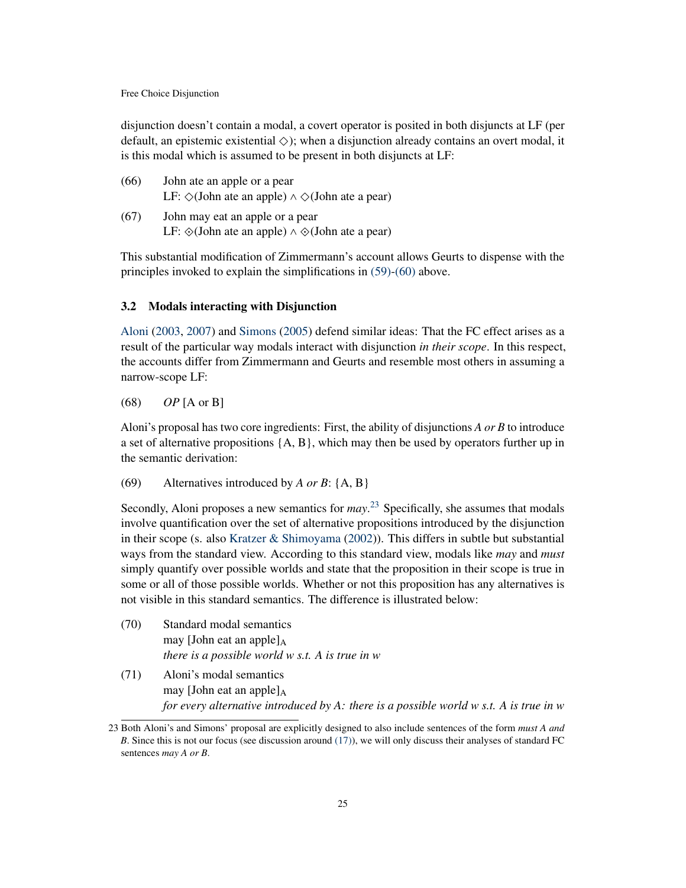disjunction doesn't contain a modal, a covert operator is posited in both disjuncts at LF (per default, an epistemic existential $\Diamond$); when a disjunction already contains an overt modal, it is this modal which is assumed to be present in both disjuncts at LF:

(66) John ate an apple or a pear
LF: $\Diamond$(John ate an apple) $\wedge$ $\Diamond$(John ate a pear)

(67) John may eat an apple or a pear
LF: $\otimes$(John ate an apple) $\wedge$ $\otimes$(John ate a pear)

This substantial modification of Zimmermann's account allows Geurts to dispense with the principles invoked to explain the simplifications in (59)-(60) above.

### 3.2 Modals interacting with Disjunction

Aloni (2003, 2007) and Simons (2005) defend similar ideas: That the FC effect arises as a result of the particular way modals interact with disjunction *in their scope*. In this respect, the accounts differ from Zimmermann and Geurts and resemble most others in assuming a narrow-scope LF:

(68) *OP* [A or B]

Aloni's proposal has two core ingredients: First, the ability of disjunctions *A or B* to introduce a set of alternative propositions {A, B}, which may then be used by operators further up in the semantic derivation:

(69) Alternatives introduced by *A or B*: {A, B}

Secondly, Aloni proposes a new semantics for *may*.[23] Specifically, she assumes that modals involve quantification over the set of alternative propositions introduced by the disjunction in their scope (s. also Kratzer & Shimoyama (2002)). This differs in subtle but substantial ways from the standard view. According to this standard view, modals like *may* and *must* simply quantify over possible worlds and state that the proposition in their scope is true in some or all of those possible worlds. Whether or not this proposition has any alternatives is not visible in this standard semantics. The difference is illustrated below:

(70) Standard modal semantics
may [John eat an apple]$_A$
*there is a possible world w s.t. A is true in w*

(71) Aloni's modal semantics
may [John eat an apple]$_A$
*for every alternative introduced by A: there is a possible world w s.t. A is true in w*

23 Both Aloni's and Simons' proposal are explicitly designed to also include sentences of the form *must A and B*. Since this is not our focus (see discussion around (17)), we will only discuss their analyses of standard FC sentences *may A or B*.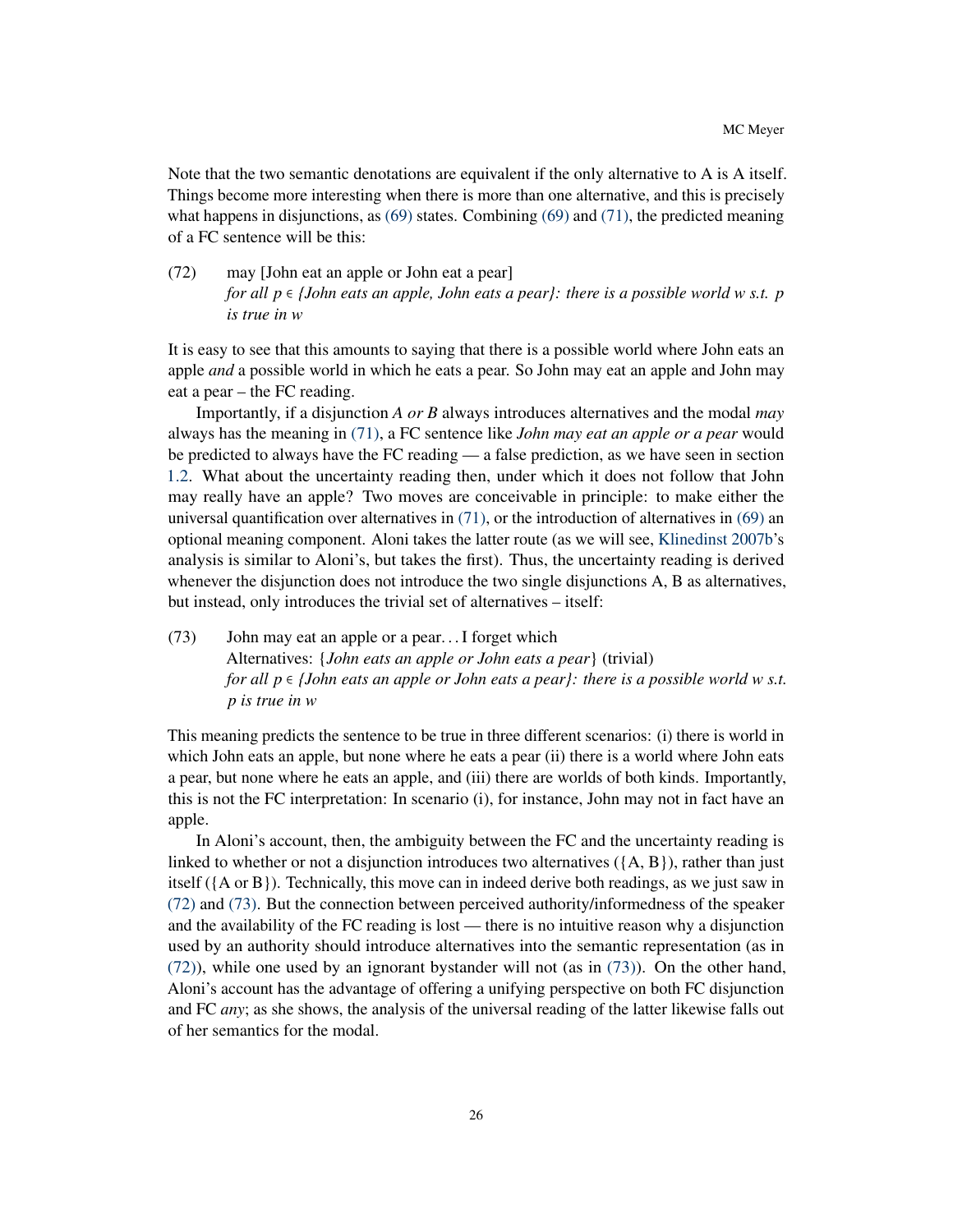Note that the two semantic denotations are equivalent if the only alternative to A is A itself. Things become more interesting when there is more than one alternative, and this is precisely what happens in disjunctions, as (69) states. Combining (69) and (71), the predicted meaning of a FC sentence will be this:

(72) may [John eat an apple or John eat a pear]
*for all p ∈ {John eats an apple, John eats a pear}: there is a possible world w s.t. p is true in w*

It is easy to see that this amounts to saying that there is a possible world where John eats an apple *and* a possible world in which he eats a pear. So John may eat an apple and John may eat a pear – the FC reading.

Importantly, if a disjunction *A or B* always introduces alternatives and the modal *may* always has the meaning in (71), a FC sentence like *John may eat an apple or a pear* would be predicted to always have the FC reading — a false prediction, as we have seen in section 1.2. What about the uncertainty reading then, under which it does not follow that John may really have an apple? Two moves are conceivable in principle: to make either the universal quantification over alternatives in (71), or the introduction of alternatives in (69) an optional meaning component. Aloni takes the latter route (as we will see, Klinedinst 2007b's analysis is similar to Aloni's, but takes the first). Thus, the uncertainty reading is derived whenever the disjunction does not introduce the two single disjunctions A, B as alternatives, but instead, only introduces the trivial set of alternatives – itself:

(73) John may eat an apple or a pear. . . I forget which
Alternatives: {*John eats an apple or John eats a pear*} (trivial)
*for all p ∈ {John eats an apple or John eats a pear}: there is a possible world w s.t. p is true in w*

This meaning predicts the sentence to be true in three different scenarios: (i) there is world in which John eats an apple, but none where he eats a pear (ii) there is a world where John eats a pear, but none where he eats an apple, and (iii) there are worlds of both kinds. Importantly, this is not the FC interpretation: In scenario (i), for instance, John may not in fact have an apple.

In Aloni's account, then, the ambiguity between the FC and the uncertainty reading is linked to whether or not a disjunction introduces two alternatives ({A, B}), rather than just itself ({A or B}). Technically, this move can in indeed derive both readings, as we just saw in (72) and (73). But the connection between perceived authority/informedness of the speaker and the availability of the FC reading is lost — there is no intuitive reason why a disjunction used by an authority should introduce alternatives into the semantic representation (as in (72)), while one used by an ignorant bystander will not (as in (73)). On the other hand, Aloni's account has the advantage of offering a unifying perspective on both FC disjunction and FC *any*; as she shows, the analysis of the universal reading of the latter likewise falls out of her semantics for the modal.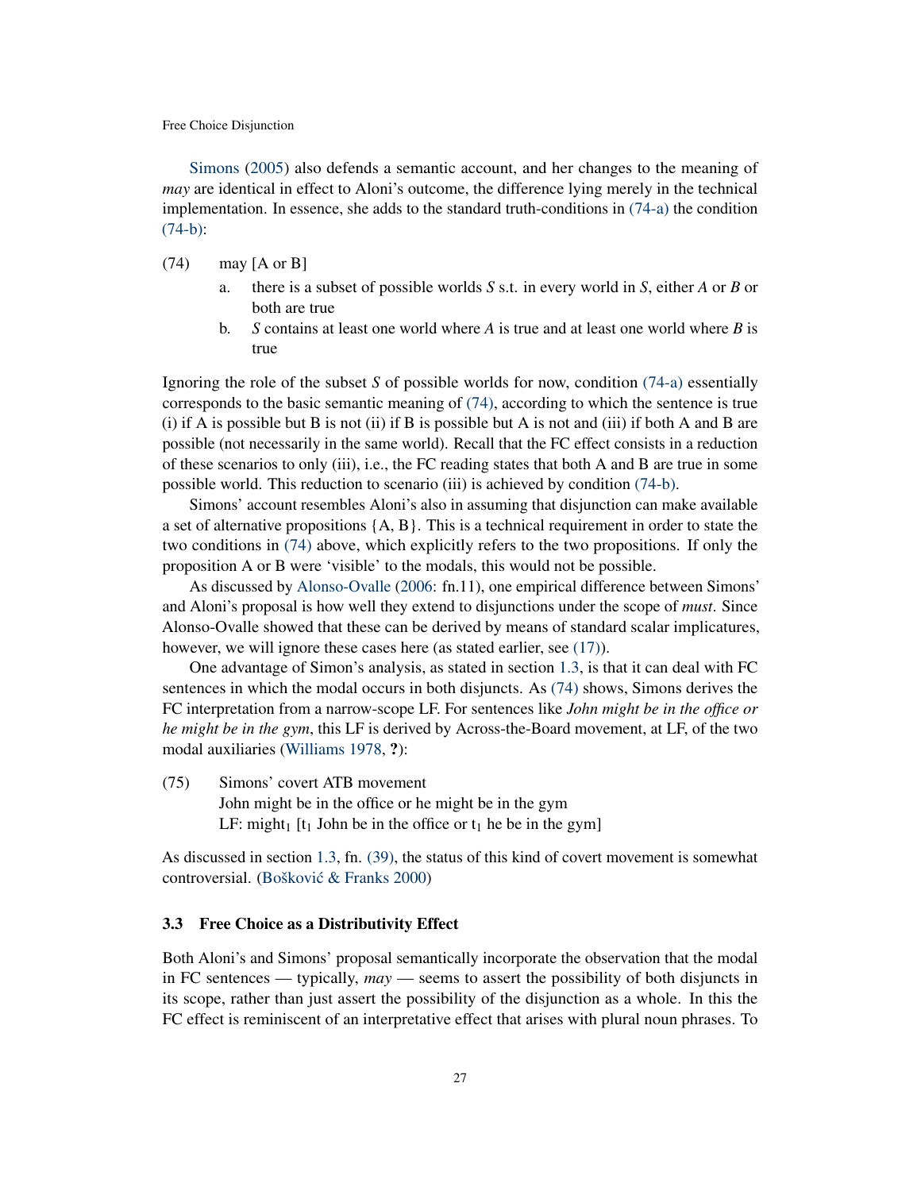Simons (2005) also defends a semantic account, and her changes to the meaning of *may* are identical in effect to Aloni's outcome, the difference lying merely in the technical implementation. In essence, she adds to the standard truth-conditions in (74-a) the condition (74-b):

(74) may [A or B]

a. there is a subset of possible worlds *S* s.t. in every world in *S*, either *A* or *B* or both are true

b. *S* contains at least one world where *A* is true and at least one world where *B* is true

Ignoring the role of the subset *S* of possible worlds for now, condition (74-a) essentially corresponds to the basic semantic meaning of (74), according to which the sentence is true (i) if A is possible but B is not (ii) if B is possible but A is not and (iii) if both A and B are possible (not necessarily in the same world). Recall that the FC effect consists in a reduction of these scenarios to only (iii), i.e., the FC reading states that both A and B are true in some possible world. This reduction to scenario (iii) is achieved by condition (74-b).

Simons' account resembles Aloni's also in assuming that disjunction can make available a set of alternative propositions {A, B}. This is a technical requirement in order to state the two conditions in (74) above, which explicitly refers to the two propositions. If only the proposition A or B were 'visible' to the modals, this would not be possible.

As discussed by Alonso-Ovalle (2006: fn.11), one empirical difference between Simons' and Aloni's proposal is how well they extend to disjunctions under the scope of *must*. Since Alonso-Ovalle showed that these can be derived by means of standard scalar implicatures, however, we will ignore these cases here (as stated earlier, see (17)).

One advantage of Simon's analysis, as stated in section 1.3, is that it can deal with FC sentences in which the modal occurs in both disjuncts. As (74) shows, Simons derives the FC interpretation from a narrow-scope LF. For sentences like *John might be in the office or he might be in the gym*, this LF is derived by Across-the-Board movement, at LF, of the two modal auxiliaries (Williams 1978, **?**):

(75) Simons' covert ATB movement
John might be in the office or he might be in the gym
LF: might$_1$ [t$_1$ John be in the office or t$_1$ he be in the gym]

As discussed in section 1.3, fn. (39), the status of this kind of covert movement is somewhat controversial. (Bošković & Franks 2000)

### 3.3 Free Choice as a Distributivity Effect

Both Aloni's and Simons' proposal semantically incorporate the observation that the modal in FC sentences — typically, *may* — seems to assert the possibility of both disjuncts in its scope, rather than just assert the possibility of the disjunction as a whole. In this the FC effect is reminiscent of an interpretative effect that arises with plural noun phrases. To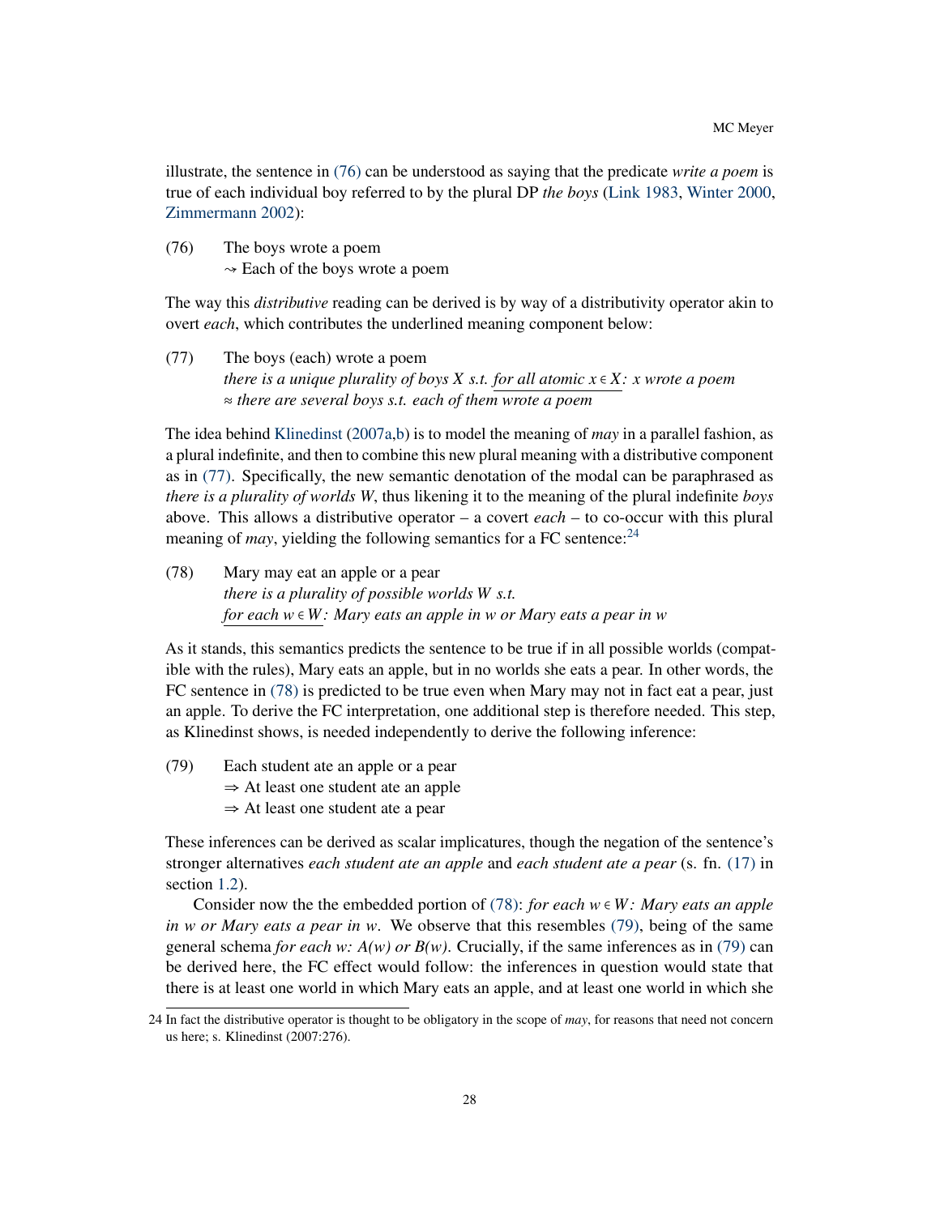illustrate, the sentence in (76) can be understood as saying that the predicate *write a poem* is true of each individual boy referred to by the plural DP *the boys* (Link 1983, Winter 2000, Zimmermann 2002):

(76) The boys wrote a poem
$\rightsquigarrow$ Each of the boys wrote a poem

The way this *distributive* reading can be derived is by way of a distributivity operator akin to overt *each*, which contributes the underlined meaning component below:

(77) The boys (each) wrote a poem
*there is a unique plurality of boys X s.t.* <u>*for all atomic x ∈ X:*</u> *x wrote a poem*
≈ *there are several boys s.t. each of them wrote a poem*

The idea behind Klinedinst (2007a,b) is to model the meaning of *may* in a parallel fashion, as a plural indefinite, and then to combine this new plural meaning with a distributive component as in (77). Specifically, the new semantic denotation of the modal can be paraphrased as *there is a plurality of worlds W*, thus likening it to the meaning of the plural indefinite *boys* above. This allows a distributive operator – a covert *each* – to co-occur with this plural meaning of *may*, yielding the following semantics for a FC sentence:[24]

(78) Mary may eat an apple or a pear
*there is a plurality of possible worlds W s.t.*
<u>*for each w ∈ W:*</u> *Mary eats an apple in w or Mary eats a pear in w*

As it stands, this semantics predicts the sentence to be true if in all possible worlds (compatible with the rules), Mary eats an apple, but in no worlds she eats a pear. In other words, the FC sentence in (78) is predicted to be true even when Mary may not in fact eat a pear, just an apple. To derive the FC interpretation, one additional step is therefore needed. This step, as Klinedinst shows, is needed independently to derive the following inference:

(79) Each student ate an apple or a pear
⇒ At least one student ate an apple
⇒ At least one student ate a pear

These inferences can be derived as scalar implicatures, though the negation of the sentence's stronger alternatives *each student ate an apple* and *each student ate a pear* (s. fn. (17) in section 1.2).

Consider now the the embedded portion of (78): *for each w ∈ W: Mary eats an apple in w or Mary eats a pear in w*. We observe that this resembles (79), being of the same general schema *for each w: A(w) or B(w)*. Crucially, if the same inferences as in (79) can be derived here, the FC effect would follow: the inferences in question would state that there is at least one world in which Mary eats an apple, and at least one world in which she

24 In fact the distributive operator is thought to be obligatory in the scope of *may*, for reasons that need not concern us here; s. Klinedinst (2007:276).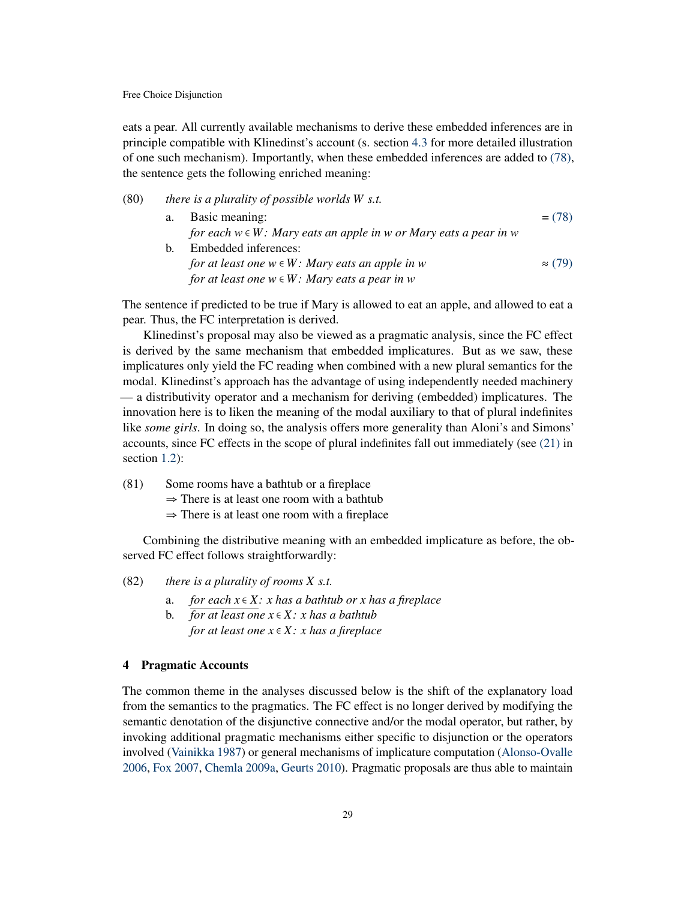eats a pear. All currently available mechanisms to derive these embedded inferences are in principle compatible with Klinedinst's account (s. section 4.3 for more detailed illustration of one such mechanism). Importantly, when these embedded inferences are added to (78), the sentence gets the following enriched meaning:

(80) *there is a plurality of possible worlds W s.t.*

a. Basic meaning: = (78)
*for each $w \in W$: Mary eats an apple in w or Mary eats a pear in w*

b. Embedded inferences: ≈ (79)
*for at least one $w \in W$: Mary eats an apple in w*
*for at least one $w \in W$: Mary eats a pear in w*

The sentence if predicted to be true if Mary is allowed to eat an apple, and allowed to eat a pear. Thus, the FC interpretation is derived.

Klinedinst's proposal may also be viewed as a pragmatic analysis, since the FC effect is derived by the same mechanism that embedded implicatures. But as we saw, these implicatures only yield the FC reading when combined with a new plural semantics for the modal. Klinedinst's approach has the advantage of using independently needed machinery — a distributivity operator and a mechanism for deriving (embedded) implicatures. The innovation here is to liken the meaning of the modal auxiliary to that of plural indefinites like *some girls*. In doing so, the analysis offers more generality than Aloni's and Simons' accounts, since FC effects in the scope of plural indefinites fall out immediately (see (21) in section 1.2):

(81) Some rooms have a bathtub or a fireplace
⇒ There is at least one room with a bathtub
⇒ There is at least one room with a fireplace

Combining the distributive meaning with an embedded implicature as before, the observed FC effect follows straightforwardly:

(82) *there is a plurality of rooms X s.t.*

a. *for each $x \in X$: x has a bathtub or x has a fireplace*

b. *for at least one $x \in X$: x has a bathtub*
*for at least one $x \in X$: x has a fireplace*

## 4 Pragmatic Accounts

The common theme in the analyses discussed below is the shift of the explanatory load from the semantics to the pragmatics. The FC effect is no longer derived by modifying the semantic denotation of the disjunctive connective and/or the modal operator, but rather, by invoking additional pragmatic mechanisms either specific to disjunction or the operators involved (Vainikka 1987) or general mechanisms of implicature computation (Alonso-Ovalle 2006, Fox 2007, Chemla 2009a, Geurts 2010). Pragmatic proposals are thus able to maintain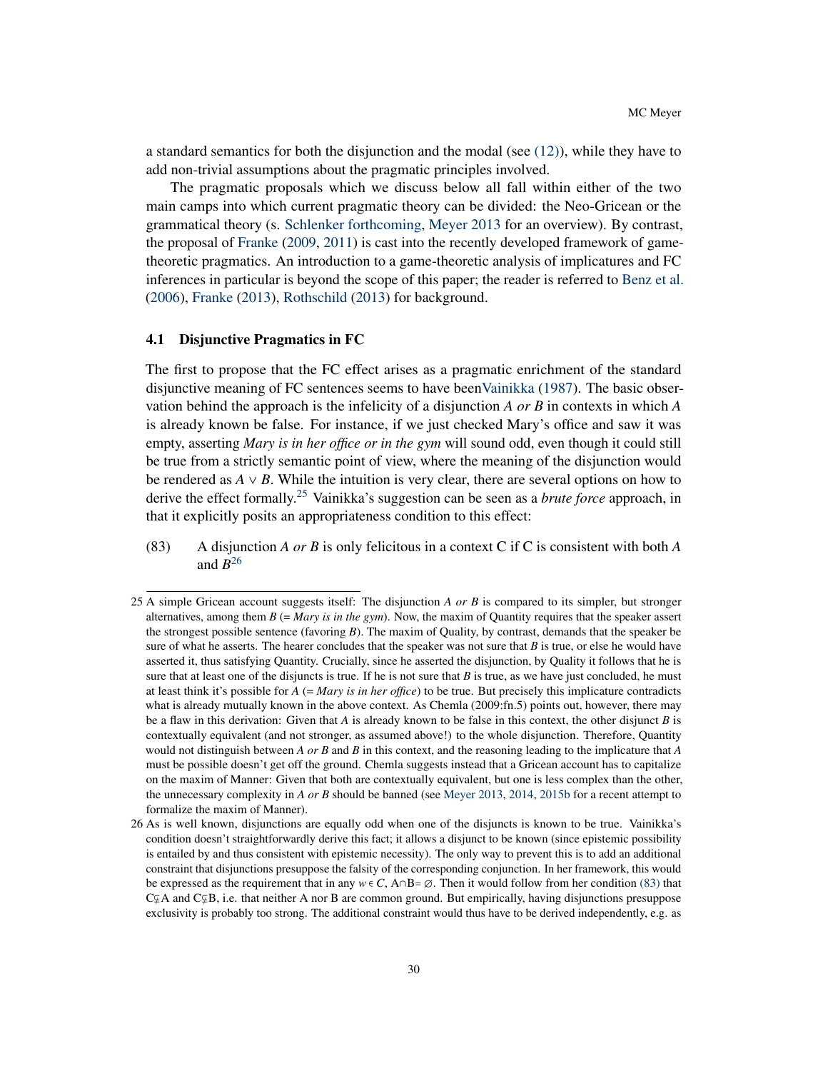a standard semantics for both the disjunction and the modal (see (12)), while they have to add non-trivial assumptions about the pragmatic principles involved.

The pragmatic proposals which we discuss below all fall within either of the two main camps into which current pragmatic theory can be divided: the Neo-Gricean or the grammatical theory (s. Schlenker forthcoming, Meyer 2013 for an overview). By contrast, the proposal of Franke (2009, 2011) is cast into the recently developed framework of game-theoretic pragmatics. An introduction to a game-theoretic analysis of implicatures and FC inferences in particular is beyond the scope of this paper; the reader is referred to Benz et al. (2006), Franke (2013), Rothschild (2013) for background.

### 4.1 Disjunctive Pragmatics in FC

The first to propose that the FC effect arises as a pragmatic enrichment of the standard disjunctive meaning of FC sentences seems to have beenVainikka (1987). The basic observation behind the approach is the infelicity of a disjunction *A or B* in contexts in which *A* is already known be false. For instance, if we just checked Mary's office and saw it was empty, asserting *Mary is in her office or in the gym* will sound odd, even though it could still be true from a strictly semantic point of view, where the meaning of the disjunction would be rendered as $A \vee B$. While the intuition is very clear, there are several options on how to derive the effect formally.[25] Vainikka's suggestion can be seen as a *brute force* approach, in that it explicitly posits an appropriateness condition to this effect:

(83) A disjunction *A or B* is only felicitous in a context C if C is consistent with both *A* and *B*[26]

---

25 A simple Gricean account suggests itself: The disjunction *A or B* is compared to its simpler, but stronger alternatives, among them *B* (= *Mary is in the gym*). Now, the maxim of Quantity requires that the speaker assert the strongest possible sentence (favoring *B*). The maxim of Quality, by contrast, demands that the speaker be sure of what he asserts. The hearer concludes that the speaker was not sure that *B* is true, or else he would have asserted it, thus satisfying Quantity. Crucially, since he asserted the disjunction, by Quality it follows that he is sure that at least one of the disjuncts is true. If he is not sure that *B* is true, as we have just concluded, he must at least think it's possible for *A* (= *Mary is in her office*) to be true. But precisely this implicature contradicts what is already mutually known in the above context. As Chemla (2009:fn.5) points out, however, there may be a flaw in this derivation: Given that *A* is already known to be false in this context, the other disjunct *B* is contextually equivalent (and not stronger, as assumed above!) to the whole disjunction. Therefore, Quantity would not distinguish between *A or B* and *B* in this context, and the reasoning leading to the implicature that *A* must be possible doesn't get off the ground. Chemla suggests instead that a Gricean account has to capitalize on the maxim of Manner: Given that both are contextually equivalent, but one is less complex than the other, the unnecessary complexity in *A or B* should be banned (see Meyer 2013, 2014, 2015b for a recent attempt to formalize the maxim of Manner).

26 As is well known, disjunctions are equally odd when one of the disjuncts is known to be true. Vainikka's condition doesn't straightforwardly derive this fact; it allows a disjunct to be known (since epistemic possibility is entailed by and thus consistent with epistemic necessity). The only way to prevent this is to add an additional constraint that disjunctions presuppose the falsity of the corresponding conjunction. In her framework, this would be expressed as the requirement that in any $w \in C$, $A \cap B = \emptyset$. Then it would follow from her condition (83) that $C \subsetneq A$ and $C \subsetneq B$, i.e. that neither A nor B are common ground. But empirically, having disjunctions presuppose exclusivity is probably too strong. The additional constraint would thus have to be derived independently, e.g. as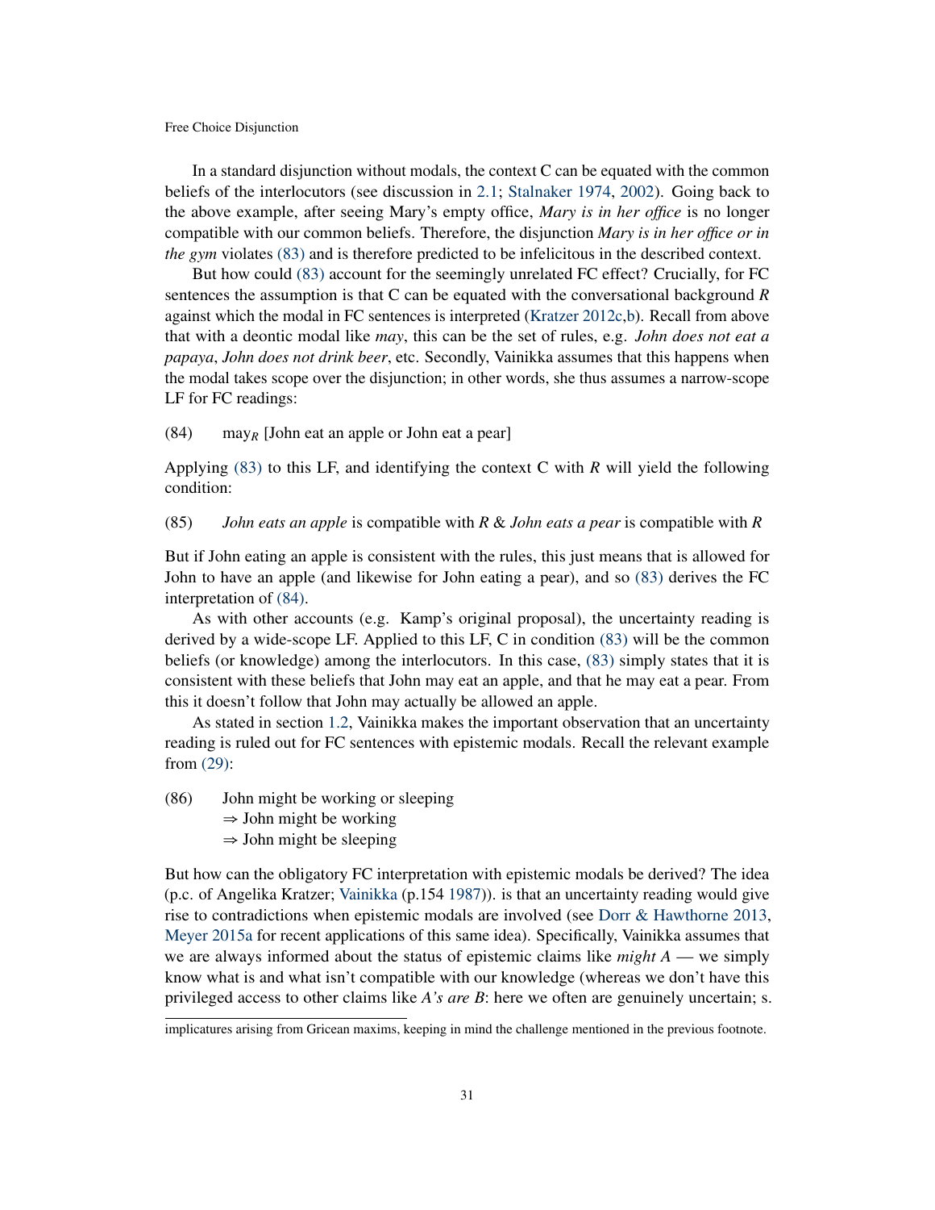In a standard disjunction without modals, the context C can be equated with the common beliefs of the interlocutors (see discussion in 2.1; Stalnaker 1974, 2002). Going back to the above example, after seeing Mary's empty office, *Mary is in her office* is no longer compatible with our common beliefs. Therefore, the disjunction *Mary is in her office or in the gym* violates (83) and is therefore predicted to be infelicitous in the described context.

But how could (83) account for the seemingly unrelated FC effect? Crucially, for FC sentences the assumption is that C can be equated with the conversational background *R* against which the modal in FC sentences is interpreted (Kratzer 2012c,b). Recall from above that with a deontic modal like *may*, this can be the set of rules, e.g. *John does not eat a papaya*, *John does not drink beer*, etc. Secondly, Vainikka assumes that this happens when the modal takes scope over the disjunction; in other words, she thus assumes a narrow-scope LF for FC readings:

(84) $\text{may}_R$ [John eat an apple or John eat a pear]

Applying (83) to this LF, and identifying the context C with *R* will yield the following condition:

(85) *John eats an apple* is compatible with *R* & *John eats a pear* is compatible with *R*

But if John eating an apple is consistent with the rules, this just means that is allowed for John to have an apple (and likewise for John eating a pear), and so (83) derives the FC interpretation of (84).

As with other accounts (e.g. Kamp's original proposal), the uncertainty reading is derived by a wide-scope LF. Applied to this LF, C in condition (83) will be the common beliefs (or knowledge) among the interlocutors. In this case, (83) simply states that it is consistent with these beliefs that John may eat an apple, and that he may eat a pear. From this it doesn't follow that John may actually be allowed an apple.

As stated in section 1.2, Vainikka makes the important observation that an uncertainty reading is ruled out for FC sentences with epistemic modals. Recall the relevant example from (29):

(86) John might be working or sleeping
$\Rightarrow$ John might be working
$\Rightarrow$ John might be sleeping

But how can the obligatory FC interpretation with epistemic modals be derived? The idea (p.c. of Angelika Kratzer; Vainikka (p.154 1987)). is that an uncertainty reading would give rise to contradictions when epistemic modals are involved (see Dorr & Hawthorne 2013, Meyer 2015a for recent applications of this same idea). Specifically, Vainikka assumes that we are always informed about the status of epistemic claims like *might A* — we simply know what is and what isn't compatible with our knowledge (whereas we don't have this privileged access to other claims like *A's are B*: here we often are genuinely uncertain; s.

implicatures arising from Gricean maxims, keeping in mind the challenge mentioned in the previous footnote.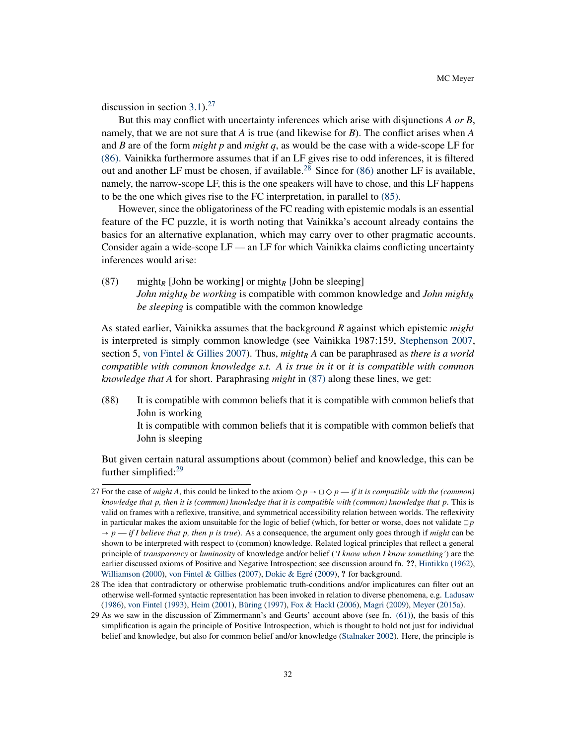discussion in section 3.1).[27]

But this may conflict with uncertainty inferences which arise with disjunctions *A or B*, namely, that we are not sure that *A* is true (and likewise for *B*). The conflict arises when *A* and *B* are of the form *might p* and *might q*, as would be the case with a wide-scope LF for (86). Vainikka furthermore assumes that if an LF gives rise to odd inferences, it is filtered out and another LF must be chosen, if available.[28] Since for (86) another LF is available, namely, the narrow-scope LF, this is the one speakers will have to chose, and this LF happens to be the one which gives rise to the FC interpretation, in parallel to (85).

However, since the obligatoriness of the FC reading with epistemic modals is an essential feature of the FC puzzle, it is worth noting that Vainikka's account already contains the basics for an alternative explanation, which may carry over to other pragmatic accounts. Consider again a wide-scope LF — an LF for which Vainikka claims conflicting uncertainty inferences would arise:

(87) $\text{might}_R$ [John be working] or $\text{might}_R$ [John be sleeping]
*John* $\textit{might}_R$ *be working* is compatible with common knowledge and *John* $\textit{might}_R$ *be sleeping* is compatible with the common knowledge

As stated earlier, Vainikka assumes that the background *R* against which epistemic *might* is interpreted is simply common knowledge (see Vainikka 1987:159, Stephenson 2007, section 5, von Fintel & Gillies 2007). Thus, $\textit{might}_R$ *A* can be paraphrased as *there is a world compatible with common knowledge s.t. A is true in it* or *it is compatible with common knowledge that A* for short. Paraphrasing *might* in (87) along these lines, we get:

(88) It is compatible with common beliefs that it is compatible with common beliefs that John is working
It is compatible with common beliefs that it is compatible with common beliefs that John is sleeping

But given certain natural assumptions about (common) belief and knowledge, this can be further simplified:[29]

---

27 For the case of *might A*, this could be linked to the axiom $\Diamond p \rightarrow \Box\Diamond p$ — *if it is compatible with the (common) knowledge that p, then it is (common) knowledge that it is compatible with (common) knowledge that p*. This is valid on frames with a reflexive, transitive, and symmetrical accessibility relation between worlds. The reflexivity in particular makes the axiom unsuitable for the logic of belief (which, for better or worse, does not validate $\Box p \rightarrow p$ — *if I believe that p, then p is true*). As a consequence, the argument only goes through if *might* can be shown to be interpreted with respect to (common) knowledge. Related logical principles that reflect a general principle of *transparency* or *luminosity* of knowledge and/or belief (*'I know when I know something'*) are the earlier discussed axioms of Positive and Negative Introspection; see discussion around fn. **??**, Hintikka (1962), Williamson (2000), von Fintel & Gillies (2007), Dokic & Egré (2009), **?** for background.

28 The idea that contradictory or otherwise problematic truth-conditions and/or implicatures can filter out an otherwise well-formed syntactic representation has been invoked in relation to diverse phenomena, e.g. Ladusaw (1986), von Fintel (1993), Heim (2001), Büring (1997), Fox & Hackl (2006), Magri (2009), Meyer (2015a).

29 As we saw in the discussion of Zimmermann's and Geurts' account above (see fn. (61)), the basis of this simplification is again the principle of Positive Introspection, which is thought to hold not just for individual belief and knowledge, but also for common belief and/or knowledge (Stalnaker 2002). Here, the principle is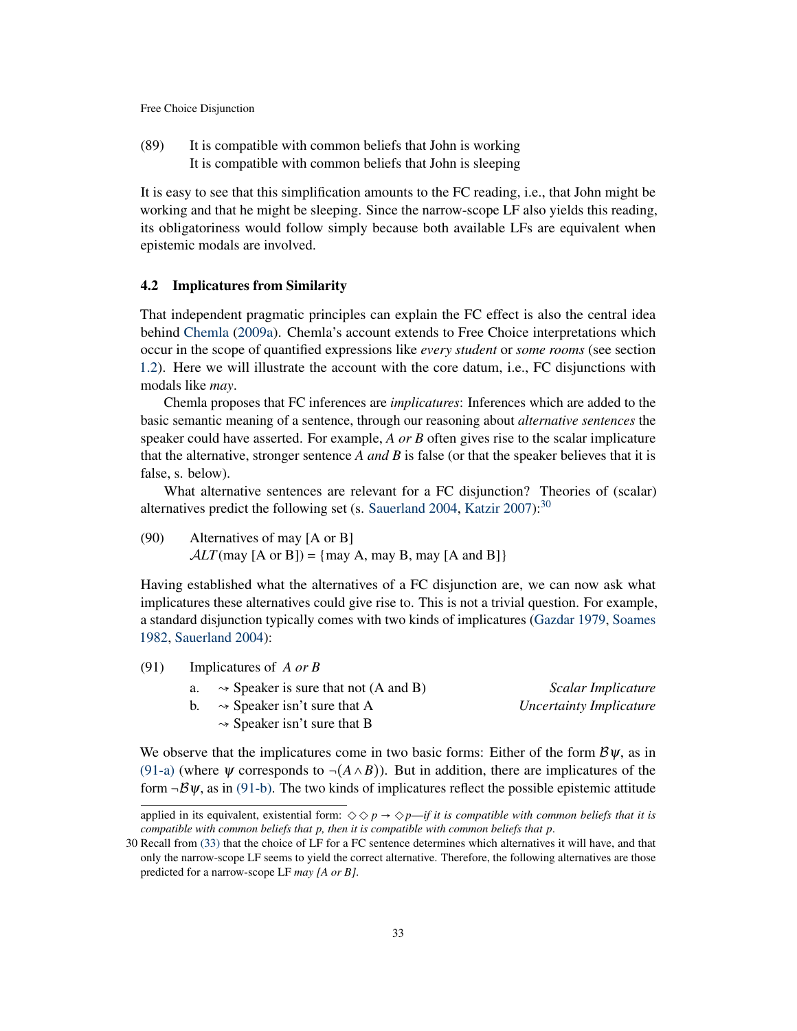(89) It is compatible with common beliefs that John is working
It is compatible with common beliefs that John is sleeping

It is easy to see that this simplification amounts to the FC reading, i.e., that John might be working and that he might be sleeping. Since the narrow-scope LF also yields this reading, its obligatoriness would follow simply because both available LFs are equivalent when epistemic modals are involved.

### 4.2 Implicatures from Similarity

That independent pragmatic principles can explain the FC effect is also the central idea behind Chemla (2009a). Chemla's account extends to Free Choice interpretations which occur in the scope of quantified expressions like *every student* or *some rooms* (see section 1.2). Here we will illustrate the account with the core datum, i.e., FC disjunctions with modals like *may*.

Chemla proposes that FC inferences are *implicatures*: Inferences which are added to the basic semantic meaning of a sentence, through our reasoning about *alternative sentences* the speaker could have asserted. For example, *A or B* often gives rise to the scalar implicature that the alternative, stronger sentence *A and B* is false (or that the speaker believes that it is false, s. below).

What alternative sentences are relevant for a FC disjunction? Theories of (scalar) alternatives predict the following set (s. Sauerland 2004, Katzir 2007):[30]

(90) Alternatives of may [A or B]
$\mathcal{ALT}$(may [A or B]) = {may A, may B, may [A and B]}

Having established what the alternatives of a FC disjunction are, we can now ask what implicatures these alternatives could give rise to. This is not a trivial question. For example, a standard disjunction typically comes with two kinds of implicatures (Gazdar 1979, Soames 1982, Sauerland 2004):

(91) Implicatures of *A or B*
a. $\rightsquigarrow$ Speaker is sure that not (A and B) — *Scalar Implicature*
b. $\rightsquigarrow$ Speaker isn't sure that A — *Uncertainty Implicature*
$\rightsquigarrow$ Speaker isn't sure that B

We observe that the implicatures come in two basic forms: Either of the form $\mathcal{B}\psi$, as in (91-a) (where $\psi$ corresponds to $\neg(A \wedge B)$). But in addition, there are implicatures of the form $\neg\mathcal{B}\psi$, as in (91-b). The two kinds of implicatures reflect the possible epistemic attitude

applied in its equivalent, existential form: $\Diamond\Diamond p \rightarrow \Diamond p$—*if it is compatible with common beliefs that it is compatible with common beliefs that p, then it is compatible with common beliefs that p.*

30 Recall from (33) that the choice of LF for a FC sentence determines which alternatives it will have, and that only the narrow-scope LF seems to yield the correct alternative. Therefore, the following alternatives are those predicted for a narrow-scope LF *may [A or B].*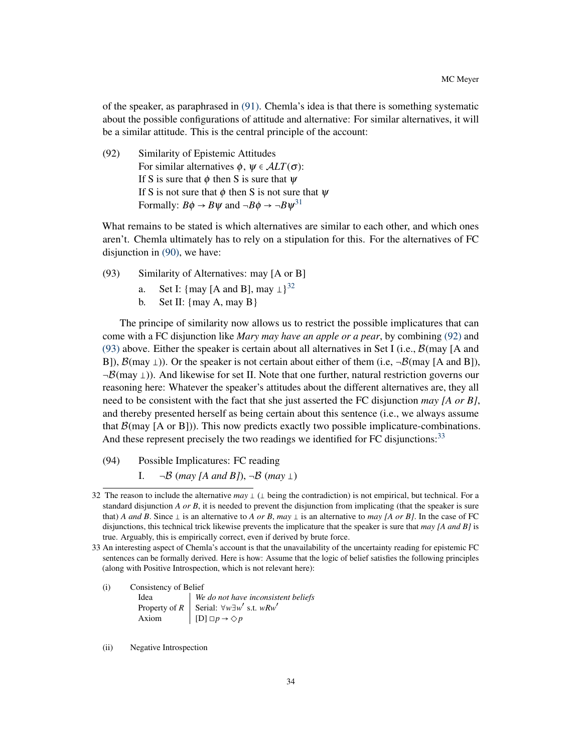of the speaker, as paraphrased in (91). Chemla's idea is that there is something systematic about the possible configurations of attitude and alternative: For similar alternatives, it will be a similar attitude. This is the central principle of the account:

(92) Similarity of Epistemic Attitudes
For similar alternatives $\phi$, $\psi \in \mathcal{ALT}(\sigma)$:
If S is sure that $\phi$ then S is sure that $\psi$
If S is not sure that $\phi$ then S is not sure that $\psi$
Formally: $B\phi \rightarrow B\psi$ and $\neg B\phi \rightarrow \neg B\psi$[31]

What remains to be stated is which alternatives are similar to each other, and which ones aren't. Chemla ultimately has to rely on a stipulation for this. For the alternatives of FC disjunction in (90), we have:

(93) Similarity of Alternatives: may [A or B]
  a. Set I: {may [A and B], may $\bot$}[32]
  b. Set II: {may A, may B}

The principe of similarity now allows us to restrict the possible implicatures that can come with a FC disjunction like *Mary may have an apple or a pear*, by combining (92) and (93) above. Either the speaker is certain about all alternatives in Set I (i.e., $\mathcal{B}$(may [A and B]), $\mathcal{B}$(may $\bot$)). Or the speaker is not certain about either of them (i.e, $\neg\mathcal{B}$(may [A and B]), $\neg\mathcal{B}$(may $\bot$)). And likewise for set II. Note that one further, natural restriction governs our reasoning here: Whatever the speaker's attitudes about the different alternatives are, they all need to be consistent with the fact that she just asserted the FC disjunction *may [A or B]*, and thereby presented herself as being certain about this sentence (i.e., we always assume that $\mathcal{B}$(may [A or B])). This now predicts exactly two possible implicature-combinations. And these represent precisely the two readings we identified for FC disjunctions:[33]

(94) Possible Implicatures: FC reading
  I. $\neg\mathcal{B}$ (*may [A and B]*), $\neg\mathcal{B}$ (*may* $\bot$)

---

32 The reason to include the alternative *may* $\bot$ ($\bot$ being the contradiction) is not empirical, but technical. For a standard disjunction *A or B*, it is needed to prevent the disjunction from implicating (that the speaker is sure that) *A and B*. Since $\bot$ is an alternative to *A or B*, *may* $\bot$ is an alternative to *may [A or B]*. In the case of FC disjunctions, this technical trick likewise prevents the implicature that the speaker is sure that *may [A and B]* is true. Arguably, this is empirically correct, even if derived by brute force.

33 An interesting aspect of Chemla's account is that the unavailability of the uncertainty reading for epistemic FC sentences can be formally derived. Here is how: Assume that the logic of belief satisfies the following principles (along with Positive Introspection, which is not relevant here):

(i) Consistency of Belief

| | |
|---|---|
| Idea | *We do not have inconsistent beliefs* |
| Property of $R$ | Serial: $\forall w \exists w'$ s.t. $wRw'$ |
| Axiom | [D] $\Box p \rightarrow \Diamond p$ |

(ii) Negative Introspection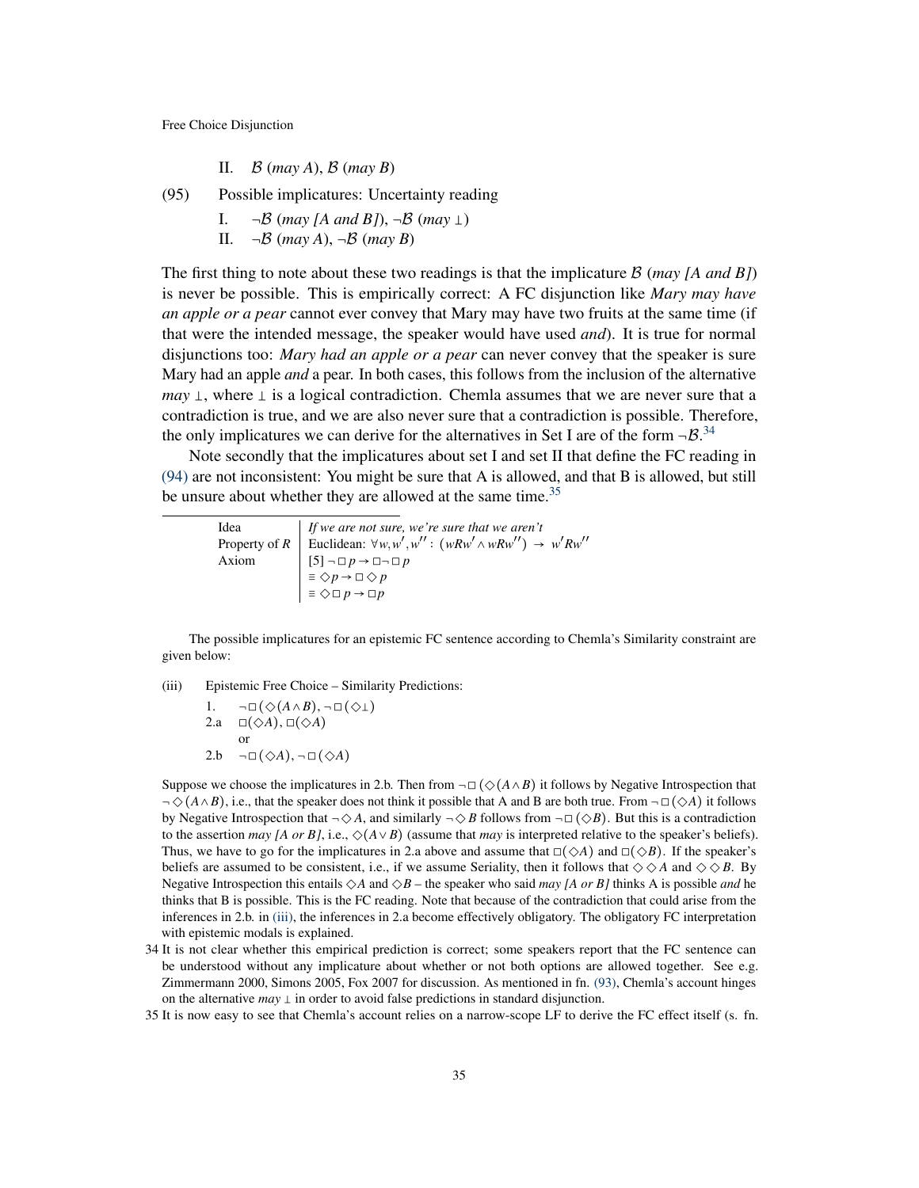II. $\mathcal{B}$ (*may A*), $\mathcal{B}$ (*may B*)

(95) Possible implicatures: Uncertainty reading

I. $\neg\mathcal{B}$ (*may [A and B]*), $\neg\mathcal{B}$ (*may* $\bot$)

II. $\neg\mathcal{B}$ (*may A*), $\neg\mathcal{B}$ (*may B*)

The first thing to note about these two readings is that the implicature $\mathcal{B}$ (*may [A and B]*) is never be possible. This is empirically correct: A FC disjunction like *Mary may have an apple or a pear* cannot ever convey that Mary may have two fruits at the same time (if that were the intended message, the speaker would have used *and*). It is true for normal disjunctions too: *Mary had an apple or a pear* can never convey that the speaker is sure Mary had an apple *and* a pear. In both cases, this follows from the inclusion of the alternative *may* $\bot$, where $\bot$ is a logical contradiction. Chemla assumes that we are never sure that a contradiction is true, and we are also never sure that a contradiction is possible. Therefore, the only implicatures we can derive for the alternatives in Set I are of the form $\neg\mathcal{B}$.[34]

Note secondly that the implicatures about set I and set II that define the FC reading in (94) are not inconsistent: You might be sure that A is allowed, and that B is allowed, but still be unsure about whether they are allowed at the same time.[35]

---

| | |
|---|---|
| Idea | *If we are not sure, we're sure that we aren't* |
| Property of $R$ | Euclidean: $\forall w, w', w'' : (wRw' \wedge wRw'') \rightarrow w'Rw''$ |
| Axiom | [5] $\neg\Box p \rightarrow \Box\neg\Box p$ |
| | $\equiv \Diamond p \rightarrow \Box\Diamond p$ |
| | $\equiv \Diamond\Box p \rightarrow \Box p$ |

The possible implicatures for an epistemic FC sentence according to Chemla's Similarity constraint are given below:

(iii) Epistemic Free Choice – Similarity Predictions:

1. $\neg\Box(\Diamond(A\wedge B)$, $\neg\Box(\Diamond\bot)$

2.a $\Box(\Diamond A)$, $\Box(\Diamond A)$

or

2.b $\neg\Box(\Diamond A)$, $\neg\Box(\Diamond A)$

Suppose we choose the implicatures in 2.b. Then from $\neg\Box(\Diamond(A\wedge B)$ it follows by Negative Introspection that $\neg\Diamond(A\wedge B)$, i.e., that the speaker does not think it possible that A and B are both true. From $\neg\Box(\Diamond A)$ it follows by Negative Introspection that $\neg\Diamond A$, and similarly $\neg\Diamond B$ follows from $\neg\Box(\Diamond B)$. But this is a contradiction to the assertion *may [A or B]*, i.e., $\Diamond(A\vee B)$ (assume that *may* is interpreted relative to the speaker's beliefs). Thus, we have to go for the implicatures in 2.a above and assume that $\Box(\Diamond A)$ and $\Box(\Diamond B)$. If the speaker's beliefs are assumed to be consistent, i.e., if we assume Seriality, then it follows that $\Diamond\Diamond A$ and $\Diamond\Diamond B$. By Negative Introspection this entails $\Diamond A$ and $\Diamond B$ – the speaker who said *may [A or B]* thinks A is possible *and* he thinks that B is possible. This is the FC reading. Note that because of the contradiction that could arise from the inferences in 2.b. in (iii), the inferences in 2.a become effectively obligatory. The obligatory FC interpretation with epistemic modals is explained.

34 It is not clear whether this empirical prediction is correct; some speakers report that the FC sentence can be understood without any implicature about whether or not both options are allowed together. See e.g. Zimmermann 2000, Simons 2005, Fox 2007 for discussion. As mentioned in fn. (93), Chemla's account hinges on the alternative *may* $\bot$ in order to avoid false predictions in standard disjunction.

35 It is now easy to see that Chemla's account relies on a narrow-scope LF to derive the FC effect itself (s. fn.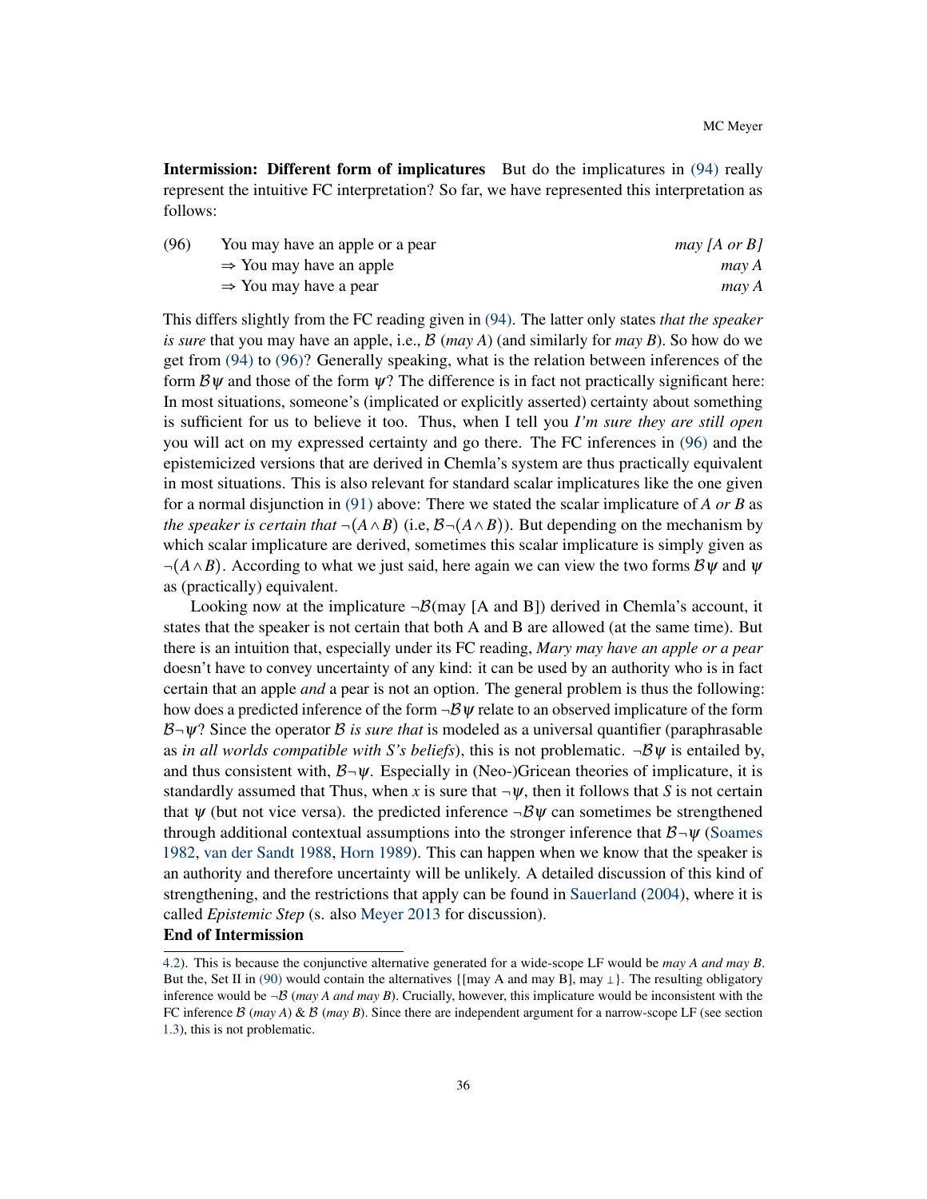**Intermission: Different form of implicatures** But do the implicatures in (94) really represent the intuitive FC interpretation? So far, we have represented this interpretation as follows:

(96) You may have an apple or a pear *may [A or B]*
$\Rightarrow$ You may have an apple *may A*
$\Rightarrow$ You may have a pear *may A*

This differs slightly from the FC reading given in (94). The latter only states *that the speaker is sure* that you may have an apple, i.e., $\mathcal{B}$ (*may A*) (and similarly for *may B*). So how do we get from (94) to (96)? Generally speaking, what is the relation between inferences of the form $\mathcal{B}\psi$ and those of the form $\psi$? The difference is in fact not practically significant here: In most situations, someone's (implicated or explicitly asserted) certainty about something is sufficient for us to believe it too. Thus, when I tell you *I'm sure they are still open* you will act on my expressed certainty and go there. The FC inferences in (96) and the epistemicized versions that are derived in Chemla's system are thus practically equivalent in most situations. This is also relevant for standard scalar implicatures like the one given for a normal disjunction in (91) above: There we stated the scalar implicature of *A or B* as *the speaker is certain that* $\neg(A \wedge B)$ (i.e, $\mathcal{B}\neg(A \wedge B)$). But depending on the mechanism by which scalar implicature are derived, sometimes this scalar implicature is simply given as $\neg(A \wedge B)$. According to what we just said, here again we can view the two forms $\mathcal{B}\psi$ and $\psi$ as (practically) equivalent.

Looking now at the implicature $\neg\mathcal{B}$(may [A and B]) derived in Chemla's account, it states that the speaker is not certain that both A and B are allowed (at the same time). But there is an intuition that, especially under its FC reading, *Mary may have an apple or a pear* doesn't have to convey uncertainty of any kind: it can be used by an authority who is in fact certain that an apple *and* a pear is not an option. The general problem is thus the following: how does a predicted inference of the form $\neg\mathcal{B}\psi$ relate to an observed implicature of the form $\mathcal{B}\neg\psi$? Since the operator $\mathcal{B}$ *is sure that* is modeled as a universal quantifier (paraphrasable as *in all worlds compatible with S's beliefs*), this is not problematic. $\neg\mathcal{B}\psi$ is entailed by, and thus consistent with, $\mathcal{B}\neg\psi$. Especially in (Neo-)Gricean theories of implicature, it is standardly assumed that Thus, when $x$ is sure that $\neg\psi$, then it follows that $S$ is not certain that $\psi$ (but not vice versa). the predicted inference $\neg\mathcal{B}\psi$ can sometimes be strengthened through additional contextual assumptions into the stronger inference that $\mathcal{B}\neg\psi$ (Soames 1982, van der Sandt 1988, Horn 1989). This can happen when we know that the speaker is an authority and therefore uncertainty will be unlikely. A detailed discussion of this kind of strengthening, and the restrictions that apply can be found in Sauerland (2004), where it is called *Epistemic Step* (s. also Meyer 2013 for discussion).

**End of Intermission**

---

4.2). This is because the conjunctive alternative generated for a wide-scope LF would be *may A and may B*. But the, Set II in (90) would contain the alternatives {[may A and may B], may $\perp$}. The resulting obligatory inference would be $\neg\mathcal{B}$ (*may A and may B*). Crucially, however, this implicature would be inconsistent with the FC inference $\mathcal{B}$ (*may A*) & $\mathcal{B}$ (*may B*). Since there are independent argument for a narrow-scope LF (see section 1.3), this is not problematic.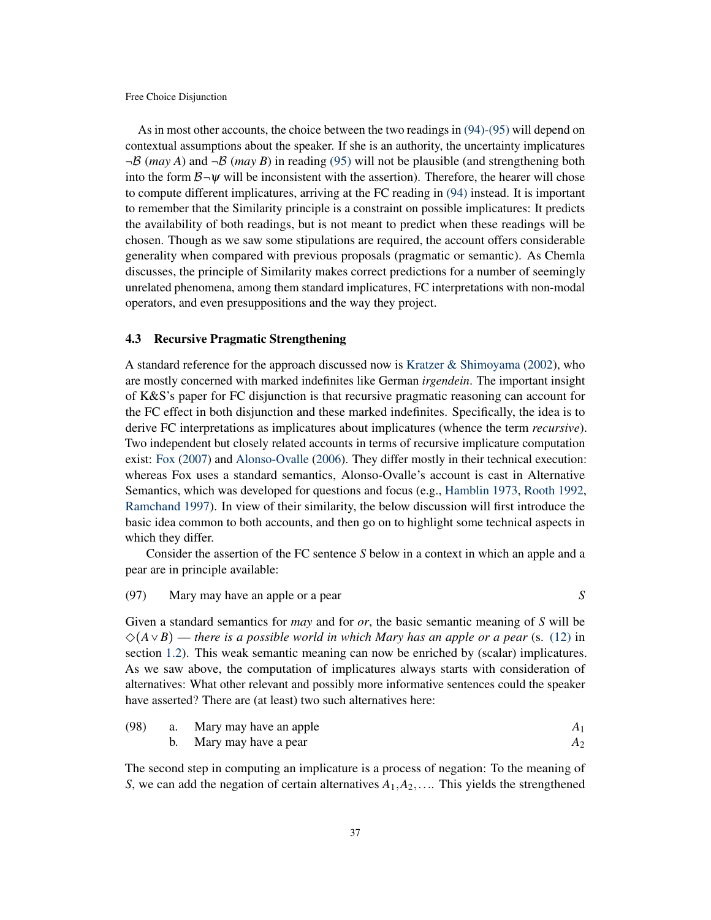As in most other accounts, the choice between the two readings in (94)-(95) will depend on contextual assumptions about the speaker. If she is an authority, the uncertainty implicatures $\neg\mathcal{B}$ (*may A*) and $\neg\mathcal{B}$ (*may B*) in reading (95) will not be plausible (and strengthening both into the form $\mathcal{B}\neg\psi$ will be inconsistent with the assertion). Therefore, the hearer will chose to compute different implicatures, arriving at the FC reading in (94) instead. It is important to remember that the Similarity principle is a constraint on possible implicatures: It predicts the availability of both readings, but is not meant to predict when these readings will be chosen. Though as we saw some stipulations are required, the account offers considerable generality when compared with previous proposals (pragmatic or semantic). As Chemla discusses, the principle of Similarity makes correct predictions for a number of seemingly unrelated phenomena, among them standard implicatures, FC interpretations with non-modal operators, and even presuppositions and the way they project.

### 4.3 Recursive Pragmatic Strengthening

A standard reference for the approach discussed now is Kratzer & Shimoyama (2002), who are mostly concerned with marked indefinites like German *irgendein*. The important insight of K&S's paper for FC disjunction is that recursive pragmatic reasoning can account for the FC effect in both disjunction and these marked indefinites. Specifically, the idea is to derive FC interpretations as implicatures about implicatures (whence the term *recursive*). Two independent but closely related accounts in terms of recursive implicature computation exist: Fox (2007) and Alonso-Ovalle (2006). They differ mostly in their technical execution: whereas Fox uses a standard semantics, Alonso-Ovalle's account is cast in Alternative Semantics, which was developed for questions and focus (e.g., Hamblin 1973, Rooth 1992, Ramchand 1997). In view of their similarity, the below discussion will first introduce the basic idea common to both accounts, and then go on to highlight some technical aspects in which they differ.

Consider the assertion of the FC sentence *S* below in a context in which an apple and a pear are in principle available:

(97) Mary may have an apple or a pear *S*

Given a standard semantics for *may* and for *or*, the basic semantic meaning of *S* will be $\Diamond(A \vee B)$ — *there is a possible world in which Mary has an apple or a pear* (s. (12) in section 1.2). This weak semantic meaning can now be enriched by (scalar) implicatures. As we saw above, the computation of implicatures always starts with consideration of alternatives: What other relevant and possibly more informative sentences could the speaker have asserted? There are (at least) two such alternatives here:

(98) a. Mary may have an apple $A_1$
b. Mary may have a pear $A_2$

The second step in computing an implicature is a process of negation: To the meaning of *S*, we can add the negation of certain alternatives $A_1, A_2, \ldots$. This yields the strengthened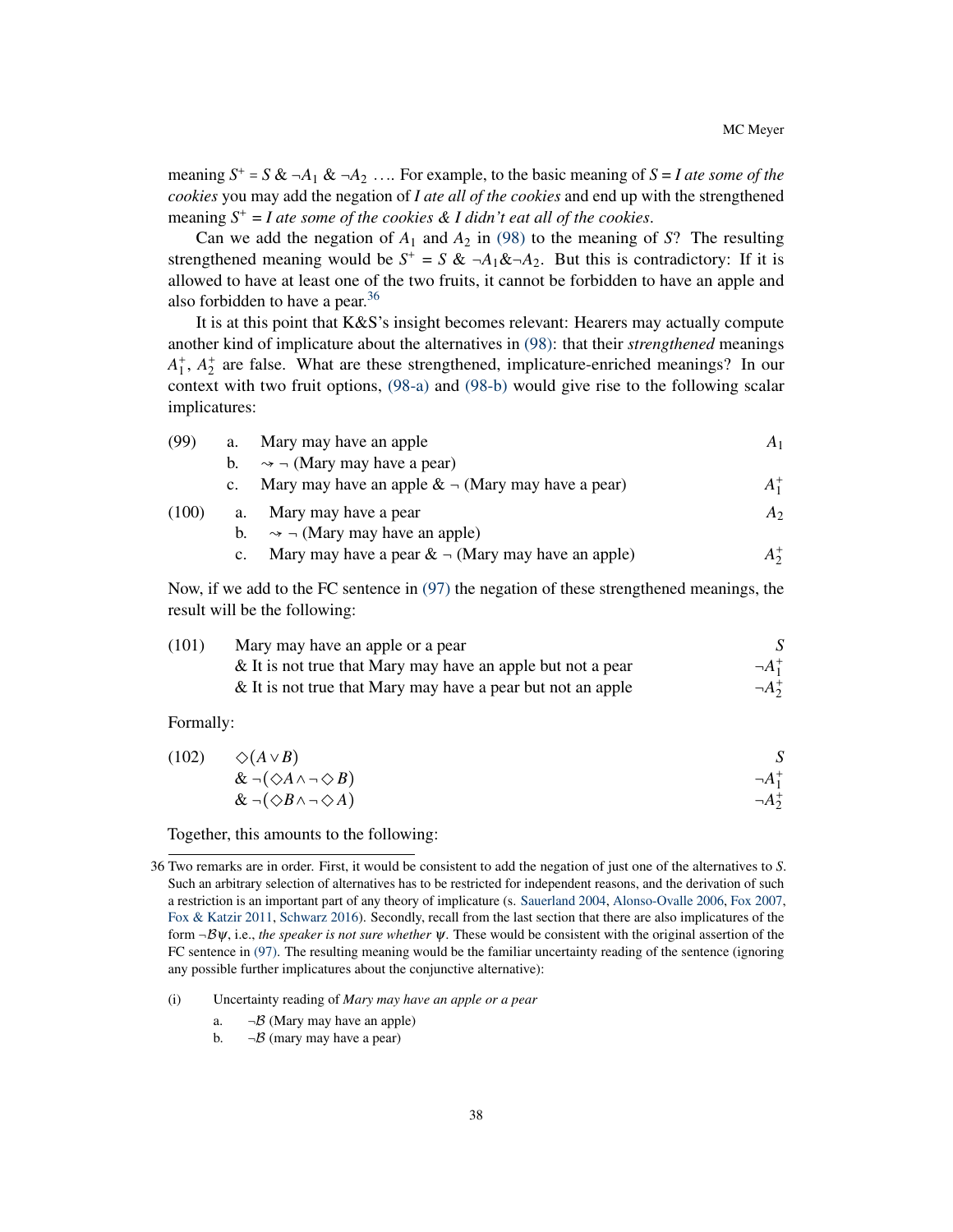meaning $S^+ = S \,\&\, \neg A_1 \,\&\, \neg A_2 \ldots$. For example, to the basic meaning of $S$ = *I ate some of the cookies* you may add the negation of *I ate all of the cookies* and end up with the strengthened meaning $S^+$ = *I ate some of the cookies & I didn't eat all of the cookies*.

Can we add the negation of $A_1$ and $A_2$ in (98) to the meaning of $S$? The resulting strengthened meaning would be $S^+ = S \,\&\, \neg A_1 \& \neg A_2$. But this is contradictory: If it is allowed to have at least one of the two fruits, it cannot be forbidden to have an apple and also forbidden to have a pear.[36]

It is at this point that K&S's insight becomes relevant: Hearers may actually compute another kind of implicature about the alternatives in (98): that their *strengthened* meanings $A_1^+$, $A_2^+$ are false. What are these strengthened, implicature-enriched meanings? In our context with two fruit options, (98-a) and (98-b) would give rise to the following scalar implicatures:

(99) a. Mary may have an apple — $A_1$
b. $\rightsquigarrow \neg$ (Mary may have a pear)
c. Mary may have an apple & $\neg$ (Mary may have a pear) — $A_1^+$

(100) a. Mary may have a pear — $A_2$
b. $\rightsquigarrow \neg$ (Mary may have an apple)
c. Mary may have a pear & $\neg$ (Mary may have an apple) — $A_2^+$

Now, if we add to the FC sentence in (97) the negation of these strengthened meanings, the result will be the following:

(101) Mary may have an apple or a pear — $S$
& It is not true that Mary may have an apple but not a pear — $\neg A_1^+$
& It is not true that Mary may have a pear but not an apple — $\neg A_2^+$

Formally:

(102)
$$\Diamond(A \vee B) \qquad S$$
$$\& \neg(\Diamond A \wedge \neg \Diamond B) \qquad \neg A_1^+$$
$$\& \neg(\Diamond B \wedge \neg \Diamond A) \qquad \neg A_2^+$$

Together, this amounts to the following:

---

36 Two remarks are in order. First, it would be consistent to add the negation of just one of the alternatives to $S$. Such an arbitrary selection of alternatives has to be restricted for independent reasons, and the derivation of such a restriction is an important part of any theory of implicature (s. Sauerland 2004, Alonso-Ovalle 2006, Fox 2007, Fox & Katzir 2011, Schwarz 2016). Secondly, recall from the last section that there are also implicatures of the form $\neg\mathcal{B}\psi$, i.e., *the speaker is not sure whether* $\psi$. These would be consistent with the original assertion of the FC sentence in (97). The resulting meaning would be the familiar uncertainty reading of the sentence (ignoring any possible further implicatures about the conjunctive alternative):

(i) Uncertainty reading of *Mary may have an apple or a pear*
a. $\neg\mathcal{B}$ (Mary may have an apple)
b. $\neg\mathcal{B}$ (mary may have a pear)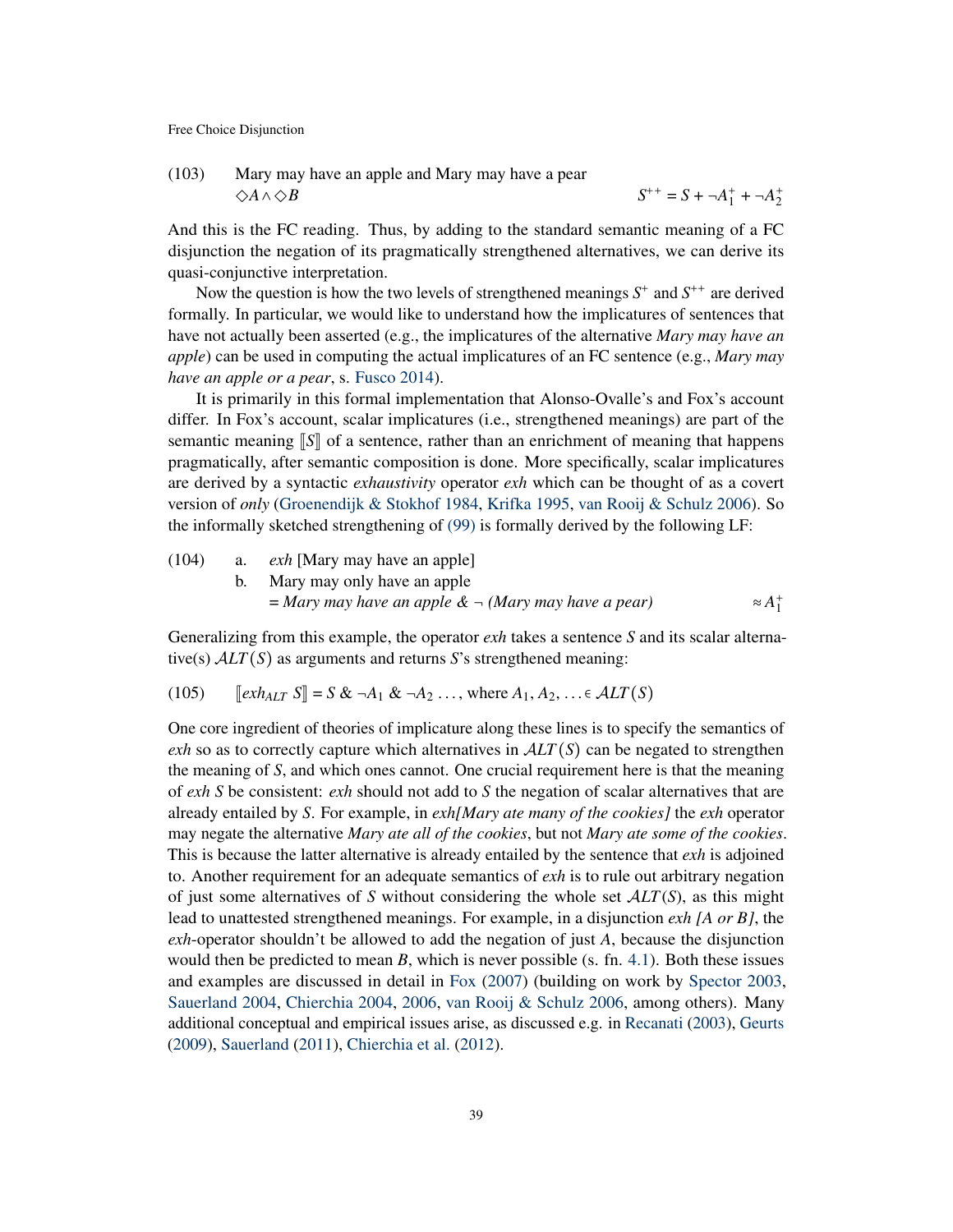(103) Mary may have an apple and Mary may have a pear
$\Diamond A \wedge \Diamond B$ $\qquad\qquad S^{++} = S + \neg A_1^+ + \neg A_2^+$

And this is the FC reading. Thus, by adding to the standard semantic meaning of a FC disjunction the negation of its pragmatically strengthened alternatives, we can derive its quasi-conjunctive interpretation.

Now the question is how the two levels of strengthened meanings $S^+$ and $S^{++}$ are derived formally. In particular, we would like to understand how the implicatures of sentences that have not actually been asserted (e.g., the implicatures of the alternative *Mary may have an apple*) can be used in computing the actual implicatures of an FC sentence (e.g., *Mary may have an apple or a pear*, s. Fusco 2014).

It is primarily in this formal implementation that Alonso-Ovalle's and Fox's account differ. In Fox's account, scalar implicatures (i.e., strengthened meanings) are part of the semantic meaning $[\![S]\!]$ of a sentence, rather than an enrichment of meaning that happens pragmatically, after semantic composition is done. More specifically, scalar implicatures are derived by a syntactic *exhaustivity* operator *exh* which can be thought of as a covert version of *only* (Groenendijk & Stokhof 1984, Krifka 1995, van Rooij & Schulz 2006). So the informally sketched strengthening of (99) is formally derived by the following LF:

(104) a. *exh* [Mary may have an apple]
b. Mary may only have an apple
= *Mary may have an apple & ¬ (Mary may have a pear)* $\qquad \approx A_1^+$

Generalizing from this example, the operator *exh* takes a sentence *S* and its scalar alternative(s) $\mathcal{A}LT(S)$ as arguments and returns *S*'s strengthened meaning:

(105) $[\![exh_{ALT}\ S]\!] = S\ \&\ \neg A_1\ \&\ \neg A_2 \ldots$, where $A_1, A_2, \ldots \in \mathcal{A}LT(S)$

One core ingredient of theories of implicature along these lines is to specify the semantics of *exh* so as to correctly capture which alternatives in $\mathcal{A}LT(S)$ can be negated to strengthen the meaning of *S*, and which ones cannot. One crucial requirement here is that the meaning of *exh S* be consistent: *exh* should not add to *S* the negation of scalar alternatives that are already entailed by *S*. For example, in *exh[Mary ate many of the cookies]* the *exh* operator may negate the alternative *Mary ate all of the cookies*, but not *Mary ate some of the cookies*. This is because the latter alternative is already entailed by the sentence that *exh* is adjoined to. Another requirement for an adequate semantics of *exh* is to rule out arbitrary negation of just some alternatives of *S* without considering the whole set $\mathcal{A}LT(S)$, as this might lead to unattested strengthened meanings. For example, in a disjunction *exh [A or B]*, the *exh*-operator shouldn't be allowed to add the negation of just *A*, because the disjunction would then be predicted to mean *B*, which is never possible (s. fn. 4.1). Both these issues and examples are discussed in detail in Fox (2007) (building on work by Spector 2003, Sauerland 2004, Chierchia 2004, 2006, van Rooij & Schulz 2006, among others). Many additional conceptual and empirical issues arise, as discussed e.g. in Recanati (2003), Geurts (2009), Sauerland (2011), Chierchia et al. (2012).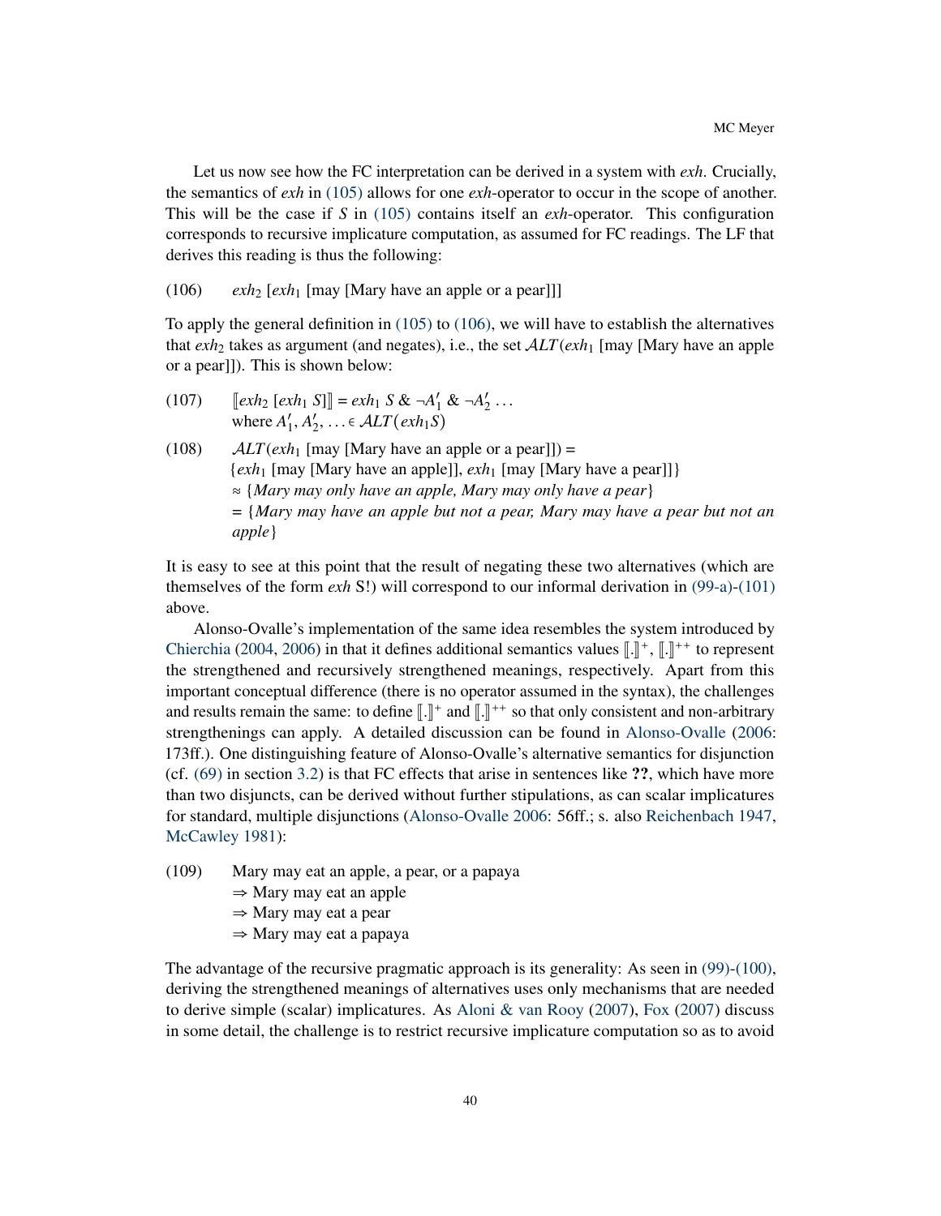Let us now see how the FC interpretation can be derived in a system with *exh*. Crucially, the semantics of *exh* in (105) allows for one *exh*-operator to occur in the scope of another. This will be the case if *S* in (105) contains itself an *exh*-operator. This configuration corresponds to recursive implicature computation, as assumed for FC readings. The LF that derives this reading is thus the following:

(106) $exh_2$ [$exh_1$ [may [Mary have an apple or a pear]]]

To apply the general definition in (105) to (106), we will have to establish the alternatives that $exh_2$ takes as argument (and negates), i.e., the set $\mathcal{ALT}(exh_1$ [may [Mary have an apple or a pear]]). This is shown below:

(107) $[\![exh_2\ [exh_1\ S]]\!] = exh_1\ S\ \&\ \neg A'_1\ \&\ \neg A'_2 \ldots$
where $A'_1, A'_2, \ldots \in \mathcal{ALT}(exh_1 S)$

(108) $\mathcal{ALT}(exh_1$ [may [Mary have an apple or a pear]]) =
{$exh_1$ [may [Mary have an apple]], $exh_1$ [may [Mary have a pear]]}
≈ {*Mary may only have an apple, Mary may only have a pear*}
= {*Mary may have an apple but not a pear, Mary may have a pear but not an apple*}

It is easy to see at this point that the result of negating these two alternatives (which are themselves of the form *exh* S!) will correspond to our informal derivation in (99-a)-(101) above.

Alonso-Ovalle's implementation of the same idea resembles the system introduced by Chierchia (2004, 2006) in that it defines additional semantics values $[\![.]\!]^+$, $[\![.]\!]^{++}$ to represent the strengthened and recursively strengthened meanings, respectively. Apart from this important conceptual difference (there is no operator assumed in the syntax), the challenges and results remain the same: to define $[\![.]\!]^+$ and $[\![.]\!]^{++}$ so that only consistent and non-arbitrary strengthenings can apply. A detailed discussion can be found in Alonso-Ovalle (2006: 173ff.). One distinguishing feature of Alonso-Ovalle's alternative semantics for disjunction (cf. (69) in section 3.2) is that FC effects that arise in sentences like **??**, which have more than two disjuncts, can be derived without further stipulations, as can scalar implicatures for standard, multiple disjunctions (Alonso-Ovalle 2006: 56ff.; s. also Reichenbach 1947, McCawley 1981):

(109) Mary may eat an apple, a pear, or a papaya
⇒ Mary may eat an apple
⇒ Mary may eat a pear
⇒ Mary may eat a papaya

The advantage of the recursive pragmatic approach is its generality: As seen in (99)-(100), deriving the strengthened meanings of alternatives uses only mechanisms that are needed to derive simple (scalar) implicatures. As Aloni & van Rooy (2007), Fox (2007) discuss in some detail, the challenge is to restrict recursive implicature computation so as to avoid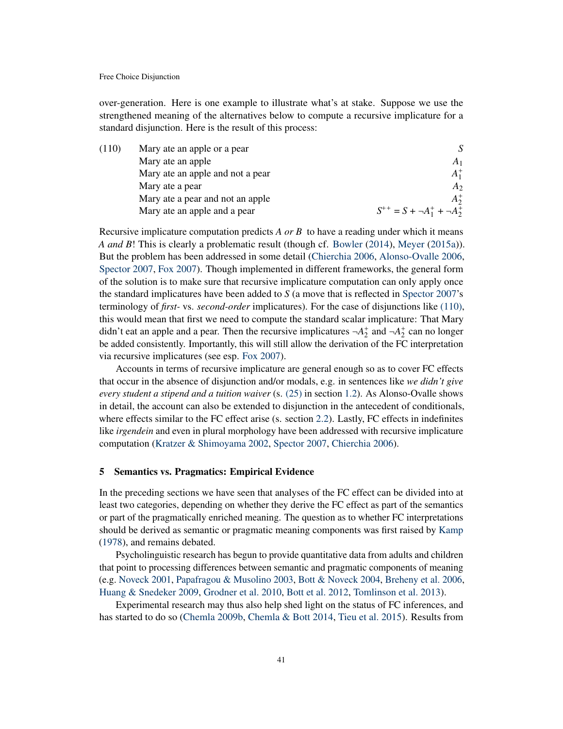over-generation. Here is one example to illustrate what's at stake. Suppose we use the strengthened meaning of the alternatives below to compute a recursive implicature for a standard disjunction. Here is the result of this process:

(110)

| | |
|---|---|
| Mary ate an apple or a pear | $S$ |
| Mary ate an apple | $A_1$ |
| Mary ate an apple and not a pear | $A_1^+$ |
| Mary ate a pear | $A_2$ |
| Mary ate a pear and not an apple | $A_2^+$ |
| Mary ate an apple and a pear | $S^{++} = S + \neg A_1^+ + \neg A_2^+$ |

Recursive implicature computation predicts *A or B* to have a reading under which it means *A and B*! This is clearly a problematic result (though cf. Bowler (2014), Meyer (2015a)). But the problem has been addressed in some detail (Chierchia 2006, Alonso-Ovalle 2006, Spector 2007, Fox 2007). Though implemented in different frameworks, the general form of the solution is to make sure that recursive implicature computation can only apply once the standard implicatures have been added to $S$ (a move that is reflected in Spector 2007's terminology of *first-* vs. *second-order* implicatures). For the case of disjunctions like (110), this would mean that first we need to compute the standard scalar implicature: That Mary didn't eat an apple and a pear. Then the recursive implicatures $\neg A_2^+$ and $\neg A_2^+$ can no longer be added consistently. Importantly, this will still allow the derivation of the FC interpretation via recursive implicatures (see esp. Fox 2007).

Accounts in terms of recursive implicature are general enough so as to cover FC effects that occur in the absence of disjunction and/or modals, e.g. in sentences like *we didn't give every student a stipend and a tuition waiver* (s. (25) in section 1.2). As Alonso-Ovalle shows in detail, the account can also be extended to disjunction in the antecedent of conditionals, where effects similar to the FC effect arise (s. section 2.2). Lastly, FC effects in indefinites like *irgendein* and even in plural morphology have been addressed with recursive implicature computation (Kratzer & Shimoyama 2002, Spector 2007, Chierchia 2006).

## 5 Semantics vs. Pragmatics: Empirical Evidence

In the preceding sections we have seen that analyses of the FC effect can be divided into at least two categories, depending on whether they derive the FC effect as part of the semantics or part of the pragmatically enriched meaning. The question as to whether FC interpretations should be derived as semantic or pragmatic meaning components was first raised by Kamp (1978), and remains debated.

Psycholinguistic research has begun to provide quantitative data from adults and children that point to processing differences between semantic and pragmatic components of meaning (e.g. Noveck 2001, Papafragou & Musolino 2003, Bott & Noveck 2004, Breheny et al. 2006, Huang & Snedeker 2009, Grodner et al. 2010, Bott et al. 2012, Tomlinson et al. 2013).

Experimental research may thus also help shed light on the status of FC inferences, and has started to do so (Chemla 2009b, Chemla & Bott 2014, Tieu et al. 2015). Results from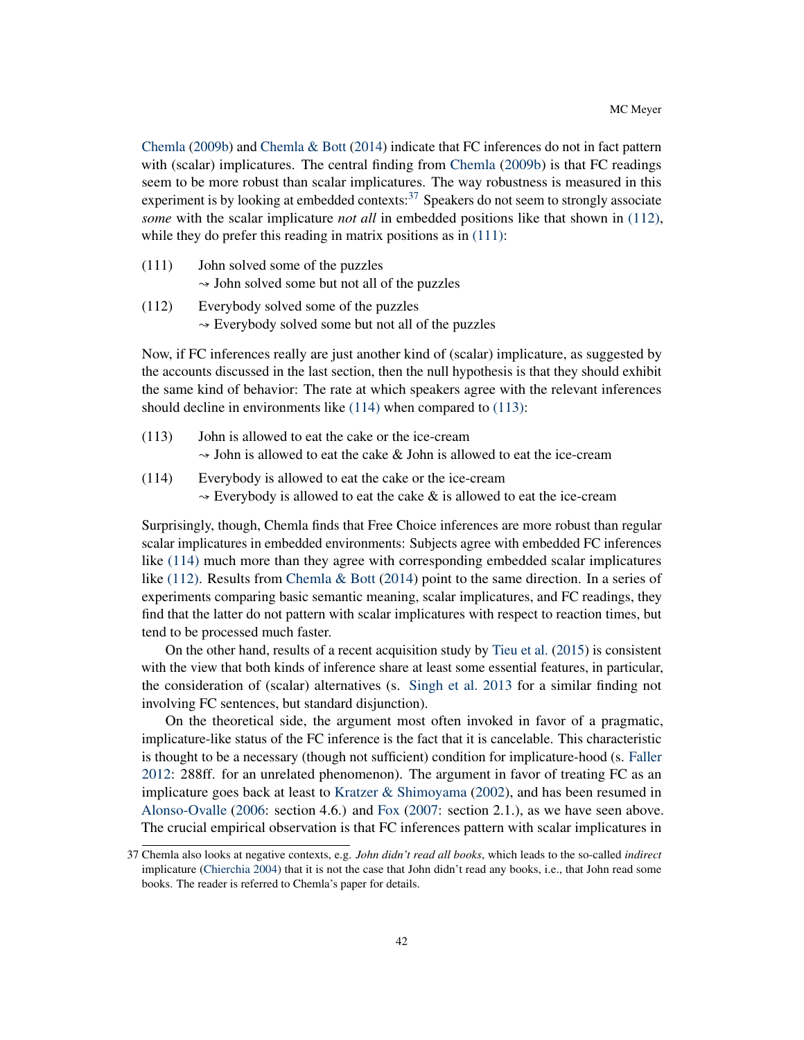Chemla (2009b) and Chemla & Bott (2014) indicate that FC inferences do not in fact pattern with (scalar) implicatures. The central finding from Chemla (2009b) is that FC readings seem to be more robust than scalar implicatures. The way robustness is measured in this experiment is by looking at embedded contexts:[37] Speakers do not seem to strongly associate *some* with the scalar implicature *not all* in embedded positions like that shown in (112), while they do prefer this reading in matrix positions as in (111):

(111) John solved some of the puzzles
$\rightsquigarrow$ John solved some but not all of the puzzles

(112) Everybody solved some of the puzzles
$\rightsquigarrow$ Everybody solved some but not all of the puzzles

Now, if FC inferences really are just another kind of (scalar) implicature, as suggested by the accounts discussed in the last section, then the null hypothesis is that they should exhibit the same kind of behavior: The rate at which speakers agree with the relevant inferences should decline in environments like (114) when compared to (113):

(113) John is allowed to eat the cake or the ice-cream
$\rightsquigarrow$ John is allowed to eat the cake & John is allowed to eat the ice-cream

(114) Everybody is allowed to eat the cake or the ice-cream
$\rightsquigarrow$ Everybody is allowed to eat the cake & is allowed to eat the ice-cream

Surprisingly, though, Chemla finds that Free Choice inferences are more robust than regular scalar implicatures in embedded environments: Subjects agree with embedded FC inferences like (114) much more than they agree with corresponding embedded scalar implicatures like (112). Results from Chemla & Bott (2014) point to the same direction. In a series of experiments comparing basic semantic meaning, scalar implicatures, and FC readings, they find that the latter do not pattern with scalar implicatures with respect to reaction times, but tend to be processed much faster.

On the other hand, results of a recent acquisition study by Tieu et al. (2015) is consistent with the view that both kinds of inference share at least some essential features, in particular, the consideration of (scalar) alternatives (s. Singh et al. 2013 for a similar finding not involving FC sentences, but standard disjunction).

On the theoretical side, the argument most often invoked in favor of a pragmatic, implicature-like status of the FC inference is the fact that it is cancelable. This characteristic is thought to be a necessary (though not sufficient) condition for implicature-hood (s. Faller 2012: 288ff. for an unrelated phenomenon). The argument in favor of treating FC as an implicature goes back at least to Kratzer & Shimoyama (2002), and has been resumed in Alonso-Ovalle (2006: section 4.6.) and Fox (2007: section 2.1.), as we have seen above. The crucial empirical observation is that FC inferences pattern with scalar implicatures in

[37] Chemla also looks at negative contexts, e.g. *John didn't read all books*, which leads to the so-called *indirect* implicature (Chierchia 2004) that it is not the case that John didn't read any books, i.e., that John read some books. The reader is referred to Chemla's paper for details.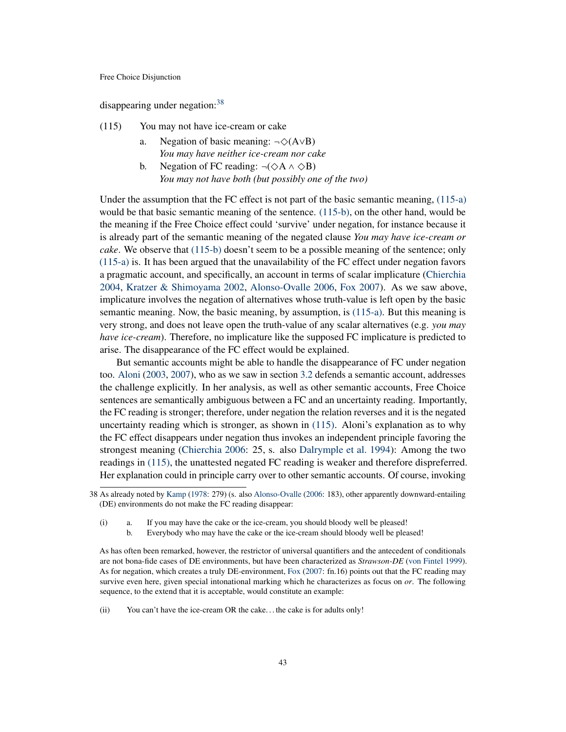disappearing under negation:[38]

(115) You may not have ice-cream or cake

a. Negation of basic meaning: $\neg\Diamond(A\vee B)$
*You may have neither ice-cream nor cake*

b. Negation of FC reading: $\neg(\Diamond A \wedge \Diamond B)$
*You may not have both (but possibly one of the two)*

Under the assumption that the FC effect is not part of the basic semantic meaning, (115-a) would be that basic semantic meaning of the sentence. (115-b), on the other hand, would be the meaning if the Free Choice effect could 'survive' under negation, for instance because it is already part of the semantic meaning of the negated clause *You may have ice-cream or cake*. We observe that (115-b) doesn't seem to be a possible meaning of the sentence; only (115-a) is. It has been argued that the unavailability of the FC effect under negation favors a pragmatic account, and specifically, an account in terms of scalar implicature (Chierchia 2004, Kratzer & Shimoyama 2002, Alonso-Ovalle 2006, Fox 2007). As we saw above, implicature involves the negation of alternatives whose truth-value is left open by the basic semantic meaning. Now, the basic meaning, by assumption, is (115-a). But this meaning is very strong, and does not leave open the truth-value of any scalar alternatives (e.g. *you may have ice-cream*). Therefore, no implicature like the supposed FC implicature is predicted to arise. The disappearance of the FC effect would be explained.

But semantic accounts might be able to handle the disappearance of FC under negation too. Aloni (2003, 2007), who as we saw in section 3.2 defends a semantic account, addresses the challenge explicitly. In her analysis, as well as other semantic accounts, Free Choice sentences are semantically ambiguous between a FC and an uncertainty reading. Importantly, the FC reading is stronger; therefore, under negation the relation reverses and it is the negated uncertainty reading which is stronger, as shown in (115). Aloni's explanation as to why the FC effect disappears under negation thus invokes an independent principle favoring the strongest meaning (Chierchia 2006: 25, s. also Dalrymple et al. 1994): Among the two readings in (115), the unattested negated FC reading is weaker and therefore dispreferred. Her explanation could in principle carry over to other semantic accounts. Of course, invoking

---

38 As already noted by Kamp (1978: 279) (s. also Alonso-Ovalle (2006: 183), other apparently downward-entailing (DE) environments do not make the FC reading disappear:

(i) a. If you may have the cake or the ice-cream, you should bloody well be pleased!
b. Everybody who may have the cake or the ice-cream should bloody well be pleased!

As has often been remarked, however, the restrictor of universal quantifiers and the antecedent of conditionals are not bona-fide cases of DE environments, but have been characterized as *Strawson-DE* (von Fintel 1999). As for negation, which creates a truly DE-environment, Fox (2007: fn.16) points out that the FC reading may survive even here, given special intonational marking which he characterizes as focus on *or*. The following sequence, to the extend that it is acceptable, would constitute an example:

(ii) You can't have the ice-cream OR the cake. . . the cake is for adults only!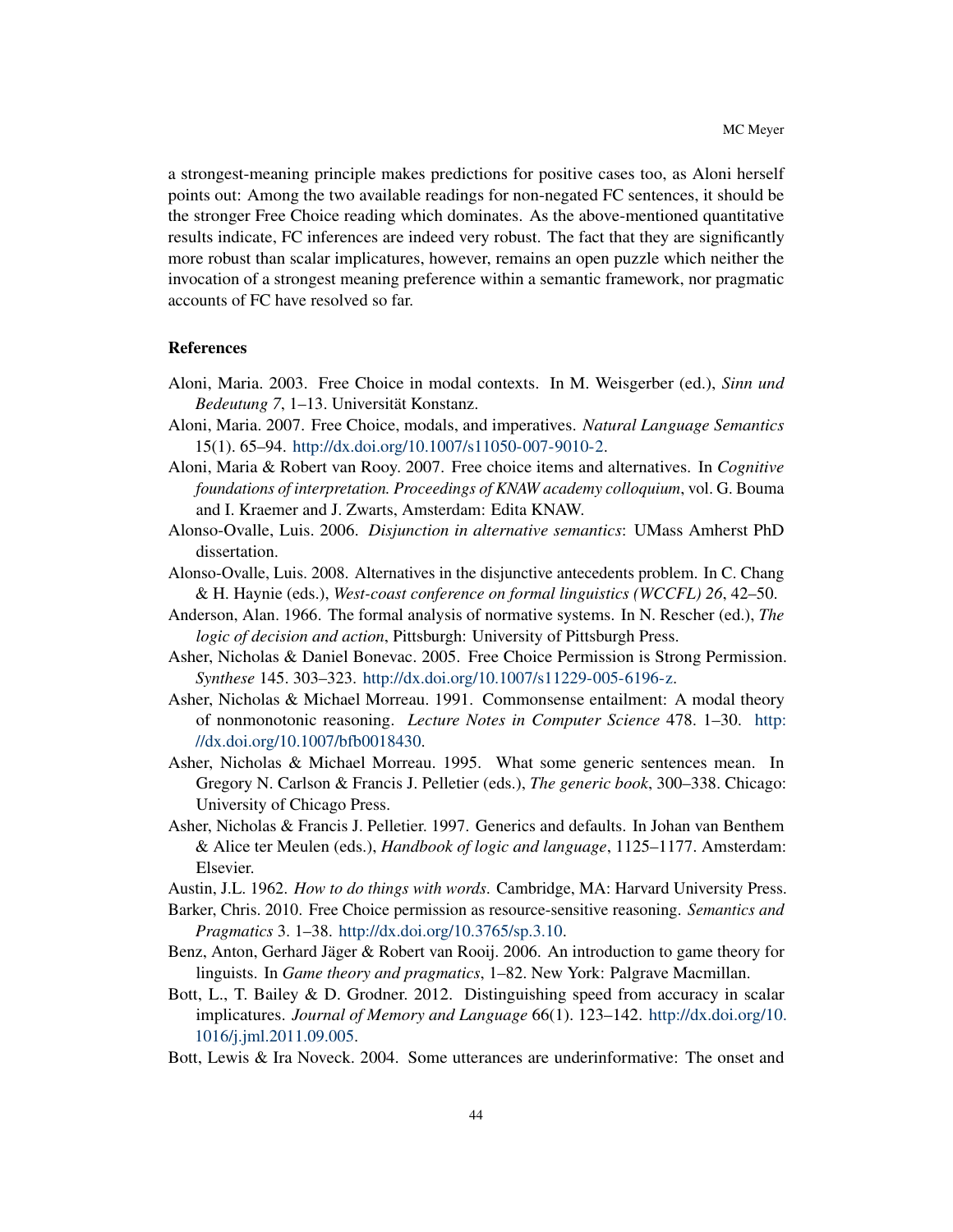a strongest-meaning principle makes predictions for positive cases too, as Aloni herself points out: Among the two available readings for non-negated FC sentences, it should be the stronger Free Choice reading which dominates. As the above-mentioned quantitative results indicate, FC inferences are indeed very robust. The fact that they are significantly more robust than scalar implicatures, however, remains an open puzzle which neither the invocation of a strongest meaning preference within a semantic framework, nor pragmatic accounts of FC have resolved so far.

## References

Aloni, Maria. 2003. Free Choice in modal contexts. In M. Weisgerber (ed.), *Sinn und Bedeutung 7*, 1–13. Universität Konstanz.

Aloni, Maria. 2007. Free Choice, modals, and imperatives. *Natural Language Semantics* 15(1). 65–94. http://dx.doi.org/10.1007/s11050-007-9010-2.

Aloni, Maria & Robert van Rooy. 2007. Free choice items and alternatives. In *Cognitive foundations of interpretation. Proceedings of KNAW academy colloquium*, vol. G. Bouma and I. Kraemer and J. Zwarts, Amsterdam: Edita KNAW.

Alonso-Ovalle, Luis. 2006. *Disjunction in alternative semantics*: UMass Amherst PhD dissertation.

Alonso-Ovalle, Luis. 2008. Alternatives in the disjunctive antecedents problem. In C. Chang & H. Haynie (eds.), *West-coast conference on formal linguistics (WCCFL) 26*, 42–50.

Anderson, Alan. 1966. The formal analysis of normative systems. In N. Rescher (ed.), *The logic of decision and action*, Pittsburgh: University of Pittsburgh Press.

Asher, Nicholas & Daniel Bonevac. 2005. Free Choice Permission is Strong Permission. *Synthese* 145. 303–323. http://dx.doi.org/10.1007/s11229-005-6196-z.

Asher, Nicholas & Michael Morreau. 1991. Commonsense entailment: A modal theory of nonmonotonic reasoning. *Lecture Notes in Computer Science* 478. 1–30. http://dx.doi.org/10.1007/bfb0018430.

Asher, Nicholas & Michael Morreau. 1995. What some generic sentences mean. In Gregory N. Carlson & Francis J. Pelletier (eds.), *The generic book*, 300–338. Chicago: University of Chicago Press.

Asher, Nicholas & Francis J. Pelletier. 1997. Generics and defaults. In Johan van Benthem & Alice ter Meulen (eds.), *Handbook of logic and language*, 1125–1177. Amsterdam: Elsevier.

Austin, J.L. 1962. *How to do things with words*. Cambridge, MA: Harvard University Press.

Barker, Chris. 2010. Free Choice permission as resource-sensitive reasoning. *Semantics and Pragmatics* 3. 1–38. http://dx.doi.org/10.3765/sp.3.10.

Benz, Anton, Gerhard Jäger & Robert van Rooij. 2006. An introduction to game theory for linguists. In *Game theory and pragmatics*, 1–82. New York: Palgrave Macmillan.

Bott, L., T. Bailey & D. Grodner. 2012. Distinguishing speed from accuracy in scalar implicatures. *Journal of Memory and Language* 66(1). 123–142. http://dx.doi.org/10.1016/j.jml.2011.09.005.

Bott, Lewis & Ira Noveck. 2004. Some utterances are underinformative: The onset and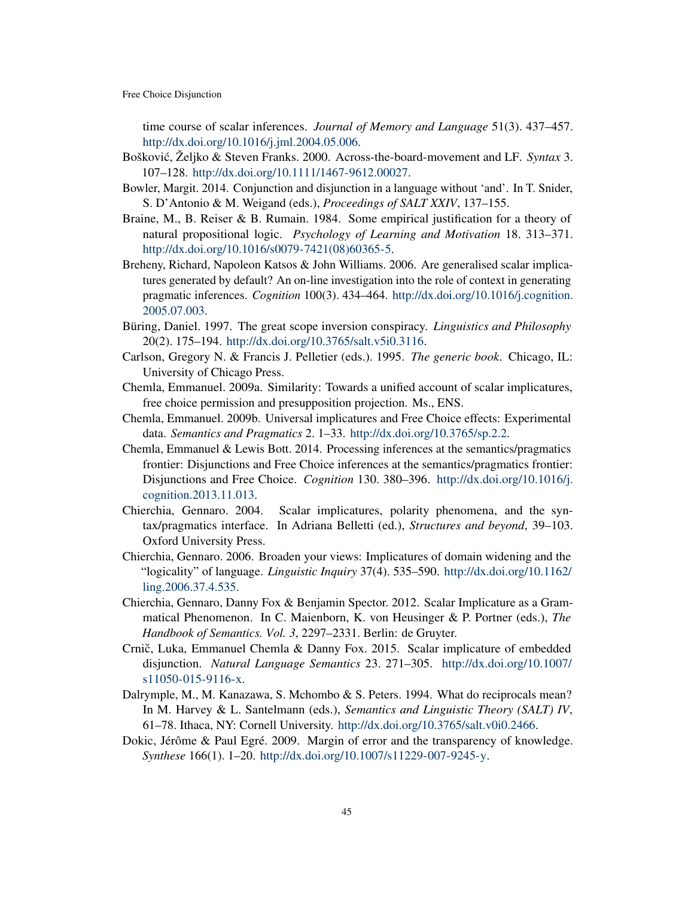time course of scalar inferences. *Journal of Memory and Language* 51(3). 437–457. http://dx.doi.org/10.1016/j.jml.2004.05.006.

Bošković, Željko & Steven Franks. 2000. Across-the-board-movement and LF. *Syntax* 3. 107–128. http://dx.doi.org/10.1111/1467-9612.00027.

Bowler, Margit. 2014. Conjunction and disjunction in a language without 'and'. In T. Snider, S. D'Antonio & M. Weigand (eds.), *Proceedings of SALT XXIV*, 137–155.

Braine, M., B. Reiser & B. Rumain. 1984. Some empirical justification for a theory of natural propositional logic. *Psychology of Learning and Motivation* 18. 313–371. http://dx.doi.org/10.1016/s0079-7421(08)60365-5.

Breheny, Richard, Napoleon Katsos & John Williams. 2006. Are generalised scalar implicatures generated by default? An on-line investigation into the role of context in generating pragmatic inferences. *Cognition* 100(3). 434–464. http://dx.doi.org/10.1016/j.cognition.2005.07.003.

Büring, Daniel. 1997. The great scope inversion conspiracy. *Linguistics and Philosophy* 20(2). 175–194. http://dx.doi.org/10.3765/salt.v5i0.3116.

Carlson, Gregory N. & Francis J. Pelletier (eds.). 1995. *The generic book*. Chicago, IL: University of Chicago Press.

Chemla, Emmanuel. 2009a. Similarity: Towards a unified account of scalar implicatures, free choice permission and presupposition projection. Ms., ENS.

Chemla, Emmanuel. 2009b. Universal implicatures and Free Choice effects: Experimental data. *Semantics and Pragmatics* 2. 1–33. http://dx.doi.org/10.3765/sp.2.2.

Chemla, Emmanuel & Lewis Bott. 2014. Processing inferences at the semantics/pragmatics frontier: Disjunctions and Free Choice inferences at the semantics/pragmatics frontier: Disjunctions and Free Choice. *Cognition* 130. 380–396. http://dx.doi.org/10.1016/j.cognition.2013.11.013.

Chierchia, Gennaro. 2004. Scalar implicatures, polarity phenomena, and the syntax/pragmatics interface. In Adriana Belletti (ed.), *Structures and beyond*, 39–103. Oxford University Press.

Chierchia, Gennaro. 2006. Broaden your views: Implicatures of domain widening and the "logicality" of language. *Linguistic Inquiry* 37(4). 535–590. http://dx.doi.org/10.1162/ling.2006.37.4.535.

Chierchia, Gennaro, Danny Fox & Benjamin Spector. 2012. Scalar Implicature as a Grammatical Phenomenon. In C. Maienborn, K. von Heusinger & P. Portner (eds.), *The Handbook of Semantics. Vol. 3*, 2297–2331. Berlin: de Gruyter.

Crnič, Luka, Emmanuel Chemla & Danny Fox. 2015. Scalar implicature of embedded disjunction. *Natural Language Semantics* 23. 271–305. http://dx.doi.org/10.1007/s11050-015-9116-x.

Dalrymple, M., M. Kanazawa, S. Mchombo & S. Peters. 1994. What do reciprocals mean? In M. Harvey & L. Santelmann (eds.), *Semantics and Linguistic Theory (SALT) IV*, 61–78. Ithaca, NY: Cornell University. http://dx.doi.org/10.3765/salt.v0i0.2466.

Dokic, Jérôme & Paul Egré. 2009. Margin of error and the transparency of knowledge. *Synthese* 166(1). 1–20. http://dx.doi.org/10.1007/s11229-007-9245-y.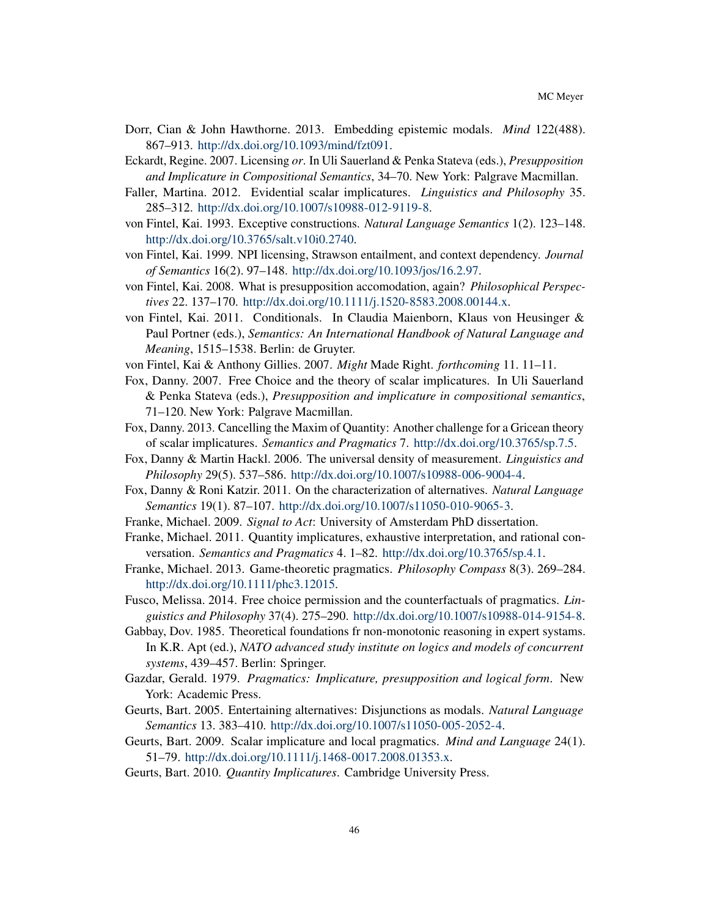Dorr, Cian & John Hawthorne. 2013. Embedding epistemic modals. *Mind* 122(488). 867–913. http://dx.doi.org/10.1093/mind/fzt091.

Eckardt, Regine. 2007. Licensing *or*. In Uli Sauerland & Penka Stateva (eds.), *Presupposition and Implicature in Compositional Semantics*, 34–70. New York: Palgrave Macmillan.

Faller, Martina. 2012. Evidential scalar implicatures. *Linguistics and Philosophy* 35. 285–312. http://dx.doi.org/10.1007/s10988-012-9119-8.

von Fintel, Kai. 1993. Exceptive constructions. *Natural Language Semantics* 1(2). 123–148. http://dx.doi.org/10.3765/salt.v10i0.2740.

von Fintel, Kai. 1999. NPI licensing, Strawson entailment, and context dependency. *Journal of Semantics* 16(2). 97–148. http://dx.doi.org/10.1093/jos/16.2.97.

von Fintel, Kai. 2008. What is presupposition accomodation, again? *Philosophical Perspectives* 22. 137–170. http://dx.doi.org/10.1111/j.1520-8583.2008.00144.x.

von Fintel, Kai. 2011. Conditionals. In Claudia Maienborn, Klaus von Heusinger & Paul Portner (eds.), *Semantics: An International Handbook of Natural Language and Meaning*, 1515–1538. Berlin: de Gruyter.

von Fintel, Kai & Anthony Gillies. 2007. *Might* Made Right. *forthcoming* 11. 11–11.

Fox, Danny. 2007. Free Choice and the theory of scalar implicatures. In Uli Sauerland & Penka Stateva (eds.), *Presupposition and implicature in compositional semantics*, 71–120. New York: Palgrave Macmillan.

Fox, Danny. 2013. Cancelling the Maxim of Quantity: Another challenge for a Gricean theory of scalar implicatures. *Semantics and Pragmatics* 7. http://dx.doi.org/10.3765/sp.7.5.

Fox, Danny & Martin Hackl. 2006. The universal density of measurement. *Linguistics and Philosophy* 29(5). 537–586. http://dx.doi.org/10.1007/s10988-006-9004-4.

Fox, Danny & Roni Katzir. 2011. On the characterization of alternatives. *Natural Language Semantics* 19(1). 87–107. http://dx.doi.org/10.1007/s11050-010-9065-3.

Franke, Michael. 2009. *Signal to Act*: University of Amsterdam PhD dissertation.

Franke, Michael. 2011. Quantity implicatures, exhaustive interpretation, and rational conversation. *Semantics and Pragmatics* 4. 1–82. http://dx.doi.org/10.3765/sp.4.1.

Franke, Michael. 2013. Game-theoretic pragmatics. *Philosophy Compass* 8(3). 269–284. http://dx.doi.org/10.1111/phc3.12015.

Fusco, Melissa. 2014. Free choice permission and the counterfactuals of pragmatics. *Linguistics and Philosophy* 37(4). 275–290. http://dx.doi.org/10.1007/s10988-014-9154-8.

Gabbay, Dov. 1985. Theoretical foundations fr non-monotonic reasoning in expert systams. In K.R. Apt (ed.), *NATO advanced study institute on logics and models of concurrent systems*, 439–457. Berlin: Springer.

Gazdar, Gerald. 1979. *Pragmatics: Implicature, presupposition and logical form*. New York: Academic Press.

Geurts, Bart. 2005. Entertaining alternatives: Disjunctions as modals. *Natural Language Semantics* 13. 383–410. http://dx.doi.org/10.1007/s11050-005-2052-4.

Geurts, Bart. 2009. Scalar implicature and local pragmatics. *Mind and Language* 24(1). 51–79. http://dx.doi.org/10.1111/j.1468-0017.2008.01353.x.

Geurts, Bart. 2010. *Quantity Implicatures*. Cambridge University Press.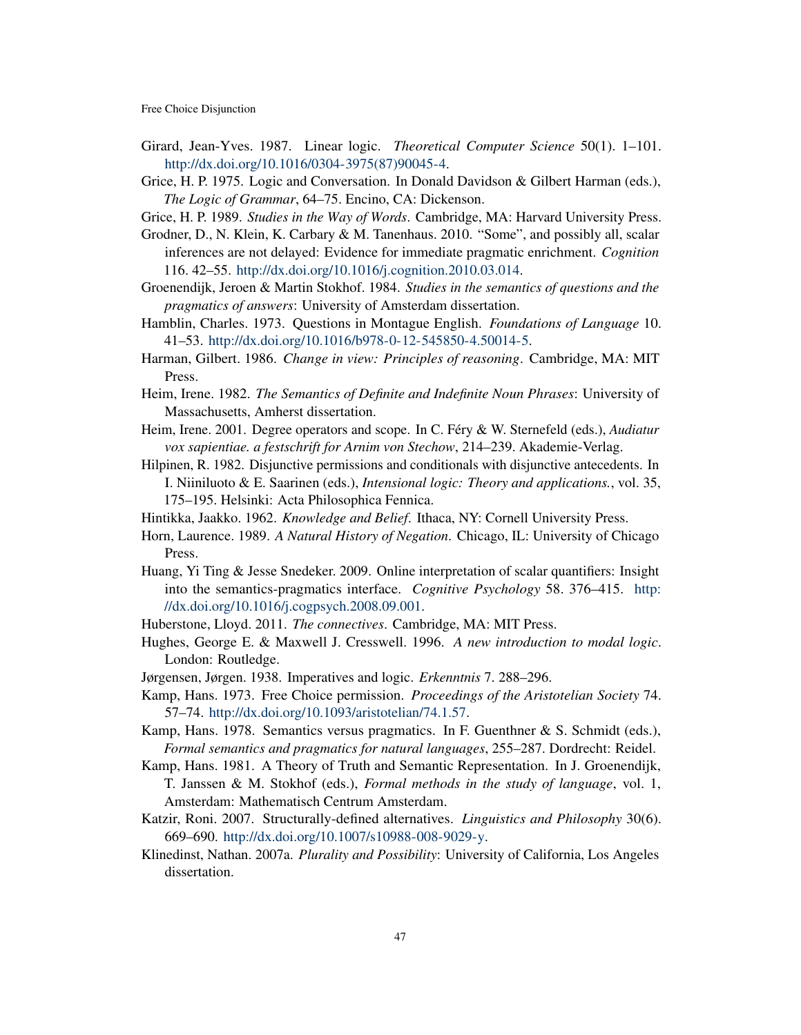Girard, Jean-Yves. 1987. Linear logic. *Theoretical Computer Science* 50(1). 1–101. http://dx.doi.org/10.1016/0304-3975(87)90045-4.

Grice, H. P. 1975. Logic and Conversation. In Donald Davidson & Gilbert Harman (eds.), *The Logic of Grammar*, 64–75. Encino, CA: Dickenson.

Grice, H. P. 1989. *Studies in the Way of Words*. Cambridge, MA: Harvard University Press.

Grodner, D., N. Klein, K. Carbary & M. Tanenhaus. 2010. "Some", and possibly all, scalar inferences are not delayed: Evidence for immediate pragmatic enrichment. *Cognition* 116. 42–55. http://dx.doi.org/10.1016/j.cognition.2010.03.014.

Groenendijk, Jeroen & Martin Stokhof. 1984. *Studies in the semantics of questions and the pragmatics of answers*: University of Amsterdam dissertation.

Hamblin, Charles. 1973. Questions in Montague English. *Foundations of Language* 10. 41–53. http://dx.doi.org/10.1016/b978-0-12-545850-4.50014-5.

Harman, Gilbert. 1986. *Change in view: Principles of reasoning*. Cambridge, MA: MIT Press.

Heim, Irene. 1982. *The Semantics of Definite and Indefinite Noun Phrases*: University of Massachusetts, Amherst dissertation.

Heim, Irene. 2001. Degree operators and scope. In C. Féry & W. Sternefeld (eds.), *Audiatur vox sapientiae. a festschrift for Arnim von Stechow*, 214–239. Akademie-Verlag.

Hilpinen, R. 1982. Disjunctive permissions and conditionals with disjunctive antecedents. In I. Niiniluoto & E. Saarinen (eds.), *Intensional logic: Theory and applications.*, vol. 35, 175–195. Helsinki: Acta Philosophica Fennica.

Hintikka, Jaakko. 1962. *Knowledge and Belief*. Ithaca, NY: Cornell University Press.

Horn, Laurence. 1989. *A Natural History of Negation*. Chicago, IL: University of Chicago Press.

Huang, Yi Ting & Jesse Snedeker. 2009. Online interpretation of scalar quantifiers: Insight into the semantics-pragmatics interface. *Cognitive Psychology* 58. 376–415. http://dx.doi.org/10.1016/j.cogpsych.2008.09.001.

Huberstone, Lloyd. 2011. *The connectives*. Cambridge, MA: MIT Press.

Hughes, George E. & Maxwell J. Cresswell. 1996. *A new introduction to modal logic*. London: Routledge.

Jørgensen, Jørgen. 1938. Imperatives and logic. *Erkenntnis* 7. 288–296.

Kamp, Hans. 1973. Free Choice permission. *Proceedings of the Aristotelian Society* 74. 57–74. http://dx.doi.org/10.1093/aristotelian/74.1.57.

Kamp, Hans. 1978. Semantics versus pragmatics. In F. Guenthner & S. Schmidt (eds.), *Formal semantics and pragmatics for natural languages*, 255–287. Dordrecht: Reidel.

Kamp, Hans. 1981. A Theory of Truth and Semantic Representation. In J. Groenendijk, T. Janssen & M. Stokhof (eds.), *Formal methods in the study of language*, vol. 1, Amsterdam: Mathematisch Centrum Amsterdam.

Katzir, Roni. 2007. Structurally-defined alternatives. *Linguistics and Philosophy* 30(6). 669–690. http://dx.doi.org/10.1007/s10988-008-9029-y.

Klinedinst, Nathan. 2007a. *Plurality and Possibility*: University of California, Los Angeles dissertation.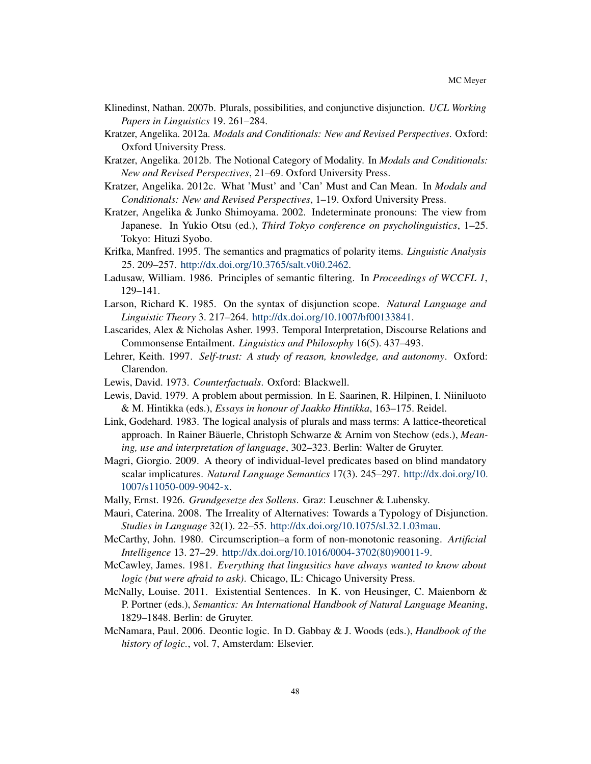Klinedinst, Nathan. 2007b. Plurals, possibilities, and conjunctive disjunction. *UCL Working Papers in Linguistics* 19. 261–284.

Kratzer, Angelika. 2012a. *Modals and Conditionals: New and Revised Perspectives*. Oxford: Oxford University Press.

Kratzer, Angelika. 2012b. The Notional Category of Modality. In *Modals and Conditionals: New and Revised Perspectives*, 21–69. Oxford University Press.

Kratzer, Angelika. 2012c. What 'Must' and 'Can' Must and Can Mean. In *Modals and Conditionals: New and Revised Perspectives*, 1–19. Oxford University Press.

Kratzer, Angelika & Junko Shimoyama. 2002. Indeterminate pronouns: The view from Japanese. In Yukio Otsu (ed.), *Third Tokyo conference on psycholinguistics*, 1–25. Tokyo: Hituzi Syobo.

Krifka, Manfred. 1995. The semantics and pragmatics of polarity items. *Linguistic Analysis* 25. 209–257. http://dx.doi.org/10.3765/salt.v0i0.2462.

Ladusaw, William. 1986. Principles of semantic filtering. In *Proceedings of WCCFL 1*, 129–141.

Larson, Richard K. 1985. On the syntax of disjunction scope. *Natural Language and Linguistic Theory* 3. 217–264. http://dx.doi.org/10.1007/bf00133841.

Lascarides, Alex & Nicholas Asher. 1993. Temporal Interpretation, Discourse Relations and Commonsense Entailment. *Linguistics and Philosophy* 16(5). 437–493.

Lehrer, Keith. 1997. *Self-trust: A study of reason, knowledge, and autonomy*. Oxford: Clarendon.

Lewis, David. 1973. *Counterfactuals*. Oxford: Blackwell.

Lewis, David. 1979. A problem about permission. In E. Saarinen, R. Hilpinen, I. Niiniluoto & M. Hintikka (eds.), *Essays in honour of Jaakko Hintikka*, 163–175. Reidel.

Link, Godehard. 1983. The logical analysis of plurals and mass terms: A lattice-theoretical approach. In Rainer Bäuerle, Christoph Schwarze & Arnim von Stechow (eds.), *Meaning, use and interpretation of language*, 302–323. Berlin: Walter de Gruyter.

Magri, Giorgio. 2009. A theory of individual-level predicates based on blind mandatory scalar implicatures. *Natural Language Semantics* 17(3). 245–297. http://dx.doi.org/10.1007/s11050-009-9042-x.

Mally, Ernst. 1926. *Grundgesetze des Sollens*. Graz: Leuschner & Lubensky.

Mauri, Caterina. 2008. The Irreality of Alternatives: Towards a Typology of Disjunction. *Studies in Language* 32(1). 22–55. http://dx.doi.org/10.1075/sl.32.1.03mau.

McCarthy, John. 1980. Circumscription–a form of non-monotonic reasoning. *Artificial Intelligence* 13. 27–29. http://dx.doi.org/10.1016/0004-3702(80)90011-9.

McCawley, James. 1981. *Everything that lingusitics have always wanted to know about logic (but were afraid to ask)*. Chicago, IL: Chicago University Press.

McNally, Louise. 2011. Existential Sentences. In K. von Heusinger, C. Maienborn & P. Portner (eds.), *Semantics: An International Handbook of Natural Language Meaning*, 1829–1848. Berlin: de Gruyter.

McNamara, Paul. 2006. Deontic logic. In D. Gabbay & J. Woods (eds.), *Handbook of the history of logic.*, vol. 7, Amsterdam: Elsevier.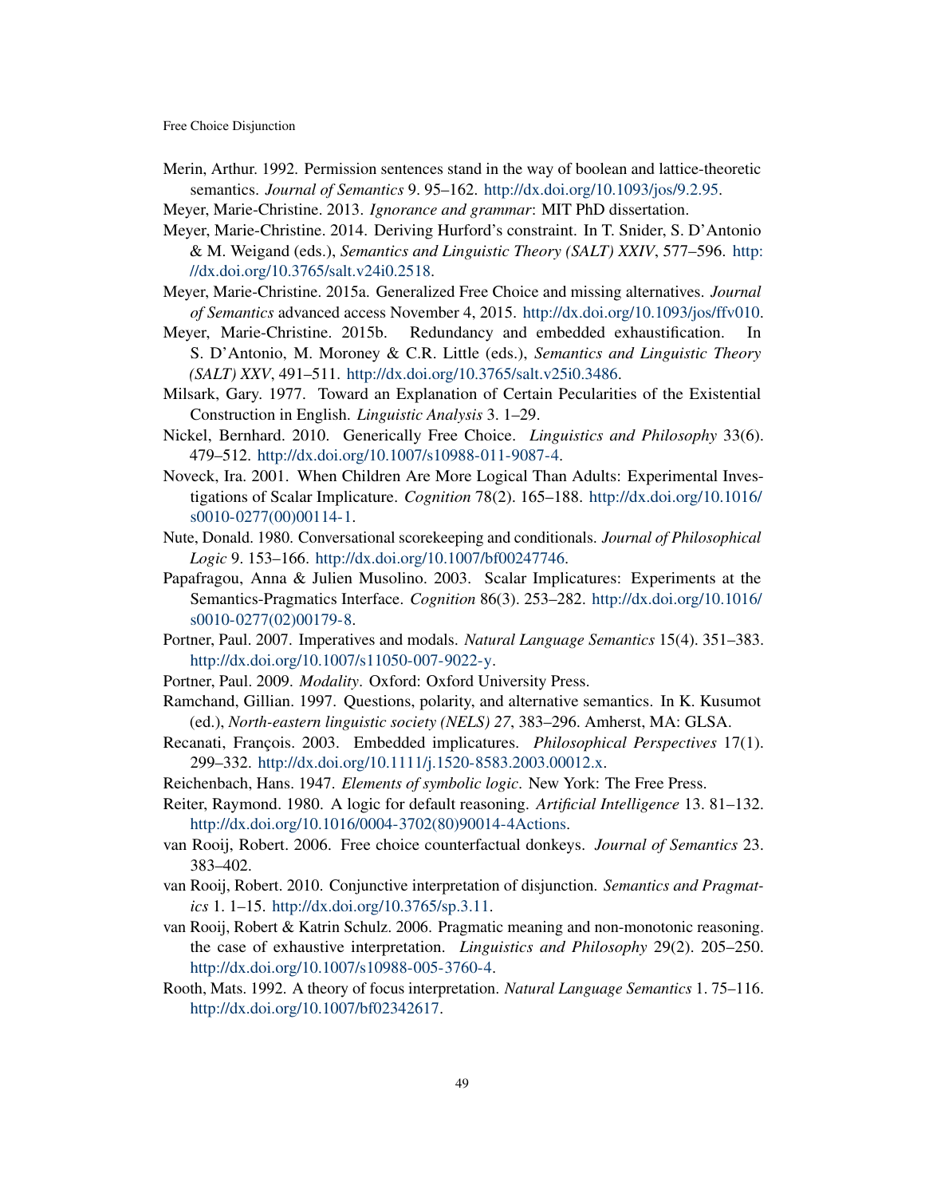Merin, Arthur. 1992. Permission sentences stand in the way of boolean and lattice-theoretic semantics. *Journal of Semantics* 9. 95–162. http://dx.doi.org/10.1093/jos/9.2.95.

Meyer, Marie-Christine. 2013. *Ignorance and grammar*: MIT PhD dissertation.

Meyer, Marie-Christine. 2014. Deriving Hurford's constraint. In T. Snider, S. D'Antonio & M. Weigand (eds.), *Semantics and Linguistic Theory (SALT) XXIV*, 577–596. http://dx.doi.org/10.3765/salt.v24i0.2518.

Meyer, Marie-Christine. 2015a. Generalized Free Choice and missing alternatives. *Journal of Semantics* advanced access November 4, 2015. http://dx.doi.org/10.1093/jos/ffv010.

Meyer, Marie-Christine. 2015b. Redundancy and embedded exhaustification. In S. D'Antonio, M. Moroney & C.R. Little (eds.), *Semantics and Linguistic Theory (SALT) XXV*, 491–511. http://dx.doi.org/10.3765/salt.v25i0.3486.

Milsark, Gary. 1977. Toward an Explanation of Certain Pecularities of the Existential Construction in English. *Linguistic Analysis* 3. 1–29.

Nickel, Bernhard. 2010. Generically Free Choice. *Linguistics and Philosophy* 33(6). 479–512. http://dx.doi.org/10.1007/s10988-011-9087-4.

Noveck, Ira. 2001. When Children Are More Logical Than Adults: Experimental Investigations of Scalar Implicature. *Cognition* 78(2). 165–188. http://dx.doi.org/10.1016/s0010-0277(00)00114-1.

Nute, Donald. 1980. Conversational scorekeeping and conditionals. *Journal of Philosophical Logic* 9. 153–166. http://dx.doi.org/10.1007/bf00247746.

Papafragou, Anna & Julien Musolino. 2003. Scalar Implicatures: Experiments at the Semantics-Pragmatics Interface. *Cognition* 86(3). 253–282. http://dx.doi.org/10.1016/s0010-0277(02)00179-8.

Portner, Paul. 2007. Imperatives and modals. *Natural Language Semantics* 15(4). 351–383. http://dx.doi.org/10.1007/s11050-007-9022-y.

Portner, Paul. 2009. *Modality*. Oxford: Oxford University Press.

Ramchand, Gillian. 1997. Questions, polarity, and alternative semantics. In K. Kusumot (ed.), *North-eastern linguistic society (NELS) 27*, 383–296. Amherst, MA: GLSA.

Recanati, François. 2003. Embedded implicatures. *Philosophical Perspectives* 17(1). 299–332. http://dx.doi.org/10.1111/j.1520-8583.2003.00012.x.

Reichenbach, Hans. 1947. *Elements of symbolic logic*. New York: The Free Press.

Reiter, Raymond. 1980. A logic for default reasoning. *Artificial Intelligence* 13. 81–132. http://dx.doi.org/10.1016/0004-3702(80)90014-4Actions.

van Rooij, Robert. 2006. Free choice counterfactual donkeys. *Journal of Semantics* 23. 383–402.

van Rooij, Robert. 2010. Conjunctive interpretation of disjunction. *Semantics and Pragmatics* 1. 1–15. http://dx.doi.org/10.3765/sp.3.11.

van Rooij, Robert & Katrin Schulz. 2006. Pragmatic meaning and non-monotonic reasoning. the case of exhaustive interpretation. *Linguistics and Philosophy* 29(2). 205–250. http://dx.doi.org/10.1007/s10988-005-3760-4.

Rooth, Mats. 1992. A theory of focus interpretation. *Natural Language Semantics* 1. 75–116. http://dx.doi.org/10.1007/bf02342617.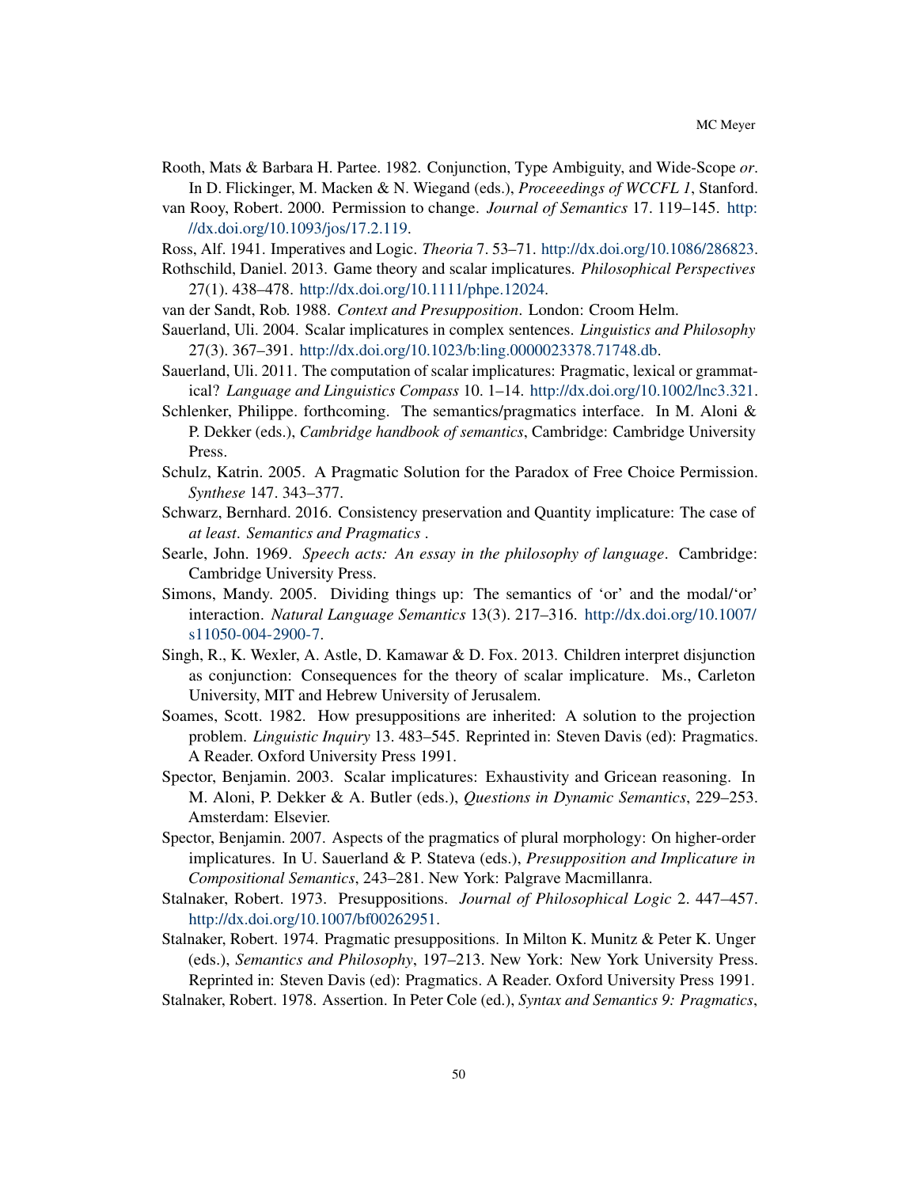Rooth, Mats & Barbara H. Partee. 1982. Conjunction, Type Ambiguity, and Wide-Scope *or*. In D. Flickinger, M. Macken & N. Wiegand (eds.), *Proceeedings of WCCFL 1*, Stanford.

van Rooy, Robert. 2000. Permission to change. *Journal of Semantics* 17. 119–145. http://dx.doi.org/10.1093/jos/17.2.119.

Ross, Alf. 1941. Imperatives and Logic. *Theoria* 7. 53–71. http://dx.doi.org/10.1086/286823.

Rothschild, Daniel. 2013. Game theory and scalar implicatures. *Philosophical Perspectives* 27(1). 438–478. http://dx.doi.org/10.1111/phpe.12024.

van der Sandt, Rob. 1988. *Context and Presupposition*. London: Croom Helm.

Sauerland, Uli. 2004. Scalar implicatures in complex sentences. *Linguistics and Philosophy* 27(3). 367–391. http://dx.doi.org/10.1023/b:ling.0000023378.71748.db.

Sauerland, Uli. 2011. The computation of scalar implicatures: Pragmatic, lexical or grammatical? *Language and Linguistics Compass* 10. 1–14. http://dx.doi.org/10.1002/lnc3.321.

Schlenker, Philippe. forthcoming. The semantics/pragmatics interface. In M. Aloni & P. Dekker (eds.), *Cambridge handbook of semantics*, Cambridge: Cambridge University Press.

Schulz, Katrin. 2005. A Pragmatic Solution for the Paradox of Free Choice Permission. *Synthese* 147. 343–377.

Schwarz, Bernhard. 2016. Consistency preservation and Quantity implicature: The case of *at least*. *Semantics and Pragmatics* .

Searle, John. 1969. *Speech acts: An essay in the philosophy of language*. Cambridge: Cambridge University Press.

Simons, Mandy. 2005. Dividing things up: The semantics of 'or' and the modal/'or' interaction. *Natural Language Semantics* 13(3). 217–316. http://dx.doi.org/10.1007/s11050-004-2900-7.

Singh, R., K. Wexler, A. Astle, D. Kamawar & D. Fox. 2013. Children interpret disjunction as conjunction: Consequences for the theory of scalar implicature. Ms., Carleton University, MIT and Hebrew University of Jerusalem.

Soames, Scott. 1982. How presuppositions are inherited: A solution to the projection problem. *Linguistic Inquiry* 13. 483–545. Reprinted in: Steven Davis (ed): Pragmatics. A Reader. Oxford University Press 1991.

Spector, Benjamin. 2003. Scalar implicatures: Exhaustivity and Gricean reasoning. In M. Aloni, P. Dekker & A. Butler (eds.), *Questions in Dynamic Semantics*, 229–253. Amsterdam: Elsevier.

Spector, Benjamin. 2007. Aspects of the pragmatics of plural morphology: On higher-order implicatures. In U. Sauerland & P. Stateva (eds.), *Presupposition and Implicature in Compositional Semantics*, 243–281. New York: Palgrave Macmillanra.

Stalnaker, Robert. 1973. Presuppositions. *Journal of Philosophical Logic* 2. 447–457. http://dx.doi.org/10.1007/bf00262951.

Stalnaker, Robert. 1974. Pragmatic presuppositions. In Milton K. Munitz & Peter K. Unger (eds.), *Semantics and Philosophy*, 197–213. New York: New York University Press. Reprinted in: Steven Davis (ed): Pragmatics. A Reader. Oxford University Press 1991.

Stalnaker, Robert. 1978. Assertion. In Peter Cole (ed.), *Syntax and Semantics 9: Pragmatics*,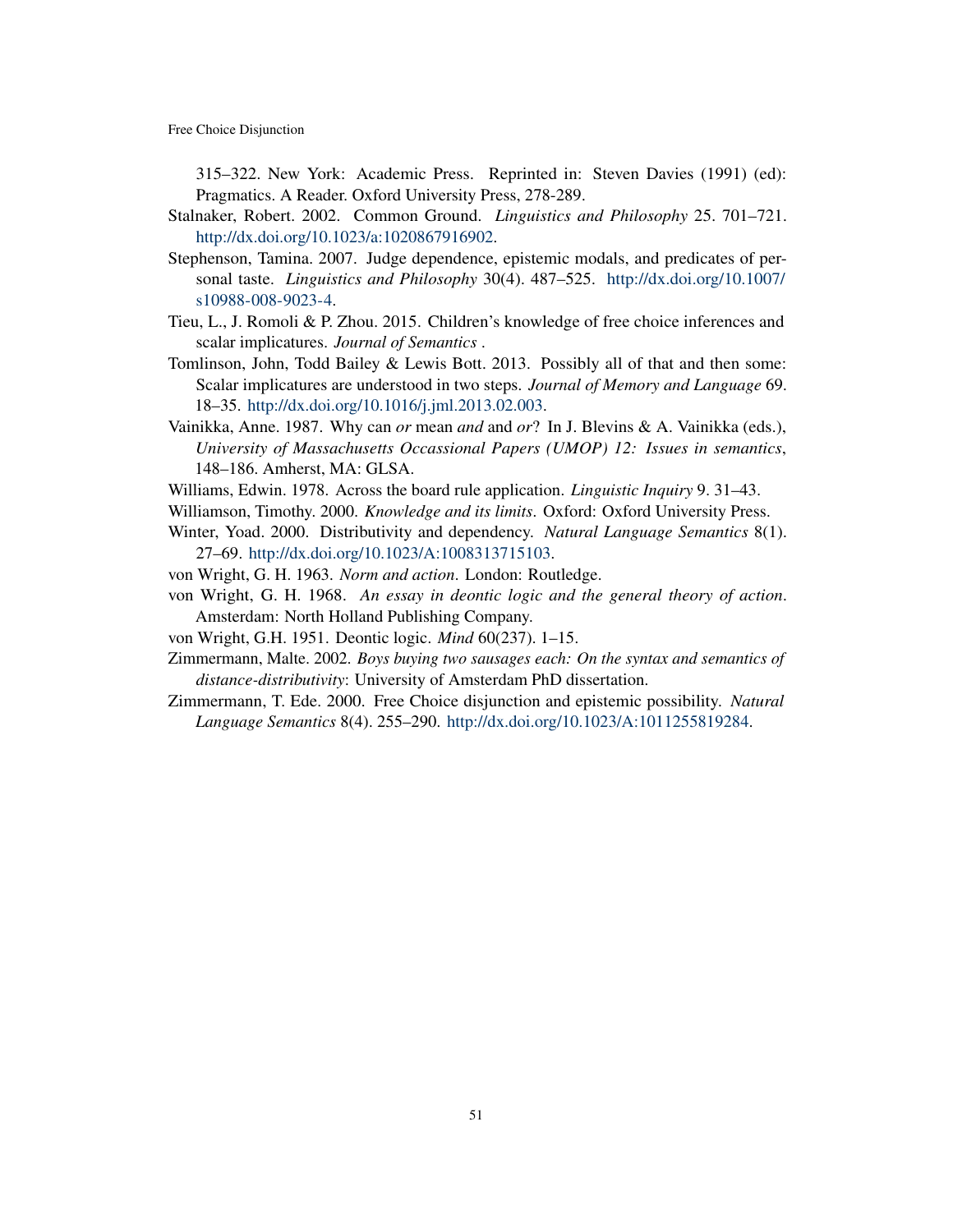315–322. New York: Academic Press. Reprinted in: Steven Davies (1991) (ed): Pragmatics. A Reader. Oxford University Press, 278-289.

Stalnaker, Robert. 2002. Common Ground. *Linguistics and Philosophy* 25. 701–721. http://dx.doi.org/10.1023/a:1020867916902.

Stephenson, Tamina. 2007. Judge dependence, epistemic modals, and predicates of personal taste. *Linguistics and Philosophy* 30(4). 487–525. http://dx.doi.org/10.1007/s10988-008-9023-4.

Tieu, L., J. Romoli & P. Zhou. 2015. Children's knowledge of free choice inferences and scalar implicatures. *Journal of Semantics* .

Tomlinson, John, Todd Bailey & Lewis Bott. 2013. Possibly all of that and then some: Scalar implicatures are understood in two steps. *Journal of Memory and Language* 69. 18–35. http://dx.doi.org/10.1016/j.jml.2013.02.003.

Vainikka, Anne. 1987. Why can *or* mean *and* and *or*? In J. Blevins & A. Vainikka (eds.), *University of Massachusetts Occassional Papers (UMOP) 12: Issues in semantics*, 148–186. Amherst, MA: GLSA.

Williams, Edwin. 1978. Across the board rule application. *Linguistic Inquiry* 9. 31–43.

Williamson, Timothy. 2000. *Knowledge and its limits*. Oxford: Oxford University Press.

Winter, Yoad. 2000. Distributivity and dependency. *Natural Language Semantics* 8(1). 27–69. http://dx.doi.org/10.1023/A:1008313715103.

von Wright, G. H. 1963. *Norm and action*. London: Routledge.

von Wright, G. H. 1968. *An essay in deontic logic and the general theory of action*. Amsterdam: North Holland Publishing Company.

von Wright, G.H. 1951. Deontic logic. *Mind* 60(237). 1–15.

Zimmermann, Malte. 2002. *Boys buying two sausages each: On the syntax and semantics of distance-distributivity*: University of Amsterdam PhD dissertation.

Zimmermann, T. Ede. 2000. Free Choice disjunction and epistemic possibility. *Natural Language Semantics* 8(4). 255–290. http://dx.doi.org/10.1023/A:1011255819284.